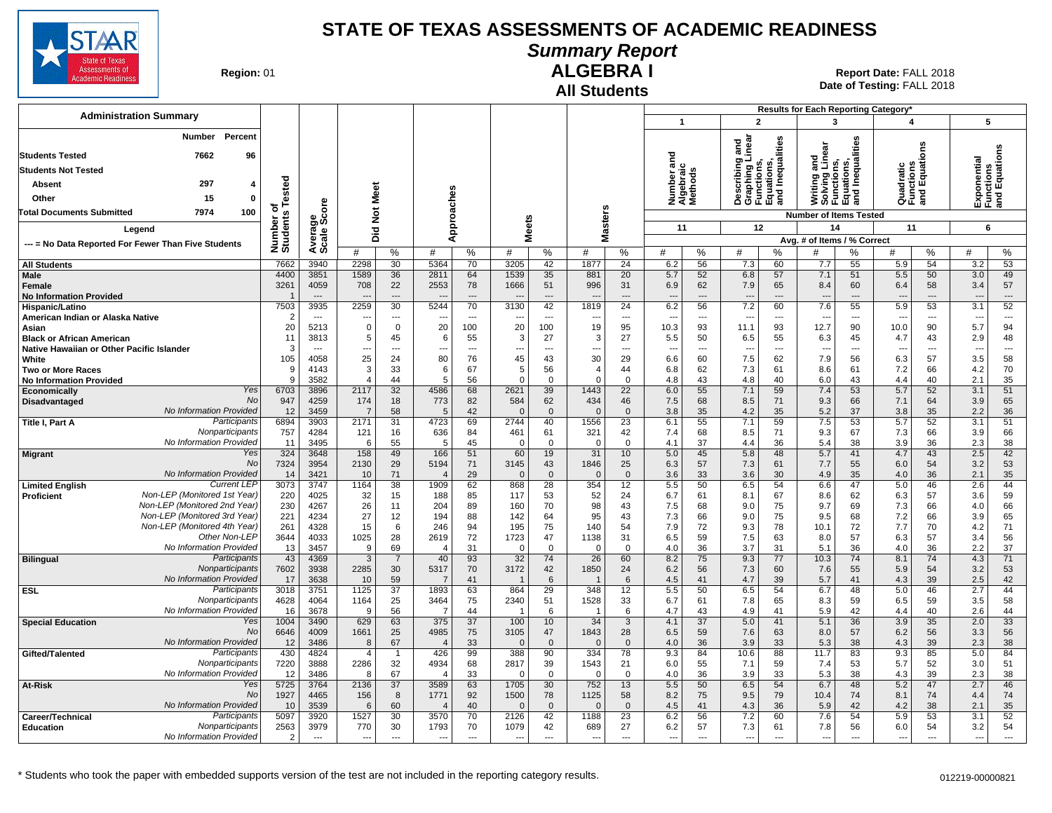# STATE OF TEXAS ASSESSMENTS OF ACADEMIC READINESS

## Summary Report

## ALGEBRA I

### All Students

**Region:** 01

**Report Date:** FALL 2018
**Date of Testing:** FALL 2018

### Administration Summary

| | Number | Percent |
|---|---|---|
| **Students Tested** | 7662 | 96 |
| **Students Not Tested** | | |
| Absent | 297 | 4 |
| Other | 15 | 0 |
| **Total Documents Submitted** | 7974 | 100 |

**Legend**

--- = No Data Reported For Fewer Than Five Students

Results for Each Reporting Category*: 1 = Number and Algebraic Methods (11 items); 2 = Describing and Graphing Linear Functions, Equations, and Inequalities (12 items); 3 = Writing and Solving Linear Functions, Equations, and Inequalities (14 items); 4 = Quadratic Functions and Equations (11 items); 5 = Exponential Functions and Equations (6 items). Values are Avg. # of Items / % Correct.

| Group | | Number of Students Tested | Average Scale Score | Did Not Meet # | Did Not Meet % | Approaches # | Approaches % | Meets # | Meets % | Masters # | Masters % | Cat 1 # | Cat 1 % | Cat 2 # | Cat 2 % | Cat 3 # | Cat 3 % | Cat 4 # | Cat 4 % | Cat 5 # | Cat 5 % |
|---|---|---|---|---|---|---|---|---|---|---|---|---|---|---|---|---|---|---|---|---|---|
| **All Students** | | 7662 | 3940 | 2298 | 30 | 5364 | 70 | 3205 | 42 | 1877 | 24 | 6.2 | 56 | 7.3 | 60 | 7.7 | 55 | 5.9 | 54 | 3.2 | 53 |
| **Male** | | 4400 | 3851 | 1589 | 36 | 2811 | 64 | 1539 | 35 | 881 | 20 | 5.7 | 52 | 6.8 | 57 | 7.1 | 51 | 5.5 | 50 | 3.0 | 49 |
| **Female** | | 3261 | 4059 | 708 | 22 | 2553 | 78 | 1666 | 51 | 996 | 31 | 6.9 | 62 | 7.9 | 65 | 8.4 | 60 | 6.4 | 58 | 3.4 | 57 |
| **No Information Provided** | | 1 | --- | --- | --- | --- | --- | --- | --- | --- | --- | --- | --- | --- | --- | --- | --- | --- | --- | --- | --- |
| **Hispanic/Latino** | | 7503 | 3935 | 2259 | 30 | 5244 | 70 | 3130 | 42 | 1819 | 24 | 6.2 | 56 | 7.2 | 60 | 7.6 | 55 | 5.9 | 53 | 3.1 | 52 |
| **American Indian or Alaska Native** | | 2 | --- | --- | --- | --- | --- | --- | --- | --- | --- | --- | --- | --- | --- | --- | --- | --- | --- | --- | --- |
| **Asian** | | 20 | 5213 | 0 | 0 | 20 | 100 | 20 | 100 | 19 | 95 | 10.3 | 93 | 11.1 | 93 | 12.7 | 90 | 10.0 | 90 | 5.7 | 94 |
| **Black or African American** | | 11 | 3813 | 5 | 45 | 6 | 55 | 3 | 27 | 3 | 27 | 5.5 | 50 | 6.5 | 55 | 6.3 | 45 | 4.7 | 43 | 2.9 | 48 |
| **Native Hawaiian or Other Pacific Islander** | | 3 | --- | --- | --- | --- | --- | --- | --- | --- | --- | --- | --- | --- | --- | --- | --- | --- | --- | --- | --- |
| **White** | | 105 | 4058 | 25 | 24 | 80 | 76 | 45 | 43 | 30 | 29 | 6.6 | 60 | 7.5 | 62 | 7.9 | 56 | 6.3 | 57 | 3.5 | 58 |
| **Two or More Races** | | 9 | 4143 | 3 | 33 | 6 | 67 | 5 | 56 | 4 | 44 | 6.8 | 62 | 7.3 | 61 | 8.6 | 61 | 7.2 | 66 | 4.2 | 70 |
| **No Information Provided** | | 9 | 3582 | 4 | 44 | 5 | 56 | 0 | 0 | 0 | 0 | 4.8 | 43 | 4.8 | 40 | 6.0 | 43 | 4.4 | 40 | 2.1 | 35 |
| **Economically Disadvantaged** | Yes | 6703 | 3896 | 2117 | 32 | 4586 | 68 | 2621 | 39 | 1443 | 22 | 6.0 | 55 | 7.1 | 59 | 7.4 | 53 | 5.7 | 52 | 3.1 | 51 |
| | No | 947 | 4259 | 174 | 18 | 773 | 82 | 584 | 62 | 434 | 46 | 7.5 | 68 | 8.5 | 71 | 9.3 | 66 | 7.1 | 64 | 3.9 | 65 |
| | No Information Provided | 12 | 3459 | 7 | 58 | 5 | 42 | 0 | 0 | 0 | 0 | 3.8 | 35 | 4.2 | 35 | 5.2 | 37 | 3.8 | 35 | 2.2 | 36 |
| **Title I, Part A** | Participants | 6894 | 3903 | 2171 | 31 | 4723 | 69 | 2744 | 40 | 1556 | 23 | 6.1 | 55 | 7.1 | 59 | 7.5 | 53 | 5.7 | 52 | 3.1 | 51 |
| | Nonparticipants | 757 | 4284 | 121 | 16 | 636 | 84 | 461 | 61 | 321 | 42 | 7.4 | 68 | 8.5 | 71 | 9.3 | 67 | 7.3 | 66 | 3.9 | 66 |
| | No Information Provided | 11 | 3495 | 6 | 55 | 5 | 45 | 0 | 0 | 0 | 0 | 4.1 | 37 | 4.4 | 36 | 5.4 | 38 | 3.9 | 36 | 2.3 | 38 |
| **Migrant** | Yes | 324 | 3648 | 158 | 49 | 166 | 51 | 60 | 19 | 31 | 10 | 5.0 | 45 | 5.8 | 48 | 5.7 | 41 | 4.7 | 43 | 2.5 | 42 |
| | No | 7324 | 3954 | 2130 | 29 | 5194 | 71 | 3145 | 43 | 1846 | 25 | 6.3 | 57 | 7.3 | 61 | 7.7 | 55 | 6.0 | 54 | 3.2 | 53 |
| | No Information Provided | 14 | 3421 | 10 | 71 | 4 | 29 | 0 | 0 | 0 | 0 | 3.6 | 33 | 3.6 | 30 | 4.9 | 35 | 4.0 | 36 | 2.1 | 35 |
| **Limited English Proficient** | Current LEP | 3073 | 3747 | 1164 | 38 | 1909 | 62 | 868 | 28 | 354 | 12 | 5.5 | 50 | 6.5 | 54 | 6.6 | 47 | 5.0 | 46 | 2.6 | 44 |
| | Non-LEP (Monitored 1st Year) | 220 | 4025 | 32 | 15 | 188 | 85 | 117 | 53 | 52 | 24 | 6.7 | 61 | 8.1 | 67 | 8.6 | 62 | 6.3 | 57 | 3.6 | 59 |
| | Non-LEP (Monitored 2nd Year) | 230 | 4267 | 26 | 11 | 204 | 89 | 160 | 70 | 98 | 43 | 7.5 | 68 | 9.0 | 75 | 9.7 | 69 | 7.3 | 66 | 4.0 | 66 |
| | Non-LEP (Monitored 3rd Year) | 221 | 4234 | 27 | 12 | 194 | 88 | 142 | 64 | 95 | 43 | 7.3 | 66 | 9.0 | 75 | 9.5 | 68 | 7.2 | 66 | 3.9 | 65 |
| | Non-LEP (Monitored 4th Year) | 261 | 4328 | 15 | 6 | 246 | 94 | 195 | 75 | 140 | 54 | 7.9 | 72 | 9.3 | 78 | 10.1 | 72 | 7.7 | 70 | 4.2 | 71 |
| | Other Non-LEP | 3644 | 4033 | 1025 | 28 | 2619 | 72 | 1723 | 47 | 1138 | 31 | 6.5 | 59 | 7.5 | 63 | 8.0 | 57 | 6.3 | 57 | 3.4 | 56 |
| | No Information Provided | 13 | 3457 | 9 | 69 | 4 | 31 | 0 | 0 | 0 | 0 | 4.0 | 36 | 3.7 | 31 | 5.1 | 36 | 4.0 | 36 | 2.2 | 37 |
| **Bilingual** | Participants | 43 | 4369 | 3 | 7 | 40 | 93 | 32 | 74 | 26 | 60 | 8.2 | 75 | 9.3 | 77 | 10.3 | 74 | 8.1 | 74 | 4.3 | 71 |
| | Nonparticipants | 7602 | 3938 | 2285 | 30 | 5317 | 70 | 3172 | 42 | 1850 | 24 | 6.2 | 56 | 7.3 | 60 | 7.6 | 55 | 5.9 | 54 | 3.2 | 53 |
| | No Information Provided | 17 | 3638 | 10 | 59 | 7 | 41 | 1 | 6 | 1 | 6 | 4.5 | 41 | 4.7 | 39 | 5.7 | 41 | 4.3 | 39 | 2.5 | 42 |
| **ESL** | Participants | 3018 | 3751 | 1125 | 37 | 1893 | 63 | 864 | 29 | 348 | 12 | 5.5 | 50 | 6.5 | 54 | 6.7 | 48 | 5.0 | 46 | 2.7 | 44 |
| | Nonparticipants | 4628 | 4064 | 1164 | 25 | 3464 | 75 | 2340 | 51 | 1528 | 33 | 6.7 | 61 | 7.8 | 65 | 8.3 | 59 | 6.5 | 59 | 3.5 | 58 |
| | No Information Provided | 16 | 3678 | 9 | 56 | 7 | 44 | 1 | 6 | 1 | 6 | 4.7 | 43 | 4.9 | 41 | 5.9 | 42 | 4.4 | 40 | 2.6 | 44 |
| **Special Education** | Yes | 1004 | 3490 | 629 | 63 | 375 | 37 | 100 | 10 | 34 | 3 | 4.1 | 37 | 5.0 | 41 | 5.1 | 36 | 3.9 | 35 | 2.0 | 33 |
| | No | 6646 | 4009 | 1661 | 25 | 4985 | 75 | 3105 | 47 | 1843 | 28 | 6.5 | 59 | 7.6 | 63 | 8.0 | 57 | 6.2 | 56 | 3.3 | 56 |
| | No Information Provided | 12 | 3486 | 8 | 67 | 4 | 33 | 0 | 0 | 0 | 0 | 4.0 | 36 | 3.9 | 33 | 5.3 | 38 | 4.3 | 39 | 2.3 | 38 |
| **Gifted/Talented** | Participants | 430 | 4824 | 4 | 1 | 426 | 99 | 388 | 90 | 334 | 78 | 9.3 | 84 | 10.6 | 88 | 11.7 | 83 | 9.3 | 85 | 5.0 | 84 |
| | Nonparticipants | 7220 | 3888 | 2286 | 32 | 4934 | 68 | 2817 | 39 | 1543 | 21 | 6.0 | 55 | 7.1 | 59 | 7.4 | 53 | 5.7 | 52 | 3.0 | 51 |
| | No Information Provided | 12 | 3486 | 8 | 67 | 4 | 33 | 0 | 0 | 0 | 0 | 4.0 | 36 | 3.9 | 33 | 5.3 | 38 | 4.3 | 39 | 2.3 | 38 |
| **At-Risk** | Yes | 5725 | 3764 | 2136 | 37 | 3589 | 63 | 1705 | 30 | 752 | 13 | 5.5 | 50 | 6.5 | 54 | 6.7 | 48 | 5.2 | 47 | 2.7 | 46 |
| | No | 1927 | 4465 | 156 | 8 | 1771 | 92 | 1500 | 78 | 1125 | 58 | 8.2 | 75 | 9.5 | 79 | 10.4 | 74 | 8.1 | 74 | 4.4 | 74 |
| | No Information Provided | 10 | 3539 | 6 | 60 | 4 | 40 | 0 | 0 | 0 | 0 | 4.5 | 41 | 4.3 | 36 | 5.9 | 42 | 4.2 | 38 | 2.1 | 35 |
| **Career/Technical Education** | Participants | 5097 | 3920 | 1527 | 30 | 3570 | 70 | 2126 | 42 | 1188 | 23 | 6.2 | 56 | 7.2 | 60 | 7.6 | 54 | 5.9 | 53 | 3.1 | 52 |
| | Nonparticipants | 2563 | 3979 | 770 | 30 | 1793 | 70 | 1079 | 42 | 689 | 27 | 6.2 | 57 | 7.3 | 61 | 7.8 | 56 | 6.0 | 54 | 3.2 | 54 |
| | No Information Provided | 2 | --- | --- | --- | --- | --- | --- | --- | --- | --- | --- | --- | --- | --- | --- | --- | --- | --- | --- | --- |

\* Students who took the paper with embedded supports version of the test are not included in the reporting category results.

012219-00000821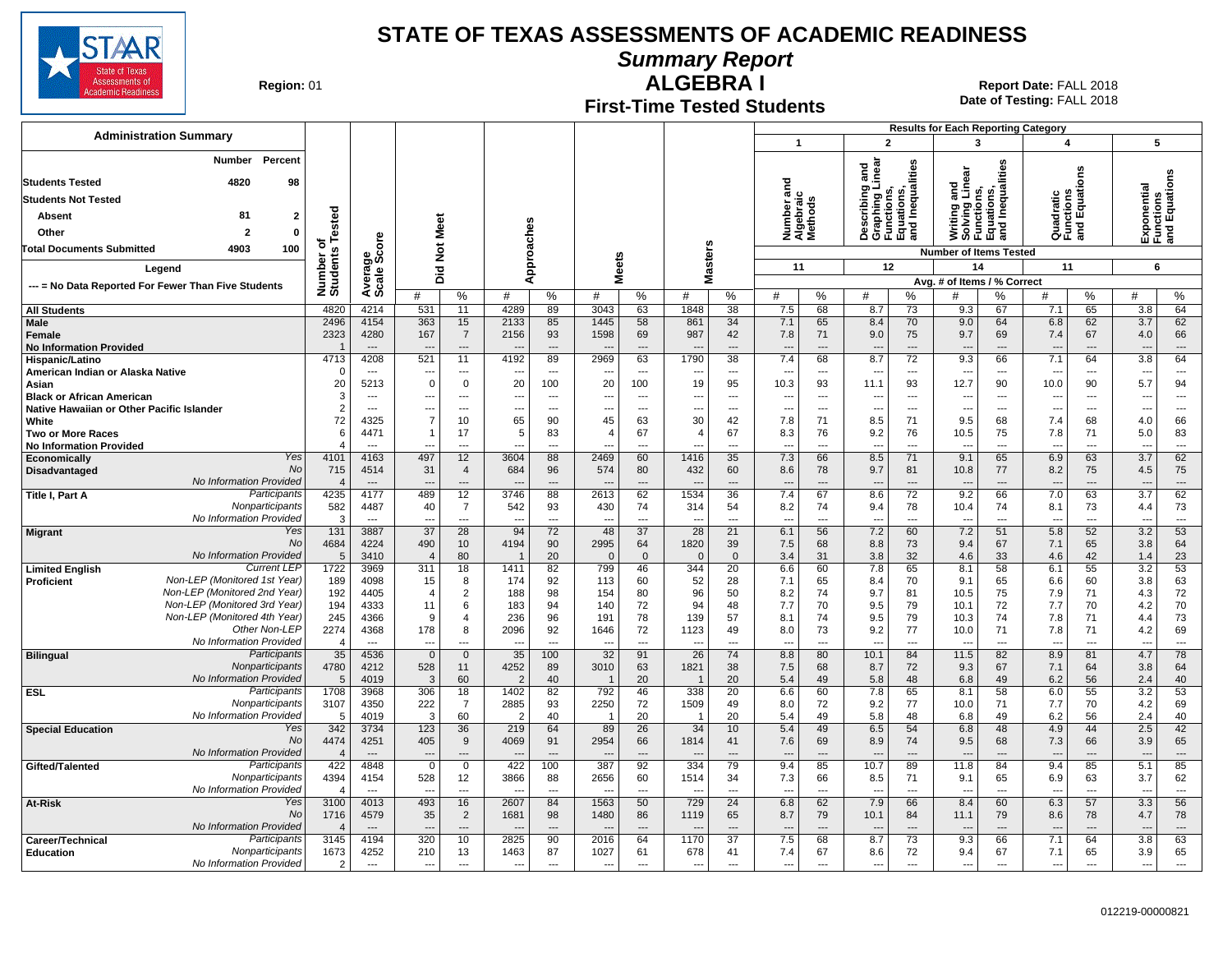# STATE OF TEXAS ASSESSMENTS OF ACADEMIC READINESS

## Summary Report

## ALGEBRA I

### First-Time Tested Students

**Region:** 01

**Report Date:** FALL 2018
**Date of Testing:** FALL 2018

**Administration Summary**

| | Number | Percent |
|---|---|---|
| Students Tested | 4820 | 98 |
| Students Not Tested | | |
| Absent | 81 | 2 |
| Other | 2 | 0 |
| Total Documents Submitted | 4903 | 100 |

**Legend**

--- = No Data Reported For Fewer Than Five Students

**Results for Each Reporting Category**

1. Number and Algebraic Methods — Number of Items Tested: 11
2. Describing and Graphing Linear Functions, Equations, and Inequalities — Number of Items Tested: 12
3. Writing and Solving Linear Functions, Equations, and Inequalities — Number of Items Tested: 14
4. Quadratic Functions and Equations — Number of Items Tested: 11
5. Exponential Functions and Equations — Number of Items Tested: 6

Avg. # of Items / % Correct

| Group | | Number of Students Tested | Average Scale Score | Did Not Meet # | Did Not Meet % | Approaches # | Approaches % | Meets # | Meets % | Masters # | Masters % | Cat 1 # | Cat 1 % | Cat 2 # | Cat 2 % | Cat 3 # | Cat 3 % | Cat 4 # | Cat 4 % | Cat 5 # | Cat 5 % |
|---|---|---|---|---|---|---|---|---|---|---|---|---|---|---|---|---|---|---|---|---|---|
| All Students | | 4820 | 4214 | 531 | 11 | 4289 | 89 | 3043 | 63 | 1848 | 38 | 7.5 | 68 | 8.7 | 73 | 9.3 | 67 | 7.1 | 65 | 3.8 | 64 |
| Male | | 2496 | 4154 | 363 | 15 | 2133 | 85 | 1445 | 58 | 861 | 34 | 7.1 | 65 | 8.4 | 70 | 9.0 | 64 | 6.8 | 62 | 3.7 | 62 |
| Female | | 2323 | 4280 | 167 | 7 | 2156 | 93 | 1598 | 69 | 987 | 42 | 7.8 | 71 | 9.0 | 75 | 9.7 | 69 | 7.4 | 67 | 4.0 | 66 |
| No Information Provided | | 1 | --- | --- | --- | --- | --- | --- | --- | --- | --- | --- | --- | --- | --- | --- | --- | --- | --- | --- | --- |
| Hispanic/Latino | | 4713 | 4208 | 521 | 11 | 4192 | 89 | 2969 | 63 | 1790 | 38 | 7.4 | 68 | 8.7 | 72 | 9.3 | 66 | 7.1 | 64 | 3.8 | 64 |
| American Indian or Alaska Native | | 0 | --- | --- | --- | --- | --- | --- | --- | --- | --- | --- | --- | --- | --- | --- | --- | --- | --- | --- | --- |
| Asian | | 20 | 5213 | 0 | 0 | 20 | 100 | 20 | 100 | 19 | 95 | 10.3 | 93 | 11.1 | 93 | 12.7 | 90 | 10.0 | 90 | 5.7 | 94 |
| Black or African American | | 3 | --- | --- | --- | --- | --- | --- | --- | --- | --- | --- | --- | --- | --- | --- | --- | --- | --- | --- | --- |
| Native Hawaiian or Other Pacific Islander | | 2 | --- | --- | --- | --- | --- | --- | --- | --- | --- | --- | --- | --- | --- | --- | --- | --- | --- | --- | --- |
| White | | 72 | 4325 | 7 | 10 | 65 | 90 | 45 | 63 | 30 | 42 | 7.8 | 71 | 8.5 | 71 | 9.5 | 68 | 7.4 | 68 | 4.0 | 66 |
| Two or More Races | | 6 | 4471 | 1 | 17 | 5 | 83 | 4 | 67 | 4 | 67 | 8.3 | 76 | 9.2 | 76 | 10.5 | 75 | 7.8 | 71 | 5.0 | 83 |
| No Information Provided | | 4 | --- | --- | --- | --- | --- | --- | --- | --- | --- | --- | --- | --- | --- | --- | --- | --- | --- | --- | --- |
| Economically Disadvantaged | Yes | 4101 | 4163 | 497 | 12 | 3604 | 88 | 2469 | 60 | 1416 | 35 | 7.3 | 66 | 8.5 | 71 | 9.1 | 65 | 6.9 | 63 | 3.7 | 62 |
| | No | 715 | 4514 | 31 | 4 | 684 | 96 | 574 | 80 | 432 | 60 | 8.6 | 78 | 9.7 | 81 | 10.8 | 77 | 8.2 | 75 | 4.5 | 75 |
| | No Information Provided | 4 | --- | --- | --- | --- | --- | --- | --- | --- | --- | --- | --- | --- | --- | --- | --- | --- | --- | --- | --- |
| Title I, Part A | Participants | 4235 | 4177 | 489 | 12 | 3746 | 88 | 2613 | 62 | 1534 | 36 | 7.4 | 67 | 8.6 | 72 | 9.2 | 66 | 7.0 | 63 | 3.7 | 62 |
| | Nonparticipants | 582 | 4487 | 40 | 7 | 542 | 93 | 430 | 74 | 314 | 54 | 8.2 | 74 | 9.4 | 78 | 10.4 | 74 | 8.1 | 73 | 4.4 | 73 |
| | No Information Provided | 3 | --- | --- | --- | --- | --- | --- | --- | --- | --- | --- | --- | --- | --- | --- | --- | --- | --- | --- | --- |
| Migrant | Yes | 131 | 3887 | 37 | 28 | 94 | 72 | 48 | 37 | 28 | 21 | 6.1 | 56 | 7.2 | 60 | 7.2 | 51 | 5.8 | 52 | 3.2 | 53 |
| | No | 4684 | 4224 | 490 | 10 | 4194 | 90 | 2995 | 64 | 1820 | 39 | 7.5 | 68 | 8.8 | 73 | 9.4 | 67 | 7.1 | 65 | 3.8 | 64 |
| | No Information Provided | 5 | 3410 | 4 | 80 | 1 | 20 | 0 | 0 | 0 | 0 | 3.4 | 31 | 3.8 | 32 | 4.6 | 33 | 4.6 | 42 | 1.4 | 23 |
| Limited English Proficient | Current LEP | 1722 | 3969 | 311 | 18 | 1411 | 82 | 799 | 46 | 344 | 20 | 6.6 | 60 | 7.8 | 65 | 8.1 | 58 | 6.1 | 55 | 3.2 | 53 |
| | Non-LEP (Monitored 1st Year) | 189 | 4098 | 15 | 8 | 174 | 92 | 113 | 60 | 52 | 28 | 7.1 | 65 | 8.4 | 70 | 9.1 | 65 | 6.6 | 60 | 3.8 | 63 |
| | Non-LEP (Monitored 2nd Year) | 192 | 4405 | 4 | 2 | 188 | 98 | 154 | 80 | 96 | 50 | 8.2 | 74 | 9.7 | 81 | 10.5 | 75 | 7.9 | 71 | 4.3 | 72 |
| | Non-LEP (Monitored 3rd Year) | 194 | 4333 | 11 | 6 | 183 | 94 | 140 | 72 | 94 | 48 | 7.7 | 70 | 9.5 | 79 | 10.1 | 72 | 7.7 | 70 | 4.2 | 70 |
| | Non-LEP (Monitored 4th Year) | 245 | 4366 | 9 | 4 | 236 | 96 | 191 | 78 | 139 | 57 | 8.1 | 74 | 9.5 | 79 | 10.3 | 74 | 7.8 | 71 | 4.4 | 73 |
| | Other Non-LEP | 2274 | 4368 | 178 | 8 | 2096 | 92 | 1646 | 72 | 1123 | 49 | 8.0 | 73 | 9.2 | 77 | 10.0 | 71 | 7.8 | 71 | 4.2 | 69 |
| | No Information Provided | 4 | --- | --- | --- | --- | --- | --- | --- | --- | --- | --- | --- | --- | --- | --- | --- | --- | --- | --- | --- |
| Bilingual | Participants | 35 | 4536 | 0 | 0 | 35 | 100 | 32 | 91 | 26 | 74 | 8.8 | 80 | 10.1 | 84 | 11.5 | 82 | 8.9 | 81 | 4.7 | 78 |
| | Nonparticipants | 4780 | 4212 | 528 | 11 | 4252 | 89 | 3010 | 63 | 1821 | 38 | 7.5 | 68 | 8.7 | 72 | 9.3 | 67 | 7.1 | 64 | 3.8 | 64 |
| | No Information Provided | 5 | 4019 | 3 | 60 | 2 | 40 | 1 | 20 | 1 | 20 | 5.4 | 49 | 5.8 | 48 | 6.8 | 49 | 6.2 | 56 | 2.4 | 40 |
| ESL | Participants | 1708 | 3968 | 306 | 18 | 1402 | 82 | 792 | 46 | 338 | 20 | 6.6 | 60 | 7.8 | 65 | 8.1 | 58 | 6.0 | 55 | 3.2 | 53 |
| | Nonparticipants | 3107 | 4350 | 222 | 7 | 2885 | 93 | 2250 | 72 | 1509 | 49 | 8.0 | 72 | 9.2 | 77 | 10.0 | 71 | 7.7 | 70 | 4.2 | 69 |
| | No Information Provided | 5 | 4019 | 3 | 60 | 2 | 40 | 1 | 20 | 1 | 20 | 5.4 | 49 | 5.8 | 48 | 6.8 | 49 | 6.2 | 56 | 2.4 | 40 |
| Special Education | Yes | 342 | 3734 | 123 | 36 | 219 | 64 | 89 | 26 | 34 | 10 | 5.4 | 49 | 6.5 | 54 | 6.8 | 48 | 4.9 | 44 | 2.5 | 42 |
| | No | 4474 | 4251 | 405 | 9 | 4069 | 91 | 2954 | 66 | 1814 | 41 | 7.6 | 69 | 8.9 | 74 | 9.5 | 68 | 7.3 | 66 | 3.9 | 65 |
| | No Information Provided | 4 | --- | --- | --- | --- | --- | --- | --- | --- | --- | --- | --- | --- | --- | --- | --- | --- | --- | --- | --- |
| Gifted/Talented | Participants | 422 | 4848 | 0 | 0 | 422 | 100 | 387 | 92 | 334 | 79 | 9.4 | 85 | 10.7 | 89 | 11.8 | 84 | 9.4 | 85 | 5.1 | 85 |
| | Nonparticipants | 4394 | 4154 | 528 | 12 | 3866 | 88 | 2656 | 60 | 1514 | 34 | 7.3 | 66 | 8.5 | 71 | 9.1 | 65 | 6.9 | 63 | 3.7 | 62 |
| | No Information Provided | 4 | --- | --- | --- | --- | --- | --- | --- | --- | --- | --- | --- | --- | --- | --- | --- | --- | --- | --- | --- |
| At-Risk | Yes | 3100 | 4013 | 493 | 16 | 2607 | 84 | 1563 | 50 | 729 | 24 | 6.8 | 62 | 7.9 | 66 | 8.4 | 60 | 6.3 | 57 | 3.3 | 56 |
| | No | 1716 | 4579 | 35 | 2 | 1681 | 98 | 1480 | 86 | 1119 | 65 | 8.7 | 79 | 10.1 | 84 | 11.1 | 79 | 8.6 | 78 | 4.7 | 78 |
| | No Information Provided | 4 | --- | --- | --- | --- | --- | --- | --- | --- | --- | --- | --- | --- | --- | --- | --- | --- | --- | --- | --- |
| Career/Technical Education | Participants | 3145 | 4194 | 320 | 10 | 2825 | 90 | 2016 | 64 | 1170 | 37 | 7.5 | 68 | 8.7 | 73 | 9.3 | 66 | 7.1 | 64 | 3.8 | 63 |
| | Nonparticipants | 1673 | 4252 | 210 | 13 | 1463 | 87 | 1027 | 61 | 678 | 41 | 7.4 | 67 | 8.6 | 72 | 9.4 | 67 | 7.1 | 65 | 3.9 | 65 |
| | No Information Provided | 2 | --- | --- | --- | --- | --- | --- | --- | --- | --- | --- | --- | --- | --- | --- | --- | --- | --- | --- | --- |

012219-00000821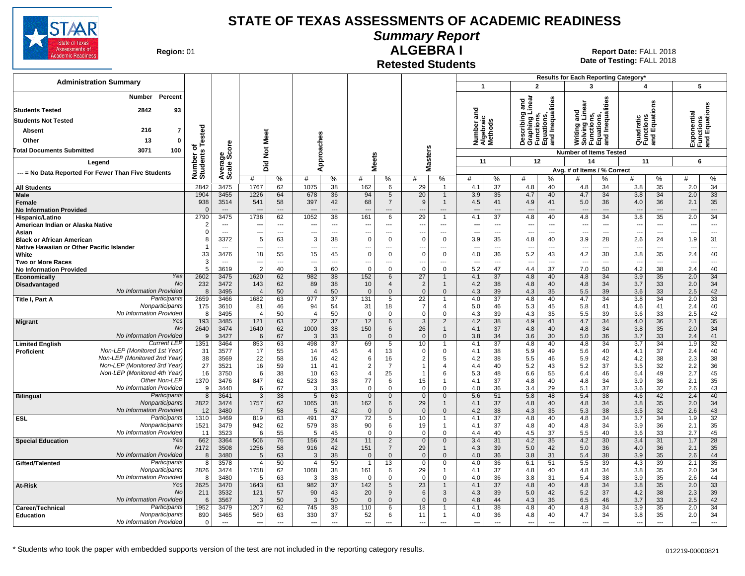# STATE OF TEXAS ASSESSMENTS OF ACADEMIC READINESS

## Summary Report

## ALGEBRA I

### Retested Students

**Region:** 01

**Report Date:** FALL 2018
**Date of Testing:** FALL 2018

**Administration Summary**

| | Number | Percent |
|---|---|---|
| Students Tested | 2842 | 93 |
| Students Not Tested | | |
| Absent | 216 | 7 |
| Other | 13 | 0 |
| Total Documents Submitted | 3071 | 100 |

Legend: --- = No Data Reported For Fewer Than Five Students

Results for Each Reporting Category*: 1 = Number and Algebraic Methods (11 items); 2 = Describing and Graphing Linear Functions, Equations, and Inequalities (12 items); 3 = Writing and Solving Linear Functions, Equations, and Inequalities (14 items); 4 = Quadratic Functions and Equations (11 items); 5 = Exponential Functions and Equations (6 items). Avg. # of Items / % Correct.

| Group | | Number of Students Tested | Average Scale Score | Did Not Meet # | Did Not Meet % | Approaches # | Approaches % | Meets # | Meets % | Masters # | Masters % | 1 # | 1 % | 2 # | 2 % | 3 # | 3 % | 4 # | 4 % | 5 # | 5 % |
|---|---|---|---|---|---|---|---|---|---|---|---|---|---|---|---|---|---|---|---|---|---|
| All Students | | 2842 | 3475 | 1767 | 62 | 1075 | 38 | 162 | 6 | 29 | 1 | 4.1 | 37 | 4.8 | 40 | 4.8 | 34 | 3.8 | 35 | 2.0 | 34 |
| Male | | 1904 | 3455 | 1226 | 64 | 678 | 36 | 94 | 5 | 20 | 1 | 3.9 | 35 | 4.7 | 40 | 4.7 | 34 | 3.8 | 34 | 2.0 | 33 |
| Female | | 938 | 3514 | 541 | 58 | 397 | 42 | 68 | 7 | 9 | 1 | 4.5 | 41 | 4.9 | 41 | 5.0 | 36 | 4.0 | 36 | 2.1 | 35 |
| No Information Provided | | 0 | --- | --- | --- | --- | --- | --- | --- | --- | --- | --- | --- | --- | --- | --- | --- | --- | --- | --- | --- |
| Hispanic/Latino | | 2790 | 3475 | 1738 | 62 | 1052 | 38 | 161 | 6 | 29 | 1 | 4.1 | 37 | 4.8 | 40 | 4.8 | 34 | 3.8 | 35 | 2.0 | 34 |
| American Indian or Alaska Native | | 2 | --- | --- | --- | --- | --- | --- | --- | --- | --- | --- | --- | --- | --- | --- | --- | --- | --- | --- | --- |
| Asian | | 0 | --- | --- | --- | --- | --- | --- | --- | --- | --- | --- | --- | --- | --- | --- | --- | --- | --- | --- | --- |
| Black or African American | | 8 | 3372 | 5 | 63 | 3 | 38 | 0 | 0 | 0 | 0 | 3.9 | 35 | 4.8 | 40 | 3.9 | 28 | 2.6 | 24 | 1.9 | 31 |
| Native Hawaiian or Other Pacific Islander | | 1 | --- | --- | --- | --- | --- | --- | --- | --- | --- | --- | --- | --- | --- | --- | --- | --- | --- | --- | --- |
| White | | 33 | 3476 | 18 | 55 | 15 | 45 | 0 | 0 | 0 | 0 | 4.0 | 36 | 5.2 | 43 | 4.2 | 30 | 3.8 | 35 | 2.4 | 40 |
| Two or More Races | | 3 | --- | --- | --- | --- | --- | --- | --- | --- | --- | --- | --- | --- | --- | --- | --- | --- | --- | --- | --- |
| No Information Provided | | 5 | 3619 | 2 | 40 | 3 | 60 | 0 | 0 | 0 | 0 | 5.2 | 47 | 4.4 | 37 | 7.0 | 50 | 4.2 | 38 | 2.4 | 40 |
| Economically Disadvantaged | Yes | 2602 | 3475 | 1620 | 62 | 982 | 38 | 152 | 6 | 27 | 1 | 4.1 | 37 | 4.8 | 40 | 4.8 | 34 | 3.9 | 35 | 2.0 | 34 |
| | No | 232 | 3472 | 143 | 62 | 89 | 38 | 10 | 4 | 2 | 1 | 4.2 | 38 | 4.8 | 40 | 4.8 | 34 | 3.7 | 33 | 2.0 | 34 |
| | No Information Provided | 8 | 3495 | 4 | 50 | 4 | 50 | 0 | 0 | 0 | 0 | 4.3 | 39 | 4.3 | 35 | 5.5 | 39 | 3.6 | 33 | 2.5 | 42 |
| Title I, Part A | Participants | 2659 | 3466 | 1682 | 63 | 977 | 37 | 131 | 5 | 22 | 1 | 4.0 | 37 | 4.8 | 40 | 4.7 | 34 | 3.8 | 34 | 2.0 | 33 |
| | Nonparticipants | 175 | 3610 | 81 | 46 | 94 | 54 | 31 | 18 | 7 | 4 | 5.0 | 46 | 5.3 | 45 | 5.8 | 41 | 4.6 | 41 | 2.4 | 40 |
| | No Information Provided | 8 | 3495 | 4 | 50 | 4 | 50 | 0 | 0 | 0 | 0 | 4.3 | 39 | 4.3 | 35 | 5.5 | 39 | 3.6 | 33 | 2.5 | 42 |
| Migrant | Yes | 193 | 3485 | 121 | 63 | 72 | 37 | 12 | 6 | 3 | 2 | 4.2 | 38 | 4.9 | 41 | 4.7 | 34 | 4.0 | 36 | 2.1 | 35 |
| | No | 2640 | 3474 | 1640 | 62 | 1000 | 38 | 150 | 6 | 26 | 1 | 4.1 | 37 | 4.8 | 40 | 4.8 | 34 | 3.8 | 35 | 2.0 | 34 |
| | No Information Provided | 9 | 3427 | 6 | 67 | 3 | 33 | 0 | 0 | 0 | 0 | 3.8 | 34 | 3.6 | 30 | 5.0 | 36 | 3.7 | 33 | 2.4 | 41 |
| Limited English Proficient | Current LEP | 1351 | 3464 | 853 | 63 | 498 | 37 | 69 | 5 | 10 | 1 | 4.1 | 37 | 4.8 | 40 | 4.8 | 34 | 3.7 | 34 | 1.9 | 32 |
| | Non-LEP (Monitored 1st Year) | 31 | 3577 | 17 | 55 | 14 | 45 | 4 | 13 | 0 | 0 | 4.1 | 38 | 5.9 | 49 | 5.6 | 40 | 4.1 | 37 | 2.4 | 40 |
| | Non-LEP (Monitored 2nd Year) | 38 | 3569 | 22 | 58 | 16 | 42 | 6 | 16 | 2 | 5 | 4.2 | 38 | 5.5 | 46 | 5.9 | 42 | 4.2 | 38 | 2.3 | 38 |
| | Non-LEP (Monitored 3rd Year) | 27 | 3521 | 16 | 59 | 11 | 41 | 2 | 7 | 1 | 4 | 4.4 | 40 | 5.2 | 43 | 5.2 | 37 | 3.5 | 32 | 2.2 | 36 |
| | Non-LEP (Monitored 4th Year) | 16 | 3750 | 6 | 38 | 10 | 63 | 4 | 25 | 1 | 6 | 5.3 | 48 | 6.6 | 55 | 6.4 | 46 | 5.4 | 49 | 2.7 | 45 |
| | Other Non-LEP | 1370 | 3476 | 847 | 62 | 523 | 38 | 77 | 6 | 15 | 1 | 4.1 | 37 | 4.8 | 40 | 4.8 | 34 | 3.9 | 36 | 2.1 | 35 |
| | No Information Provided | 9 | 3440 | 6 | 67 | 3 | 33 | 0 | 0 | 0 | 0 | 4.0 | 36 | 3.4 | 29 | 5.1 | 37 | 3.6 | 32 | 2.6 | 43 |
| Bilingual | Participants | 8 | 3641 | 3 | 38 | 5 | 63 | 0 | 0 | 0 | 0 | 5.6 | 51 | 5.8 | 48 | 5.4 | 38 | 4.6 | 42 | 2.4 | 40 |
| | Nonparticipants | 2822 | 3474 | 1757 | 62 | 1065 | 38 | 162 | 6 | 29 | 1 | 4.1 | 37 | 4.8 | 40 | 4.8 | 34 | 3.8 | 35 | 2.0 | 34 |
| | No Information Provided | 12 | 3480 | 7 | 58 | 5 | 42 | 0 | 0 | 0 | 0 | 4.2 | 38 | 4.3 | 35 | 5.3 | 38 | 3.5 | 32 | 2.6 | 43 |
| ESL | Participants | 1310 | 3469 | 819 | 63 | 491 | 37 | 72 | 5 | 10 | 1 | 4.1 | 37 | 4.8 | 40 | 4.8 | 34 | 3.7 | 34 | 1.9 | 32 |
| | Nonparticipants | 1521 | 3479 | 942 | 62 | 579 | 38 | 90 | 6 | 19 | 1 | 4.1 | 37 | 4.8 | 40 | 4.8 | 34 | 3.9 | 36 | 2.1 | 35 |
| | No Information Provided | 11 | 3523 | 6 | 55 | 5 | 45 | 0 | 0 | 0 | 0 | 4.4 | 40 | 4.5 | 37 | 5.5 | 40 | 3.6 | 33 | 2.7 | 45 |
| Special Education | Yes | 662 | 3364 | 506 | 76 | 156 | 24 | 11 | 2 | 0 | 0 | 3.4 | 31 | 4.2 | 35 | 4.2 | 30 | 3.4 | 31 | 1.7 | 28 |
| | No | 2172 | 3508 | 1256 | 58 | 916 | 42 | 151 | 7 | 29 | 1 | 4.3 | 39 | 5.0 | 42 | 5.0 | 36 | 4.0 | 36 | 2.1 | 35 |
| | No Information Provided | 8 | 3480 | 5 | 63 | 3 | 38 | 0 | 0 | 0 | 0 | 4.0 | 36 | 3.8 | 31 | 5.4 | 38 | 3.9 | 35 | 2.6 | 44 |
| Gifted/Talented | Participants | 8 | 3578 | 4 | 50 | 4 | 50 | 1 | 13 | 0 | 0 | 4.0 | 36 | 6.1 | 51 | 5.5 | 39 | 4.3 | 39 | 2.1 | 35 |
| | Nonparticipants | 2826 | 3474 | 1758 | 62 | 1068 | 38 | 161 | 6 | 29 | 1 | 4.1 | 37 | 4.8 | 40 | 4.8 | 34 | 3.8 | 35 | 2.0 | 34 |
| | No Information Provided | 8 | 3480 | 5 | 63 | 3 | 38 | 0 | 0 | 0 | 0 | 4.0 | 36 | 3.8 | 31 | 5.4 | 38 | 3.9 | 35 | 2.6 | 44 |
| At-Risk | Yes | 2625 | 3470 | 1643 | 63 | 982 | 37 | 142 | 5 | 23 | 1 | 4.1 | 37 | 4.8 | 40 | 4.8 | 34 | 3.8 | 35 | 2.0 | 33 |
| | No | 211 | 3532 | 121 | 57 | 90 | 43 | 20 | 9 | 6 | 3 | 4.3 | 39 | 5.0 | 42 | 5.2 | 37 | 4.2 | 38 | 2.3 | 39 |
| | No Information Provided | 6 | 3567 | 3 | 50 | 3 | 50 | 0 | 0 | 0 | 0 | 4.8 | 44 | 4.3 | 36 | 6.5 | 46 | 3.7 | 33 | 2.5 | 42 |
| Career/Technical Education | Participants | 1952 | 3479 | 1207 | 62 | 745 | 38 | 110 | 6 | 18 | 1 | 4.1 | 38 | 4.8 | 40 | 4.8 | 34 | 3.9 | 35 | 2.0 | 34 |
| | Nonparticipants | 890 | 3465 | 560 | 63 | 330 | 37 | 52 | 6 | 11 | 1 | 4.0 | 36 | 4.8 | 40 | 4.7 | 34 | 3.8 | 35 | 2.0 | 34 |
| | No Information Provided | 0 | --- | --- | --- | --- | --- | --- | --- | --- | --- | --- | --- | --- | --- | --- | --- | --- | --- | --- | --- |

* Students who took the paper with embedded supports version of the test are not included in the reporting category results.

012219-00000821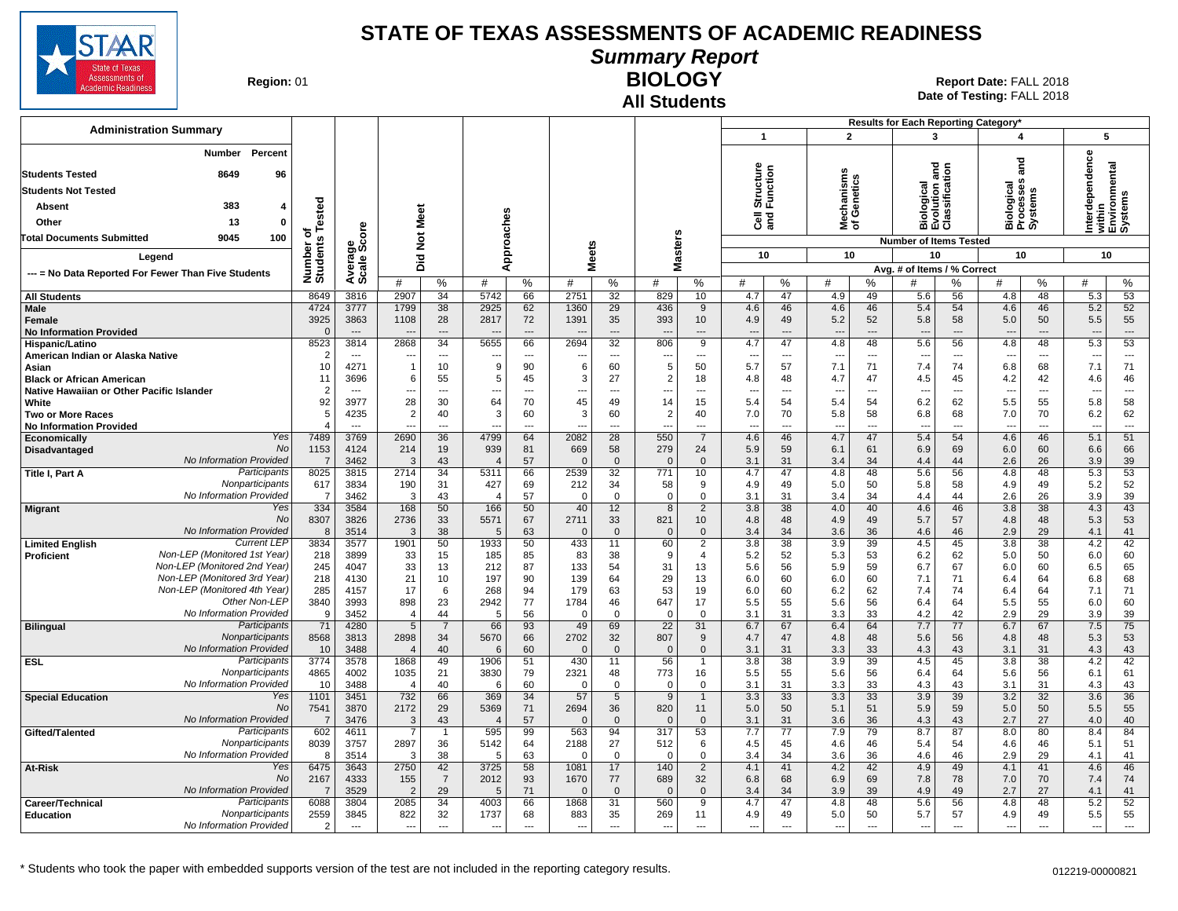# STATE OF TEXAS ASSESSMENTS OF ACADEMIC READINESS

## Summary Report

## BIOLOGY

### All Students

**Region:** 01

**Report Date:** FALL 2018
**Date of Testing:** FALL 2018

**Administration Summary**

| | Number | Percent |
|---|---|---|
| Students Tested | 8649 | 96 |
| Students Not Tested | | |
| Absent | 383 | 4 |
| Other | 13 | 0 |
| Total Documents Submitted | 9045 | 100 |

Legend: --- = No Data Reported For Fewer Than Five Students

Results for Each Reporting Category*: 1 = Cell Structure and Function; 2 = Mechanisms of Genetics; 3 = Biological Evolution and Classification; 4 = Biological Processes and Systems; 5 = Interdependence within Environmental Systems. Number of Items Tested: 10, 10, 10, 10, 10. Avg. # of Items / % Correct.

| Group | | Number of Students Tested | Average Scale Score | Did Not Meet # | Did Not Meet % | Approaches # | Approaches % | Meets # | Meets % | Masters # | Masters % | Cat 1 # | Cat 1 % | Cat 2 # | Cat 2 % | Cat 3 # | Cat 3 % | Cat 4 # | Cat 4 % | Cat 5 # | Cat 5 % |
|---|---|---|---|---|---|---|---|---|---|---|---|---|---|---|---|---|---|---|---|---|---|
| All Students | | 8649 | 3816 | 2907 | 34 | 5742 | 66 | 2751 | 32 | 829 | 10 | 4.7 | 47 | 4.9 | 49 | 5.6 | 56 | 4.8 | 48 | 5.3 | 53 |
| Male | | 4724 | 3777 | 1799 | 38 | 2925 | 62 | 1360 | 29 | 436 | 9 | 4.6 | 46 | 4.6 | 46 | 5.4 | 54 | 4.6 | 46 | 5.2 | 52 |
| Female | | 3925 | 3863 | 1108 | 28 | 2817 | 72 | 1391 | 35 | 393 | 10 | 4.9 | 49 | 5.2 | 52 | 5.8 | 58 | 5.0 | 50 | 5.5 | 55 |
| No Information Provided | | 0 | --- | --- | --- | --- | --- | --- | --- | --- | --- | --- | --- | --- | --- | --- | --- | --- | --- | --- | --- |
| Hispanic/Latino | | 8523 | 3814 | 2868 | 34 | 5655 | 66 | 2694 | 32 | 806 | 9 | 4.7 | 47 | 4.8 | 48 | 5.6 | 56 | 4.8 | 48 | 5.3 | 53 |
| American Indian or Alaska Native | | 2 | --- | --- | --- | --- | --- | --- | --- | --- | --- | --- | --- | --- | --- | --- | --- | --- | --- | --- | --- |
| Asian | | 10 | 4271 | 1 | 10 | 9 | 90 | 6 | 60 | 5 | 50 | 5.7 | 57 | 7.1 | 71 | 7.4 | 74 | 6.8 | 68 | 7.1 | 71 |
| Black or African American | | 11 | 3696 | 6 | 55 | 5 | 45 | 3 | 27 | 2 | 18 | 4.8 | 48 | 4.7 | 47 | 4.5 | 45 | 4.2 | 42 | 4.6 | 46 |
| Native Hawaiian or Other Pacific Islander | | 2 | --- | --- | --- | --- | --- | --- | --- | --- | --- | --- | --- | --- | --- | --- | --- | --- | --- | --- | --- |
| White | | 92 | 3977 | 28 | 30 | 64 | 70 | 45 | 49 | 14 | 15 | 5.4 | 54 | 5.4 | 54 | 6.2 | 62 | 5.5 | 55 | 5.8 | 58 |
| Two or More Races | | 5 | 4235 | 2 | 40 | 3 | 60 | 3 | 60 | 2 | 40 | 7.0 | 70 | 5.8 | 58 | 6.8 | 68 | 7.0 | 70 | 6.2 | 62 |
| No Information Provided | | 4 | --- | --- | --- | --- | --- | --- | --- | --- | --- | --- | --- | --- | --- | --- | --- | --- | --- | --- | --- |
| Economically Disadvantaged | Yes | 7489 | 3769 | 2690 | 36 | 4799 | 64 | 2082 | 28 | 550 | 7 | 4.6 | 46 | 4.7 | 47 | 5.4 | 54 | 4.6 | 46 | 5.1 | 51 |
| | No | 1153 | 4124 | 214 | 19 | 939 | 81 | 669 | 58 | 279 | 24 | 5.9 | 59 | 6.1 | 61 | 6.9 | 69 | 6.0 | 60 | 6.6 | 66 |
| | No Information Provided | 7 | 3462 | 3 | 43 | 4 | 57 | 0 | 0 | 0 | 0 | 3.1 | 31 | 3.4 | 34 | 4.4 | 44 | 2.6 | 26 | 3.9 | 39 |
| Title I, Part A | Participants | 8025 | 3815 | 2714 | 34 | 5311 | 66 | 2539 | 32 | 771 | 10 | 4.7 | 47 | 4.8 | 48 | 5.6 | 56 | 4.8 | 48 | 5.3 | 53 |
| | Nonparticipants | 617 | 3834 | 190 | 31 | 427 | 69 | 212 | 34 | 58 | 9 | 4.9 | 49 | 5.0 | 50 | 5.8 | 58 | 4.9 | 49 | 5.2 | 52 |
| | No Information Provided | 7 | 3462 | 3 | 43 | 4 | 57 | 0 | 0 | 0 | 0 | 3.1 | 31 | 3.4 | 34 | 4.4 | 44 | 2.6 | 26 | 3.9 | 39 |
| Migrant | Yes | 334 | 3584 | 168 | 50 | 166 | 50 | 40 | 12 | 8 | 2 | 3.8 | 38 | 4.0 | 40 | 4.6 | 46 | 3.8 | 38 | 4.3 | 43 |
| | No | 8307 | 3826 | 2736 | 33 | 5571 | 67 | 2711 | 33 | 821 | 10 | 4.8 | 48 | 4.9 | 49 | 5.7 | 57 | 4.8 | 48 | 5.3 | 53 |
| | No Information Provided | 8 | 3514 | 3 | 38 | 5 | 63 | 0 | 0 | 0 | 0 | 3.4 | 34 | 3.6 | 36 | 4.6 | 46 | 2.9 | 29 | 4.1 | 41 |
| Limited English Proficient | Current LEP | 3834 | 3577 | 1901 | 50 | 1933 | 50 | 433 | 11 | 60 | 2 | 3.8 | 38 | 3.9 | 39 | 4.5 | 45 | 3.8 | 38 | 4.2 | 42 |
| | Non-LEP (Monitored 1st Year) | 218 | 3899 | 33 | 15 | 185 | 85 | 83 | 38 | 9 | 4 | 5.2 | 52 | 5.3 | 53 | 6.2 | 62 | 5.0 | 50 | 6.0 | 60 |
| | Non-LEP (Monitored 2nd Year) | 245 | 4047 | 33 | 13 | 212 | 87 | 133 | 54 | 31 | 13 | 5.6 | 56 | 5.9 | 59 | 6.7 | 67 | 6.0 | 60 | 6.5 | 65 |
| | Non-LEP (Monitored 3rd Year) | 218 | 4130 | 21 | 10 | 197 | 90 | 139 | 64 | 29 | 13 | 6.0 | 60 | 6.0 | 60 | 7.1 | 71 | 6.4 | 64 | 6.8 | 68 |
| | Non-LEP (Monitored 4th Year) | 285 | 4157 | 17 | 6 | 268 | 94 | 179 | 63 | 53 | 19 | 6.0 | 60 | 6.2 | 62 | 7.4 | 74 | 6.4 | 64 | 7.1 | 71 |
| | Other Non-LEP | 3840 | 3993 | 898 | 23 | 2942 | 77 | 1784 | 46 | 647 | 17 | 5.5 | 55 | 5.6 | 56 | 6.4 | 64 | 5.5 | 55 | 6.0 | 60 |
| | No Information Provided | 9 | 3452 | 4 | 44 | 5 | 56 | 0 | 0 | 0 | 0 | 3.1 | 31 | 3.3 | 33 | 4.2 | 42 | 2.9 | 29 | 3.9 | 39 |
| Bilingual | Participants | 71 | 4280 | 5 | 7 | 66 | 93 | 49 | 69 | 22 | 31 | 6.7 | 67 | 6.4 | 64 | 7.7 | 77 | 6.7 | 67 | 7.5 | 75 |
| | Nonparticipants | 8568 | 3813 | 2898 | 34 | 5670 | 66 | 2702 | 32 | 807 | 9 | 4.7 | 47 | 4.8 | 48 | 5.6 | 56 | 4.8 | 48 | 5.3 | 53 |
| | No Information Provided | 10 | 3488 | 4 | 40 | 6 | 60 | 0 | 0 | 0 | 0 | 3.1 | 31 | 3.3 | 33 | 4.3 | 43 | 3.1 | 31 | 4.3 | 43 |
| ESL | Participants | 3774 | 3578 | 1868 | 49 | 1906 | 51 | 430 | 11 | 56 | 1 | 3.8 | 38 | 3.9 | 39 | 4.5 | 45 | 3.8 | 38 | 4.2 | 42 |
| | Nonparticipants | 4865 | 4002 | 1035 | 21 | 3830 | 79 | 2321 | 48 | 773 | 16 | 5.5 | 55 | 5.6 | 56 | 6.4 | 64 | 5.6 | 56 | 6.1 | 61 |
| | No Information Provided | 10 | 3488 | 4 | 40 | 6 | 60 | 0 | 0 | 0 | 0 | 3.1 | 31 | 3.3 | 33 | 4.3 | 43 | 3.1 | 31 | 4.3 | 43 |
| Special Education | Yes | 1101 | 3451 | 732 | 66 | 369 | 34 | 57 | 5 | 9 | 1 | 3.3 | 33 | 3.3 | 33 | 3.9 | 39 | 3.2 | 32 | 3.6 | 36 |
| | No | 7541 | 3870 | 2172 | 29 | 5369 | 71 | 2694 | 36 | 820 | 11 | 5.0 | 50 | 5.1 | 51 | 5.9 | 59 | 5.0 | 50 | 5.5 | 55 |
| | No Information Provided | 7 | 3476 | 3 | 43 | 4 | 57 | 0 | 0 | 0 | 0 | 3.1 | 31 | 3.6 | 36 | 4.3 | 43 | 2.7 | 27 | 4.0 | 40 |
| Gifted/Talented | Participants | 602 | 4611 | 7 | 1 | 595 | 99 | 563 | 94 | 317 | 53 | 7.7 | 77 | 7.9 | 79 | 8.7 | 87 | 8.0 | 80 | 8.4 | 84 |
| | Nonparticipants | 8039 | 3757 | 2897 | 36 | 5142 | 64 | 2188 | 27 | 512 | 6 | 4.5 | 45 | 4.6 | 46 | 5.4 | 54 | 4.6 | 46 | 5.1 | 51 |
| | No Information Provided | 8 | 3514 | 3 | 38 | 5 | 63 | 0 | 0 | 0 | 0 | 3.4 | 34 | 3.6 | 36 | 4.6 | 46 | 2.9 | 29 | 4.1 | 41 |
| At-Risk | Yes | 6475 | 3643 | 2750 | 42 | 3725 | 58 | 1081 | 17 | 140 | 2 | 4.1 | 41 | 4.2 | 42 | 4.9 | 49 | 4.1 | 41 | 4.6 | 46 |
| | No | 2167 | 4333 | 155 | 7 | 2012 | 93 | 1670 | 77 | 689 | 32 | 6.8 | 68 | 6.9 | 69 | 7.8 | 78 | 7.0 | 70 | 7.4 | 74 |
| | No Information Provided | 7 | 3529 | 2 | 29 | 5 | 71 | 0 | 0 | 0 | 0 | 3.4 | 34 | 3.9 | 39 | 4.9 | 49 | 2.7 | 27 | 4.1 | 41 |
| Career/Technical Education | Participants | 6088 | 3804 | 2085 | 34 | 4003 | 66 | 1868 | 31 | 560 | 9 | 4.7 | 47 | 4.8 | 48 | 5.6 | 56 | 4.8 | 48 | 5.2 | 52 |
| | Nonparticipants | 2559 | 3845 | 822 | 32 | 1737 | 68 | 883 | 35 | 269 | 11 | 4.9 | 49 | 5.0 | 50 | 5.7 | 57 | 4.9 | 49 | 5.5 | 55 |
| | No Information Provided | 2 | --- | --- | --- | --- | --- | --- | --- | --- | --- | --- | --- | --- | --- | --- | --- | --- | --- | --- | --- |

\* Students who took the paper with embedded supports version of the test are not included in the reporting category results.

012219-00000821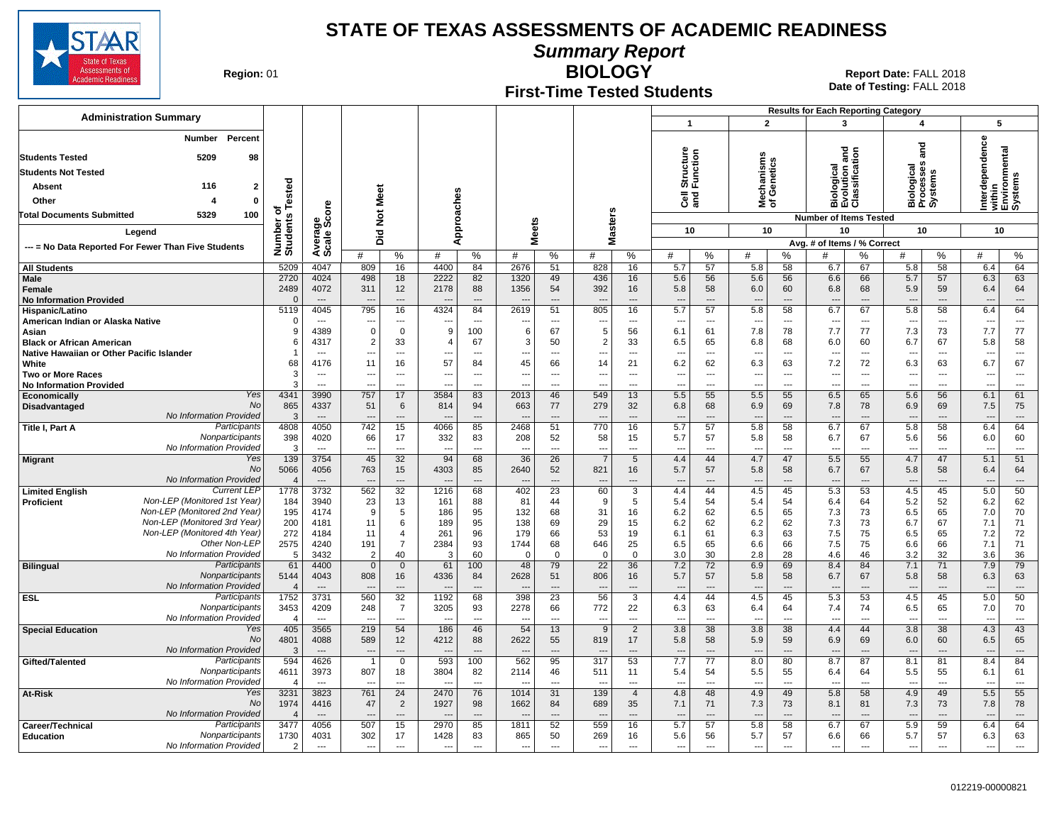# STATE OF TEXAS ASSESSMENTS OF ACADEMIC READINESS

## Summary Report

## BIOLOGY

### First-Time Tested Students

**Region:** 01

**Report Date:** FALL 2018
**Date of Testing:** FALL 2018

**Administration Summary**

| | Number | Percent |
|---|---|---|
| Students Tested | 5209 | 98 |
| Students Not Tested | | |
| Absent | 116 | 2 |
| Other | 4 | 0 |
| Total Documents Submitted | 5329 | 100 |

Legend

--- = No Data Reported For Fewer Than Five Students

Results for Each Reporting Category: 1 = Cell Structure and Function (10 items); 2 = Mechanisms of Genetics (10 items); 3 = Biological Evolution and Classification (10 items); 4 = Biological Processes and Systems (10 items); 5 = Interdependence within Environmental Systems (10 items). Avg. # of Items / % Correct.

| Group | | Number of Students Tested | Average Scale Score | Did Not Meet # | Did Not Meet % | Approaches # | Approaches % | Meets # | Meets % | Masters # | Masters % | 1 # | 1 % | 2 # | 2 % | 3 # | 3 % | 4 # | 4 % | 5 # | 5 % |
|---|---|---|---|---|---|---|---|---|---|---|---|---|---|---|---|---|---|---|---|---|---|
| All Students | | 5209 | 4047 | 809 | 16 | 4400 | 84 | 2676 | 51 | 828 | 16 | 5.7 | 57 | 5.8 | 58 | 6.7 | 67 | 5.8 | 58 | 6.4 | 64 |
| Male | | 2720 | 4024 | 498 | 18 | 2222 | 82 | 1320 | 49 | 436 | 16 | 5.6 | 56 | 5.6 | 56 | 6.6 | 66 | 5.7 | 57 | 6.3 | 63 |
| Female | | 2489 | 4072 | 311 | 12 | 2178 | 88 | 1356 | 54 | 392 | 16 | 5.8 | 58 | 6.0 | 60 | 6.8 | 68 | 5.9 | 59 | 6.4 | 64 |
| No Information Provided | | 0 | --- | --- | --- | --- | --- | --- | --- | --- | --- | --- | --- | --- | --- | --- | --- | --- | --- | --- | --- |
| Hispanic/Latino | | 5119 | 4045 | 795 | 16 | 4324 | 84 | 2619 | 51 | 805 | 16 | 5.7 | 57 | 5.8 | 58 | 6.7 | 67 | 5.8 | 58 | 6.4 | 64 |
| American Indian or Alaska Native | | 0 | --- | --- | --- | --- | --- | --- | --- | --- | --- | --- | --- | --- | --- | --- | --- | --- | --- | --- | --- |
| Asian | | 9 | 4389 | 0 | 0 | 9 | 100 | 6 | 67 | 5 | 56 | 6.1 | 61 | 7.8 | 78 | 7.7 | 77 | 7.3 | 73 | 7.7 | 77 |
| Black or African American | | 6 | 4317 | 2 | 33 | 4 | 67 | 3 | 50 | 2 | 33 | 6.5 | 65 | 6.8 | 68 | 6.0 | 60 | 6.7 | 67 | 5.8 | 58 |
| Native Hawaiian or Other Pacific Islander | | 1 | --- | --- | --- | --- | --- | --- | --- | --- | --- | --- | --- | --- | --- | --- | --- | --- | --- | --- | --- |
| White | | 68 | 4176 | 11 | 16 | 57 | 84 | 45 | 66 | 14 | 21 | 6.2 | 62 | 6.3 | 63 | 7.2 | 72 | 6.3 | 63 | 6.7 | 67 |
| Two or More Races | | 3 | --- | --- | --- | --- | --- | --- | --- | --- | --- | --- | --- | --- | --- | --- | --- | --- | --- | --- | --- |
| No Information Provided | | 3 | --- | --- | --- | --- | --- | --- | --- | --- | --- | --- | --- | --- | --- | --- | --- | --- | --- | --- | --- |
| Economically Disadvantaged | Yes | 4341 | 3990 | 757 | 17 | 3584 | 83 | 2013 | 46 | 549 | 13 | 5.5 | 55 | 5.5 | 55 | 6.5 | 65 | 5.6 | 56 | 6.1 | 61 |
| | No | 865 | 4337 | 51 | 6 | 814 | 94 | 663 | 77 | 279 | 32 | 6.8 | 68 | 6.9 | 69 | 7.8 | 78 | 6.9 | 69 | 7.5 | 75 |
| | No Information Provided | 3 | --- | --- | --- | --- | --- | --- | --- | --- | --- | --- | --- | --- | --- | --- | --- | --- | --- | --- | --- |
| Title I, Part A | Participants | 4808 | 4050 | 742 | 15 | 4066 | 85 | 2468 | 51 | 770 | 16 | 5.7 | 57 | 5.8 | 58 | 6.7 | 67 | 5.8 | 58 | 6.4 | 64 |
| | Nonparticipants | 398 | 4020 | 66 | 17 | 332 | 83 | 208 | 52 | 58 | 15 | 5.7 | 57 | 5.8 | 58 | 6.7 | 67 | 5.6 | 56 | 6.0 | 60 |
| | No Information Provided | 3 | --- | --- | --- | --- | --- | --- | --- | --- | --- | --- | --- | --- | --- | --- | --- | --- | --- | --- | --- |
| Migrant | Yes | 139 | 3754 | 45 | 32 | 94 | 68 | 36 | 26 | 7 | 5 | 4.4 | 44 | 4.7 | 47 | 5.5 | 55 | 4.7 | 47 | 5.1 | 51 |
| | No | 5066 | 4056 | 763 | 15 | 4303 | 85 | 2640 | 52 | 821 | 16 | 5.7 | 57 | 5.8 | 58 | 6.7 | 67 | 5.8 | 58 | 6.4 | 64 |
| | No Information Provided | 4 | --- | --- | --- | --- | --- | --- | --- | --- | --- | --- | --- | --- | --- | --- | --- | --- | --- | --- | --- |
| Limited English Proficient | Current LEP | 1778 | 3732 | 562 | 32 | 1216 | 68 | 402 | 23 | 60 | 3 | 4.4 | 44 | 4.5 | 45 | 5.3 | 53 | 4.5 | 45 | 5.0 | 50 |
| | Non-LEP (Monitored 1st Year) | 184 | 3940 | 23 | 13 | 161 | 88 | 81 | 44 | 9 | 5 | 5.4 | 54 | 5.4 | 54 | 6.4 | 64 | 5.2 | 52 | 6.2 | 62 |
| | Non-LEP (Monitored 2nd Year) | 195 | 4174 | 9 | 5 | 186 | 95 | 132 | 68 | 31 | 16 | 6.2 | 62 | 6.5 | 65 | 7.3 | 73 | 6.5 | 65 | 7.0 | 70 |
| | Non-LEP (Monitored 3rd Year) | 200 | 4181 | 11 | 6 | 189 | 95 | 138 | 69 | 29 | 15 | 6.2 | 62 | 6.2 | 62 | 7.3 | 73 | 6.7 | 67 | 7.1 | 71 |
| | Non-LEP (Monitored 4th Year) | 272 | 4184 | 11 | 4 | 261 | 96 | 179 | 66 | 53 | 19 | 6.1 | 61 | 6.3 | 63 | 7.5 | 75 | 6.5 | 65 | 7.2 | 72 |
| | Other Non-LEP | 2575 | 4240 | 191 | 7 | 2384 | 93 | 1744 | 68 | 646 | 25 | 6.5 | 65 | 6.6 | 66 | 7.5 | 75 | 6.6 | 66 | 7.1 | 71 |
| | No Information Provided | 5 | 3432 | 2 | 40 | 3 | 60 | 0 | 0 | 0 | 0 | 3.0 | 30 | 2.8 | 28 | 4.6 | 46 | 3.2 | 32 | 3.6 | 36 |
| Bilingual | Participants | 61 | 4400 | 0 | 0 | 61 | 100 | 48 | 79 | 22 | 36 | 7.2 | 72 | 6.9 | 69 | 8.4 | 84 | 7.1 | 71 | 7.9 | 79 |
| | Nonparticipants | 5144 | 4043 | 808 | 16 | 4336 | 84 | 2628 | 51 | 806 | 16 | 5.7 | 57 | 5.8 | 58 | 6.7 | 67 | 5.8 | 58 | 6.3 | 63 |
| | No Information Provided | 4 | --- | --- | --- | --- | --- | --- | --- | --- | --- | --- | --- | --- | --- | --- | --- | --- | --- | --- | --- |
| ESL | Participants | 1752 | 3731 | 560 | 32 | 1192 | 68 | 398 | 23 | 56 | 3 | 4.4 | 44 | 4.5 | 45 | 5.3 | 53 | 4.5 | 45 | 5.0 | 50 |
| | Nonparticipants | 3453 | 4209 | 248 | 7 | 3205 | 93 | 2278 | 66 | 772 | 22 | 6.3 | 63 | 6.4 | 64 | 7.4 | 74 | 6.5 | 65 | 7.0 | 70 |
| | No Information Provided | 4 | --- | --- | --- | --- | --- | --- | --- | --- | --- | --- | --- | --- | --- | --- | --- | --- | --- | --- | --- |
| Special Education | Yes | 405 | 3565 | 219 | 54 | 186 | 46 | 54 | 13 | 9 | 2 | 3.8 | 38 | 3.8 | 38 | 4.4 | 44 | 3.8 | 38 | 4.3 | 43 |
| | No | 4801 | 4088 | 589 | 12 | 4212 | 88 | 2622 | 55 | 819 | 17 | 5.8 | 58 | 5.9 | 59 | 6.9 | 69 | 6.0 | 60 | 6.5 | 65 |
| | No Information Provided | 3 | --- | --- | --- | --- | --- | --- | --- | --- | --- | --- | --- | --- | --- | --- | --- | --- | --- | --- | --- |
| Gifted/Talented | Participants | 594 | 4626 | 1 | 0 | 593 | 100 | 562 | 95 | 317 | 53 | 7.7 | 77 | 8.0 | 80 | 8.7 | 87 | 8.1 | 81 | 8.4 | 84 |
| | Nonparticipants | 4611 | 3973 | 807 | 18 | 3804 | 82 | 2114 | 46 | 511 | 11 | 5.4 | 54 | 5.5 | 55 | 6.4 | 64 | 5.5 | 55 | 6.1 | 61 |
| | No Information Provided | 4 | --- | --- | --- | --- | --- | --- | --- | --- | --- | --- | --- | --- | --- | --- | --- | --- | --- | --- | --- |
| At-Risk | Yes | 3231 | 3823 | 761 | 24 | 2470 | 76 | 1014 | 31 | 139 | 4 | 4.8 | 48 | 4.9 | 49 | 5.8 | 58 | 4.9 | 49 | 5.5 | 55 |
| | No | 1974 | 4416 | 47 | 2 | 1927 | 98 | 1662 | 84 | 689 | 35 | 7.1 | 71 | 7.3 | 73 | 8.1 | 81 | 7.3 | 73 | 7.8 | 78 |
| | No Information Provided | 4 | --- | --- | --- | --- | --- | --- | --- | --- | --- | --- | --- | --- | --- | --- | --- | --- | --- | --- | --- |
| Career/Technical Education | Participants | 3477 | 4056 | 507 | 15 | 2970 | 85 | 1811 | 52 | 559 | 16 | 5.7 | 57 | 5.8 | 58 | 6.7 | 67 | 5.9 | 59 | 6.4 | 64 |
| | Nonparticipants | 1730 | 4031 | 302 | 17 | 1428 | 83 | 865 | 50 | 269 | 16 | 5.6 | 56 | 5.7 | 57 | 6.6 | 66 | 5.7 | 57 | 6.3 | 63 |
| | No Information Provided | 2 | --- | --- | --- | --- | --- | --- | --- | --- | --- | --- | --- | --- | --- | --- | --- | --- | --- | --- | --- |

012219-00000821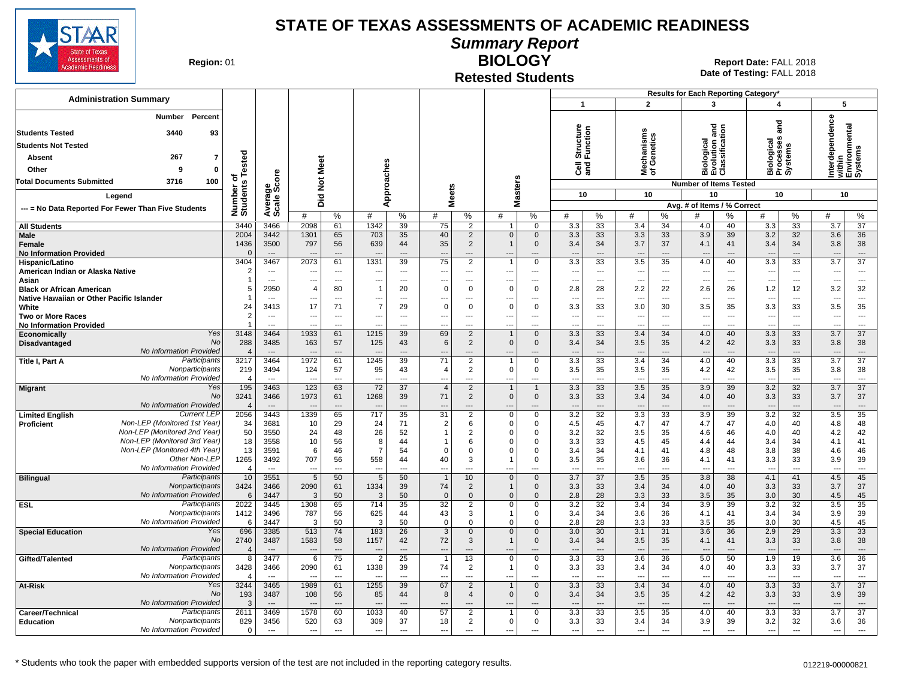# STATE OF TEXAS ASSESSMENTS OF ACADEMIC READINESS

## *Summary Report*

## BIOLOGY

### Retested Students

**Region:** 01

**Report Date:** FALL 2018
**Date of Testing:** FALL 2018

| Administration Summary | Number | Percent |
|---|---|---|
| Students Tested | 3440 | 93 |
| Students Not Tested | | |
| Absent | 267 | 7 |
| Other | 9 | 0 |
| Total Documents Submitted | 3716 | 100 |

Legend

--- = No Data Reported For Fewer Than Five Students

Results for Each Reporting Category*: 1 = Cell Structure and Function (10 items); 2 = Mechanisms of Genetics (10 items); 3 = Biological Evolution and Classification (10 items); 4 = Biological Processes and Systems (10 items); 5 = Interdependence within Environmental Systems (10 items). Values are Avg. # of Items / % Correct.

| Group | | Number of Students Tested | Average Scale Score | Did Not Meet # | Did Not Meet % | Approaches # | Approaches % | Meets # | Meets % | Masters # | Masters % | 1 # | 1 % | 2 # | 2 % | 3 # | 3 % | 4 # | 4 % | 5 # | 5 % |
|---|---|---|---|---|---|---|---|---|---|---|---|---|---|---|---|---|---|---|---|---|---|
| All Students | | 3440 | 3466 | 2098 | 61 | 1342 | 39 | 75 | 2 | 1 | 0 | 3.3 | 33 | 3.4 | 34 | 4.0 | 40 | 3.3 | 33 | 3.7 | 37 |
| Male | | 2004 | 3442 | 1301 | 65 | 703 | 35 | 40 | 2 | 0 | 0 | 3.3 | 33 | 3.3 | 33 | 3.9 | 39 | 3.2 | 32 | 3.6 | 36 |
| Female | | 1436 | 3500 | 797 | 56 | 639 | 44 | 35 | 2 | 1 | 0 | 3.4 | 34 | 3.7 | 37 | 4.1 | 41 | 3.4 | 34 | 3.8 | 38 |
| No Information Provided | | 0 | --- | --- | --- | --- | --- | --- | --- | --- | --- | --- | --- | --- | --- | --- | --- | --- | --- | --- | --- |
| Hispanic/Latino | | 3404 | 3467 | 2073 | 61 | 1331 | 39 | 75 | 2 | 1 | 0 | 3.3 | 33 | 3.5 | 35 | 4.0 | 40 | 3.3 | 33 | 3.7 | 37 |
| American Indian or Alaska Native | | 2 | --- | --- | --- | --- | --- | --- | --- | --- | --- | --- | --- | --- | --- | --- | --- | --- | --- | --- | --- |
| Asian | | 1 | --- | --- | --- | --- | --- | --- | --- | --- | --- | --- | --- | --- | --- | --- | --- | --- | --- | --- | --- |
| Black or African American | | 5 | 2950 | 4 | 80 | 1 | 20 | 0 | 0 | 0 | 0 | 2.8 | 28 | 2.2 | 22 | 2.6 | 26 | 1.2 | 12 | 3.2 | 32 |
| Native Hawaiian or Other Pacific Islander | | 1 | --- | --- | --- | --- | --- | --- | --- | --- | --- | --- | --- | --- | --- | --- | --- | --- | --- | --- | --- |
| White | | 24 | 3413 | 17 | 71 | 7 | 29 | 0 | 0 | 0 | 0 | 3.3 | 33 | 3.0 | 30 | 3.5 | 35 | 3.3 | 33 | 3.5 | 35 |
| Two or More Races | | 2 | --- | --- | --- | --- | --- | --- | --- | --- | --- | --- | --- | --- | --- | --- | --- | --- | --- | --- | --- |
| No Information Provided | | 1 | --- | --- | --- | --- | --- | --- | --- | --- | --- | --- | --- | --- | --- | --- | --- | --- | --- | --- | --- |
| Economically Disadvantaged | Yes | 3148 | 3464 | 1933 | 61 | 1215 | 39 | 69 | 2 | 1 | 0 | 3.3 | 33 | 3.4 | 34 | 4.0 | 40 | 3.3 | 33 | 3.7 | 37 |
| | No | 288 | 3485 | 163 | 57 | 125 | 43 | 6 | 2 | 0 | 0 | 3.4 | 34 | 3.5 | 35 | 4.2 | 42 | 3.3 | 33 | 3.8 | 38 |
| | No Information Provided | 4 | --- | --- | --- | --- | --- | --- | --- | --- | --- | --- | --- | --- | --- | --- | --- | --- | --- | --- | --- |
| Title I, Part A | Participants | 3217 | 3464 | 1972 | 61 | 1245 | 39 | 71 | 2 | 1 | 0 | 3.3 | 33 | 3.4 | 34 | 4.0 | 40 | 3.3 | 33 | 3.7 | 37 |
| | Nonparticipants | 219 | 3494 | 124 | 57 | 95 | 43 | 4 | 2 | 0 | 0 | 3.5 | 35 | 3.5 | 35 | 4.2 | 42 | 3.5 | 35 | 3.8 | 38 |
| | No Information Provided | 4 | --- | --- | --- | --- | --- | --- | --- | --- | --- | --- | --- | --- | --- | --- | --- | --- | --- | --- | --- |
| Migrant | Yes | 195 | 3463 | 123 | 63 | 72 | 37 | 4 | 2 | 1 | 1 | 3.3 | 33 | 3.5 | 35 | 3.9 | 39 | 3.2 | 32 | 3.7 | 37 |
| | No | 3241 | 3466 | 1973 | 61 | 1268 | 39 | 71 | 2 | 0 | 0 | 3.3 | 33 | 3.4 | 34 | 4.0 | 40 | 3.3 | 33 | 3.7 | 37 |
| | No Information Provided | 4 | --- | --- | --- | --- | --- | --- | --- | --- | --- | --- | --- | --- | --- | --- | --- | --- | --- | --- | --- |
| Limited English Proficient | Current LEP | 2056 | 3443 | 1339 | 65 | 717 | 35 | 31 | 2 | 0 | 0 | 3.2 | 32 | 3.3 | 33 | 3.9 | 39 | 3.2 | 32 | 3.5 | 35 |
| | Non-LEP (Monitored 1st Year) | 34 | 3681 | 10 | 29 | 24 | 71 | 2 | 6 | 0 | 0 | 4.5 | 45 | 4.7 | 47 | 4.7 | 47 | 4.0 | 40 | 4.8 | 48 |
| | Non-LEP (Monitored 2nd Year) | 50 | 3550 | 24 | 48 | 26 | 52 | 1 | 2 | 0 | 0 | 3.2 | 32 | 3.5 | 35 | 4.6 | 46 | 4.0 | 40 | 4.2 | 42 |
| | Non-LEP (Monitored 3rd Year) | 18 | 3558 | 10 | 56 | 8 | 44 | 1 | 6 | 0 | 0 | 3.3 | 33 | 4.5 | 45 | 4.4 | 44 | 3.4 | 34 | 4.1 | 41 |
| | Non-LEP (Monitored 4th Year) | 13 | 3591 | 6 | 46 | 7 | 54 | 0 | 0 | 0 | 0 | 3.4 | 34 | 4.1 | 41 | 4.8 | 48 | 3.8 | 38 | 4.6 | 46 |
| | Other Non-LEP | 1265 | 3492 | 707 | 56 | 558 | 44 | 40 | 3 | 1 | 0 | 3.5 | 35 | 3.6 | 36 | 4.1 | 41 | 3.3 | 33 | 3.9 | 39 |
| | No Information Provided | 4 | --- | --- | --- | --- | --- | --- | --- | --- | --- | --- | --- | --- | --- | --- | --- | --- | --- | --- | --- |
| Bilingual | Participants | 10 | 3551 | 5 | 50 | 5 | 50 | 1 | 10 | 0 | 0 | 3.7 | 37 | 3.5 | 35 | 3.8 | 38 | 4.1 | 41 | 4.5 | 45 |
| | Nonparticipants | 3424 | 3466 | 2090 | 61 | 1334 | 39 | 74 | 2 | 1 | 0 | 3.3 | 33 | 3.4 | 34 | 4.0 | 40 | 3.3 | 33 | 3.7 | 37 |
| | No Information Provided | 6 | 3447 | 3 | 50 | 3 | 50 | 0 | 0 | 0 | 0 | 2.8 | 28 | 3.3 | 33 | 3.5 | 35 | 3.0 | 30 | 4.5 | 45 |
| ESL | Participants | 2022 | 3445 | 1308 | 65 | 714 | 35 | 32 | 2 | 0 | 0 | 3.2 | 32 | 3.4 | 34 | 3.9 | 39 | 3.2 | 32 | 3.5 | 35 |
| | Nonparticipants | 1412 | 3496 | 787 | 56 | 625 | 44 | 43 | 3 | 1 | 0 | 3.4 | 34 | 3.6 | 36 | 4.1 | 41 | 3.4 | 34 | 3.9 | 39 |
| | No Information Provided | 6 | 3447 | 3 | 50 | 3 | 50 | 0 | 0 | 0 | 0 | 2.8 | 28 | 3.3 | 33 | 3.5 | 35 | 3.0 | 30 | 4.5 | 45 |
| Special Education | Yes | 696 | 3385 | 513 | 74 | 183 | 26 | 3 | 0 | 0 | 0 | 3.0 | 30 | 3.1 | 31 | 3.6 | 36 | 2.9 | 29 | 3.3 | 33 |
| | No | 2740 | 3487 | 1583 | 58 | 1157 | 42 | 72 | 3 | 1 | 0 | 3.4 | 34 | 3.5 | 35 | 4.1 | 41 | 3.3 | 33 | 3.8 | 38 |
| | No Information Provided | 4 | --- | --- | --- | --- | --- | --- | --- | --- | --- | --- | --- | --- | --- | --- | --- | --- | --- | --- | --- |
| Gifted/Talented | Participants | 8 | 3477 | 6 | 75 | 2 | 25 | 1 | 13 | 0 | 0 | 3.3 | 33 | 3.6 | 36 | 5.0 | 50 | 1.9 | 19 | 3.6 | 36 |
| | Nonparticipants | 3428 | 3466 | 2090 | 61 | 1338 | 39 | 74 | 2 | 1 | 0 | 3.3 | 33 | 3.4 | 34 | 4.0 | 40 | 3.3 | 33 | 3.7 | 37 |
| | No Information Provided | 4 | --- | --- | --- | --- | --- | --- | --- | --- | --- | --- | --- | --- | --- | --- | --- | --- | --- | --- | --- |
| At-Risk | Yes | 3244 | 3465 | 1989 | 61 | 1255 | 39 | 67 | 2 | 1 | 0 | 3.3 | 33 | 3.4 | 34 | 4.0 | 40 | 3.3 | 33 | 3.7 | 37 |
| | No | 193 | 3487 | 108 | 56 | 85 | 44 | 8 | 4 | 0 | 0 | 3.4 | 34 | 3.5 | 35 | 4.2 | 42 | 3.3 | 33 | 3.9 | 39 |
| | No Information Provided | 3 | --- | --- | --- | --- | --- | --- | --- | --- | --- | --- | --- | --- | --- | --- | --- | --- | --- | --- | --- |
| Career/Technical Education | Participants | 2611 | 3469 | 1578 | 60 | 1033 | 40 | 57 | 2 | 1 | 0 | 3.3 | 33 | 3.5 | 35 | 4.0 | 40 | 3.3 | 33 | 3.7 | 37 |
| | Nonparticipants | 829 | 3456 | 520 | 63 | 309 | 37 | 18 | 2 | 0 | 0 | 3.3 | 33 | 3.4 | 34 | 3.9 | 39 | 3.2 | 32 | 3.6 | 36 |
| | No Information Provided | 0 | --- | --- | --- | --- | --- | --- | --- | --- | --- | --- | --- | --- | --- | --- | --- | --- | --- | --- | --- |

\* Students who took the paper with embedded supports version of the test are not included in the reporting category results.

012219-00000821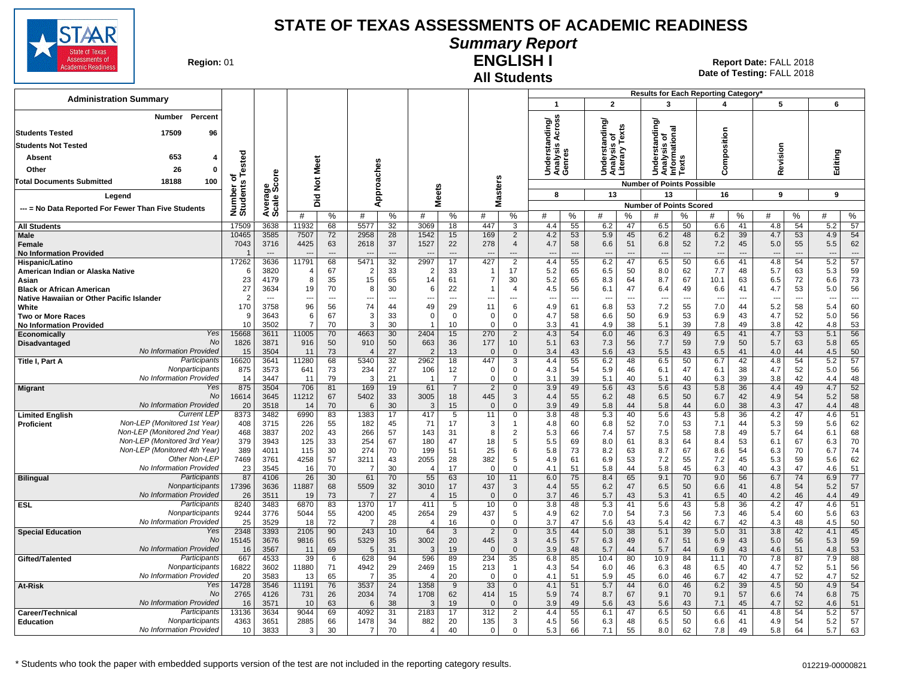# STATE OF TEXAS ASSESSMENTS OF ACADEMIC READINESS

## Summary Report

## ENGLISH I

## All Students

**Region:** 01

**Report Date:** FALL 2018
**Date of Testing:** FALL 2018

### Administration Summary

| | Number | Percent |
|---|---|---|
| Students Tested | 17509 | 96 |
| Students Not Tested | | |
| Absent | 653 | 4 |
| Other | 26 | 0 |
| Total Documents Submitted | 18188 | 100 |

Legend

--- = No Data Reported For Fewer Than Five Students

Results for Each Reporting Category*

| | | Number of Students Tested | Average Scale Score | Did Not Meet # | Did Not Meet % | Approaches # | Approaches % | Meets # | Meets % | Masters # | Masters % | 1 Understanding/Analysis Across Genres (8) # | 1 % | 2 Understanding/Analysis of Literary Texts (13) # | 2 % | 3 Understanding/Analysis of Informational Texts (13) # | 3 % | 4 Composition (16) # | 4 % | 5 Revision (9) # | 5 % | 6 Editing (9) # | 6 % |
|---|---|---|---|---|---|---|---|---|---|---|---|---|---|---|---|---|---|---|---|---|---|---|---|
| All Students | | 17509 | 3638 | 11932 | 68 | 5577 | 32 | 3069 | 18 | 447 | 3 | 4.4 | 55 | 6.2 | 47 | 6.5 | 50 | 6.6 | 41 | 4.8 | 54 | 5.2 | 57 |
| Male | | 10465 | 3585 | 7507 | 72 | 2958 | 28 | 1542 | 15 | 169 | 2 | 4.2 | 53 | 5.9 | 45 | 6.2 | 48 | 6.2 | 39 | 4.7 | 53 | 4.9 | 54 |
| Female | | 7043 | 3716 | 4425 | 63 | 2618 | 37 | 1527 | 22 | 278 | 4 | 4.7 | 58 | 6.6 | 51 | 6.8 | 52 | 7.2 | 45 | 5.0 | 55 | 5.5 | 62 |
| No Information Provided | | 1 | --- | --- | --- | --- | --- | --- | --- | --- | --- | --- | --- | --- | --- | --- | --- | --- | --- | --- | --- | --- | --- |
| Hispanic/Latino | | 17262 | 3636 | 11791 | 68 | 5471 | 32 | 2997 | 17 | 427 | 2 | 4.4 | 55 | 6.2 | 47 | 6.5 | 50 | 6.6 | 41 | 4.8 | 54 | 5.2 | 57 |
| American Indian or Alaska Native | | 6 | 3820 | 4 | 67 | 2 | 33 | 2 | 33 | 1 | 17 | 5.2 | 65 | 6.5 | 50 | 8.0 | 62 | 7.7 | 48 | 5.7 | 63 | 5.3 | 59 |
| Asian | | 23 | 4179 | 8 | 35 | 15 | 65 | 14 | 61 | 7 | 30 | 5.2 | 65 | 8.3 | 64 | 8.7 | 67 | 10.1 | 63 | 6.5 | 72 | 6.6 | 73 |
| Black or African American | | 27 | 3634 | 19 | 70 | 8 | 30 | 6 | 22 | 1 | 4 | 4.5 | 56 | 6.1 | 47 | 6.4 | 49 | 6.6 | 41 | 4.7 | 53 | 5.0 | 56 |
| Native Hawaiian or Other Pacific Islander | | 2 | --- | --- | --- | --- | --- | --- | --- | --- | --- | --- | --- | --- | --- | --- | --- | --- | --- | --- | --- | --- | --- |
| White | | 170 | 3758 | 96 | 56 | 74 | 44 | 49 | 29 | 11 | 6 | 4.9 | 61 | 6.8 | 53 | 7.2 | 55 | 7.0 | 44 | 5.2 | 58 | 5.4 | 60 |
| Two or More Races | | 9 | 3643 | 6 | 67 | 3 | 33 | 0 | 0 | 0 | 0 | 4.7 | 58 | 6.6 | 50 | 6.9 | 53 | 6.9 | 43 | 4.7 | 52 | 5.0 | 56 |
| No Information Provided | | 10 | 3502 | 7 | 70 | 3 | 30 | 1 | 10 | 0 | 0 | 3.3 | 41 | 4.9 | 38 | 5.1 | 39 | 7.8 | 49 | 3.8 | 42 | 4.8 | 53 |
| Economically Disadvantaged | Yes | 15668 | 3611 | 11005 | 70 | 4663 | 30 | 2404 | 15 | 270 | 2 | 4.3 | 54 | 6.0 | 46 | 6.3 | 49 | 6.5 | 41 | 4.7 | 53 | 5.1 | 56 |
| | No | 1826 | 3871 | 916 | 50 | 910 | 50 | 663 | 36 | 177 | 10 | 5.1 | 63 | 7.3 | 56 | 7.7 | 59 | 7.9 | 50 | 5.7 | 63 | 5.8 | 65 |
| | No Information Provided | 15 | 3504 | 11 | 73 | 4 | 27 | 2 | 13 | 0 | 0 | 3.4 | 43 | 5.6 | 43 | 5.5 | 43 | 6.5 | 41 | 4.0 | 44 | 4.5 | 50 |
| Title I, Part A | Participants | 16620 | 3641 | 11280 | 68 | 5340 | 32 | 2962 | 18 | 447 | 3 | 4.4 | 55 | 6.2 | 48 | 6.5 | 50 | 6.7 | 42 | 4.8 | 54 | 5.2 | 57 |
| | Nonparticipants | 875 | 3573 | 641 | 73 | 234 | 27 | 106 | 12 | 0 | 0 | 4.3 | 54 | 5.9 | 46 | 6.1 | 47 | 6.1 | 38 | 4.7 | 52 | 5.0 | 56 |
| | No Information Provided | 14 | 3447 | 11 | 79 | 3 | 21 | 1 | 7 | 0 | 0 | 3.1 | 39 | 5.1 | 40 | 5.1 | 40 | 6.3 | 39 | 3.8 | 42 | 4.4 | 48 |
| Migrant | Yes | 875 | 3504 | 706 | 81 | 169 | 19 | 61 | 7 | 2 | 0 | 3.9 | 49 | 5.6 | 43 | 5.6 | 43 | 5.8 | 36 | 4.4 | 49 | 4.7 | 52 |
| | No | 16614 | 3645 | 11212 | 67 | 5402 | 33 | 3005 | 18 | 445 | 3 | 4.4 | 55 | 6.2 | 48 | 6.5 | 50 | 6.7 | 42 | 4.9 | 54 | 5.2 | 58 |
| | No Information Provided | 20 | 3518 | 14 | 70 | 6 | 30 | 3 | 15 | 0 | 0 | 3.9 | 49 | 5.8 | 44 | 5.8 | 44 | 6.0 | 38 | 4.3 | 47 | 4.4 | 48 |
| Limited English Proficient | Current LEP | 8373 | 3482 | 6990 | 83 | 1383 | 17 | 417 | 5 | 11 | 0 | 3.8 | 48 | 5.3 | 40 | 5.6 | 43 | 5.8 | 36 | 4.2 | 47 | 4.6 | 51 |
| | Non-LEP (Monitored 1st Year) | 408 | 3715 | 226 | 55 | 182 | 45 | 71 | 17 | 3 | 1 | 4.8 | 60 | 6.8 | 52 | 7.0 | 53 | 7.1 | 44 | 5.3 | 59 | 5.6 | 62 |
| | Non-LEP (Monitored 2nd Year) | 468 | 3837 | 202 | 43 | 266 | 57 | 143 | 31 | 8 | 2 | 5.3 | 66 | 7.4 | 57 | 7.5 | 58 | 7.8 | 49 | 5.7 | 64 | 6.1 | 68 |
| | Non-LEP (Monitored 3rd Year) | 379 | 3943 | 125 | 33 | 254 | 67 | 180 | 47 | 18 | 5 | 5.5 | 69 | 8.0 | 61 | 8.3 | 64 | 8.4 | 53 | 6.1 | 67 | 6.3 | 70 |
| | Non-LEP (Monitored 4th Year) | 389 | 4011 | 115 | 30 | 274 | 70 | 199 | 51 | 25 | 6 | 5.8 | 73 | 8.2 | 63 | 8.7 | 67 | 8.6 | 54 | 6.3 | 70 | 6.7 | 74 |
| | Other Non-LEP | 7469 | 3761 | 4258 | 57 | 3211 | 43 | 2055 | 28 | 382 | 5 | 4.9 | 61 | 6.9 | 53 | 7.2 | 55 | 7.2 | 45 | 5.3 | 59 | 5.6 | 62 |
| | No Information Provided | 23 | 3545 | 16 | 70 | 7 | 30 | 4 | 17 | 0 | 0 | 4.1 | 51 | 5.8 | 44 | 5.8 | 45 | 6.3 | 40 | 4.3 | 47 | 4.6 | 51 |
| Bilingual | Participants | 87 | 4106 | 26 | 30 | 61 | 70 | 55 | 63 | 10 | 11 | 6.0 | 75 | 8.4 | 65 | 9.1 | 70 | 9.0 | 56 | 6.7 | 74 | 6.9 | 77 |
| | Nonparticipants | 17396 | 3636 | 11887 | 68 | 5509 | 32 | 3010 | 17 | 437 | 3 | 4.4 | 55 | 6.2 | 47 | 6.5 | 50 | 6.6 | 41 | 4.8 | 54 | 5.2 | 57 |
| | No Information Provided | 26 | 3511 | 19 | 73 | 7 | 27 | 4 | 15 | 0 | 0 | 3.7 | 46 | 5.7 | 43 | 5.3 | 41 | 6.5 | 40 | 4.2 | 46 | 4.4 | 49 |
| ESL | Participants | 8240 | 3483 | 6870 | 83 | 1370 | 17 | 411 | 5 | 10 | 0 | 3.8 | 48 | 5.3 | 41 | 5.6 | 43 | 5.8 | 36 | 4.2 | 47 | 4.6 | 51 |
| | Nonparticipants | 9244 | 3776 | 5044 | 55 | 4200 | 45 | 2654 | 29 | 437 | 5 | 4.9 | 62 | 7.0 | 54 | 7.3 | 56 | 7.3 | 46 | 5.4 | 60 | 5.6 | 63 |
| | No Information Provided | 25 | 3529 | 18 | 72 | 7 | 28 | 4 | 16 | 0 | 0 | 3.7 | 47 | 5.6 | 43 | 5.4 | 42 | 6.7 | 42 | 4.3 | 48 | 4.5 | 50 |
| Special Education | Yes | 2348 | 3393 | 2105 | 90 | 243 | 10 | 64 | 3 | 2 | 0 | 3.5 | 44 | 5.0 | 38 | 5.1 | 39 | 5.0 | 31 | 3.8 | 42 | 4.1 | 45 |
| | No | 15145 | 3676 | 9816 | 65 | 5329 | 35 | 3002 | 20 | 445 | 3 | 4.5 | 57 | 6.3 | 49 | 6.7 | 51 | 6.9 | 43 | 5.0 | 56 | 5.3 | 59 |
| | No Information Provided | 16 | 3567 | 11 | 69 | 5 | 31 | 3 | 19 | 0 | 0 | 3.9 | 48 | 5.7 | 44 | 5.7 | 44 | 6.9 | 43 | 4.6 | 51 | 4.8 | 53 |
| Gifted/Talented | Participants | 667 | 4533 | 39 | 6 | 628 | 94 | 596 | 89 | 234 | 35 | 6.8 | 85 | 10.4 | 80 | 10.9 | 84 | 11.1 | 70 | 7.8 | 87 | 7.9 | 88 |
| | Nonparticipants | 16822 | 3602 | 11880 | 71 | 4942 | 29 | 2469 | 15 | 213 | 1 | 4.3 | 54 | 6.0 | 46 | 6.3 | 48 | 6.5 | 40 | 4.7 | 52 | 5.1 | 56 |
| | No Information Provided | 20 | 3583 | 13 | 65 | 7 | 35 | 4 | 20 | 0 | 0 | 4.1 | 51 | 5.9 | 45 | 6.0 | 46 | 6.7 | 42 | 4.7 | 52 | 4.7 | 52 |
| At-Risk | Yes | 14728 | 3546 | 11191 | 76 | 3537 | 24 | 1358 | 9 | 33 | 0 | 4.1 | 51 | 5.7 | 44 | 6.0 | 46 | 6.2 | 39 | 4.5 | 50 | 4.9 | 54 |
| | No | 2765 | 4126 | 731 | 26 | 2034 | 74 | 1708 | 62 | 414 | 15 | 5.9 | 74 | 8.7 | 67 | 9.1 | 70 | 9.1 | 57 | 6.6 | 74 | 6.8 | 75 |
| | No Information Provided | 16 | 3571 | 10 | 63 | 6 | 38 | 3 | 19 | 0 | 0 | 3.9 | 49 | 5.6 | 43 | 5.6 | 43 | 7.1 | 45 | 4.7 | 52 | 4.6 | 51 |
| Career/Technical Education | Participants | 13136 | 3634 | 9044 | 69 | 4092 | 31 | 2183 | 17 | 312 | 2 | 4.4 | 55 | 6.1 | 47 | 6.5 | 50 | 6.6 | 41 | 4.8 | 54 | 5.2 | 57 |
| | Nonparticipants | 4363 | 3651 | 2885 | 66 | 1478 | 34 | 882 | 20 | 135 | 3 | 4.5 | 56 | 6.3 | 48 | 6.5 | 50 | 6.6 | 41 | 4.9 | 54 | 5.2 | 57 |
| | No Information Provided | 10 | 3833 | 3 | 30 | 7 | 70 | 4 | 40 | 0 | 0 | 5.3 | 66 | 7.1 | 55 | 8.0 | 62 | 7.8 | 49 | 5.8 | 64 | 5.7 | 63 |

\* Students who took the paper with embedded supports version of the test are not included in the reporting category results.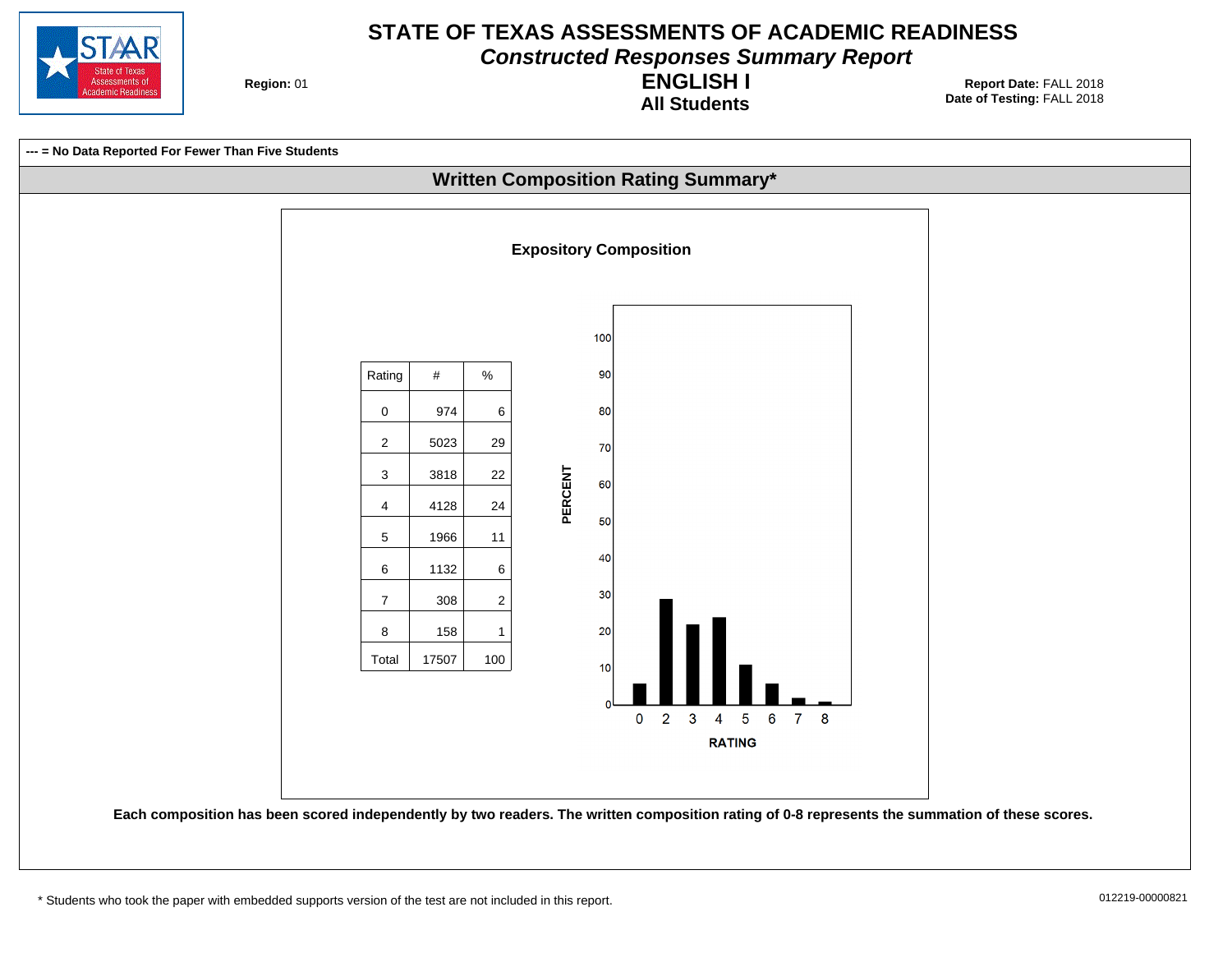# STATE OF TEXAS ASSESSMENTS OF ACADEMIC READINESS

*Constructed Responses Summary Report*

## ENGLISH I

**All Students**

**Region:** 01

**Report Date:** FALL 2018
**Date of Testing:** FALL 2018

**--- = No Data Reported For Fewer Than Five Students**

## Written Composition Rating Summary*

### Expository Composition

| Rating | # | % |
|---|---|---|
| 0 | 974 | 6 |
| 2 | 5023 | 29 |
| 3 | 3818 | 22 |
| 4 | 4128 | 24 |
| 5 | 1966 | 11 |
| 6 | 1132 | 6 |
| 7 | 308 | 2 |
| 8 | 158 | 1 |
| Total | 17507 | 100 |

**Each composition has been scored independently by two readers. The written composition rating of 0-8 represents the summation of these scores.**

\* Students who took the paper with embedded supports version of the test are not included in this report.

012219-00000821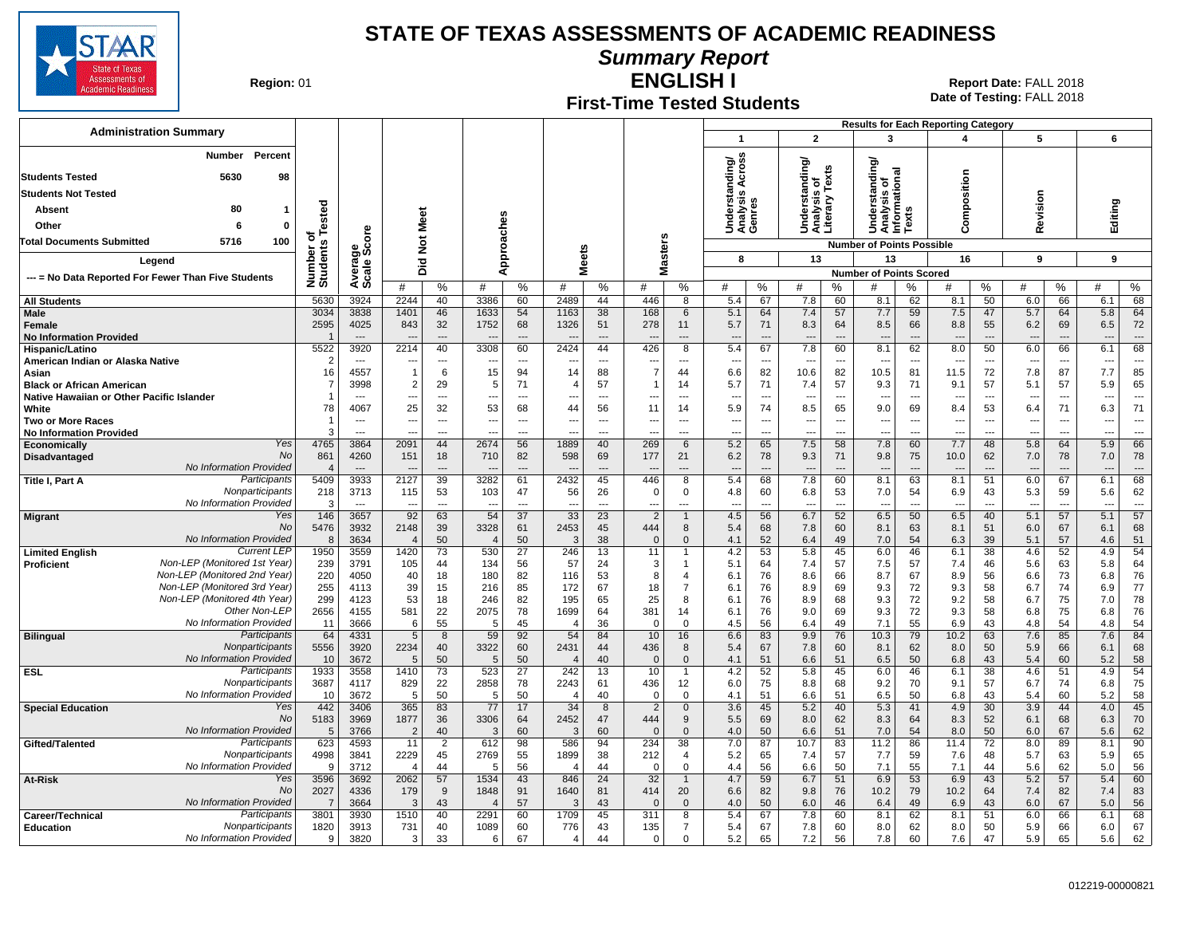# STATE OF TEXAS ASSESSMENTS OF ACADEMIC READINESS

## Summary Report

## ENGLISH I

## First-Time Tested Students

**Region:** 01

**Report Date:** FALL 2018

**Date of Testing:** FALL 2018

### Administration Summary

| | Number | Percent |
|---|---|---|
| Students Tested | 5630 | 98 |
| Students Not Tested | | |
| Absent | 80 | 1 |
| Other | 6 | 0 |
| Total Documents Submitted | 5716 | 100 |

Legend

--- = No Data Reported For Fewer Than Five Students

Results for Each Reporting Category:
1. Understanding/Analysis Across Genres (Number of Points Possible: 8)
2. Understanding/Analysis of Literary Texts (Number of Points Possible: 13)
3. Understanding/Analysis of Informational Texts (Number of Points Possible: 13)
4. Composition (Number of Points Possible: 16)
5. Revision (Number of Points Possible: 9)
6. Editing (Number of Points Possible: 9)

| Group | Subgroup | Number of Students Tested | Average Scale Score | Did Not Meet # | Did Not Meet % | Approaches # | Approaches % | Meets # | Meets % | Masters # | Masters % | Cat 1 # | Cat 1 % | Cat 2 # | Cat 2 % | Cat 3 # | Cat 3 % | Cat 4 # | Cat 4 % | Cat 5 # | Cat 5 % | Cat 6 # | Cat 6 % |
|---|---|---|---|---|---|---|---|---|---|---|---|---|---|---|---|---|---|---|---|---|---|---|---|
| All Students | | 5630 | 3924 | 2244 | 40 | 3386 | 60 | 2489 | 44 | 446 | 8 | 5.4 | 67 | 7.8 | 60 | 8.1 | 62 | 8.1 | 50 | 6.0 | 66 | 6.1 | 68 |
| Male | | 3034 | 3838 | 1401 | 46 | 1633 | 54 | 1163 | 38 | 168 | 6 | 5.1 | 64 | 7.4 | 57 | 7.7 | 59 | 7.5 | 47 | 5.7 | 64 | 5.8 | 64 |
| Female | | 2595 | 4025 | 843 | 32 | 1752 | 68 | 1326 | 51 | 278 | 11 | 5.7 | 71 | 8.3 | 64 | 8.5 | 66 | 8.8 | 55 | 6.2 | 69 | 6.5 | 72 |
| No Information Provided | | 1 | --- | --- | --- | --- | --- | --- | --- | --- | --- | --- | --- | --- | --- | --- | --- | --- | --- | --- | --- | --- | --- |
| Hispanic/Latino | | 5522 | 3920 | 2214 | 40 | 3308 | 60 | 2424 | 44 | 426 | 8 | 5.4 | 67 | 7.8 | 60 | 8.1 | 62 | 8.0 | 50 | 6.0 | 66 | 6.1 | 68 |
| American Indian or Alaska Native | | 2 | --- | --- | --- | --- | --- | --- | --- | --- | --- | --- | --- | --- | --- | --- | --- | --- | --- | --- | --- | --- | --- |
| Asian | | 16 | 4557 | 1 | 6 | 15 | 94 | 14 | 88 | 7 | 44 | 6.6 | 82 | 10.6 | 82 | 10.5 | 81 | 11.5 | 72 | 7.8 | 87 | 7.7 | 85 |
| Black or African American | | 7 | 3998 | 2 | 29 | 5 | 71 | 4 | 57 | 1 | 14 | 5.7 | 71 | 7.4 | 57 | 9.3 | 71 | 9.1 | 57 | 5.1 | 57 | 5.9 | 65 |
| Native Hawaiian or Other Pacific Islander | | 1 | --- | --- | --- | --- | --- | --- | --- | --- | --- | --- | --- | --- | --- | --- | --- | --- | --- | --- | --- | --- | --- |
| White | | 78 | 4067 | 25 | 32 | 53 | 68 | 44 | 56 | 11 | 14 | 5.9 | 74 | 8.5 | 65 | 9.0 | 69 | 8.4 | 53 | 6.4 | 71 | 6.3 | 71 |
| Two or More Races | | 1 | --- | --- | --- | --- | --- | --- | --- | --- | --- | --- | --- | --- | --- | --- | --- | --- | --- | --- | --- | --- | --- |
| No Information Provided | | 3 | --- | --- | --- | --- | --- | --- | --- | --- | --- | --- | --- | --- | --- | --- | --- | --- | --- | --- | --- | --- | --- |
| Economically Disadvantaged | Yes | 4765 | 3864 | 2091 | 44 | 2674 | 56 | 1889 | 40 | 269 | 6 | 5.2 | 65 | 7.5 | 58 | 7.8 | 60 | 7.7 | 48 | 5.8 | 64 | 5.9 | 66 |
| | No | 861 | 4260 | 151 | 18 | 710 | 82 | 598 | 69 | 177 | 21 | 6.2 | 78 | 9.3 | 71 | 9.8 | 75 | 10.0 | 62 | 7.0 | 78 | 7.0 | 78 |
| | No Information Provided | 4 | --- | --- | --- | --- | --- | --- | --- | --- | --- | --- | --- | --- | --- | --- | --- | --- | --- | --- | --- | --- | --- |
| Title I, Part A | Participants | 5409 | 3933 | 2127 | 39 | 3282 | 61 | 2432 | 45 | 446 | 8 | 5.4 | 68 | 7.8 | 60 | 8.1 | 63 | 8.1 | 51 | 6.0 | 67 | 6.1 | 68 |
| | Nonparticipants | 218 | 3713 | 115 | 53 | 103 | 47 | 56 | 26 | 0 | 0 | 4.8 | 60 | 6.8 | 53 | 7.0 | 54 | 6.9 | 43 | 5.3 | 59 | 5.6 | 62 |
| | No Information Provided | 3 | --- | --- | --- | --- | --- | --- | --- | --- | --- | --- | --- | --- | --- | --- | --- | --- | --- | --- | --- | --- | --- |
| Migrant | Yes | 146 | 3657 | 92 | 63 | 54 | 37 | 33 | 23 | 2 | 1 | 4.5 | 56 | 6.7 | 52 | 6.5 | 50 | 6.5 | 40 | 5.1 | 57 | 5.1 | 57 |
| | No | 5476 | 3932 | 2148 | 39 | 3328 | 61 | 2453 | 45 | 444 | 8 | 5.4 | 68 | 7.8 | 60 | 8.1 | 63 | 8.1 | 51 | 6.0 | 67 | 6.1 | 68 |
| | No Information Provided | 8 | 3634 | 4 | 50 | 4 | 50 | 3 | 38 | 0 | 0 | 4.1 | 52 | 6.4 | 49 | 7.0 | 54 | 6.3 | 39 | 5.1 | 57 | 4.6 | 51 |
| Limited English Proficient | Current LEP | 1950 | 3559 | 1420 | 73 | 530 | 27 | 246 | 13 | 11 | 1 | 4.2 | 53 | 5.8 | 45 | 6.0 | 46 | 6.1 | 38 | 4.6 | 52 | 4.9 | 54 |
| | Non-LEP (Monitored 1st Year) | 239 | 3791 | 105 | 44 | 134 | 56 | 57 | 24 | 3 | 1 | 5.1 | 64 | 7.4 | 57 | 7.5 | 57 | 7.4 | 46 | 5.6 | 63 | 5.8 | 64 |
| | Non-LEP (Monitored 2nd Year) | 220 | 4050 | 40 | 18 | 180 | 82 | 116 | 53 | 8 | 4 | 6.1 | 76 | 8.6 | 66 | 8.7 | 67 | 8.9 | 56 | 6.6 | 73 | 6.8 | 76 |
| | Non-LEP (Monitored 3rd Year) | 255 | 4113 | 39 | 15 | 216 | 85 | 172 | 67 | 18 | 7 | 6.1 | 76 | 8.9 | 69 | 9.3 | 72 | 9.3 | 58 | 6.7 | 74 | 6.9 | 77 |
| | Non-LEP (Monitored 4th Year) | 299 | 4123 | 53 | 18 | 246 | 82 | 195 | 65 | 25 | 8 | 6.1 | 76 | 8.9 | 68 | 9.3 | 72 | 9.2 | 58 | 6.7 | 75 | 7.0 | 78 |
| | Other Non-LEP | 2656 | 4155 | 581 | 22 | 2075 | 78 | 1699 | 64 | 381 | 14 | 6.1 | 76 | 9.0 | 69 | 9.3 | 72 | 9.3 | 58 | 6.8 | 75 | 6.8 | 76 |
| | No Information Provided | 11 | 3666 | 6 | 55 | 5 | 45 | 4 | 36 | 0 | 0 | 4.5 | 56 | 6.4 | 49 | 7.1 | 55 | 6.9 | 43 | 4.8 | 54 | 4.8 | 54 |
| Bilingual | Participants | 64 | 4331 | 5 | 8 | 59 | 92 | 54 | 84 | 10 | 16 | 6.6 | 83 | 9.9 | 76 | 10.3 | 79 | 10.2 | 63 | 7.6 | 85 | 7.6 | 84 |
| | Nonparticipants | 5556 | 3920 | 2234 | 40 | 3322 | 60 | 2431 | 44 | 436 | 8 | 5.4 | 67 | 7.8 | 60 | 8.1 | 62 | 8.0 | 50 | 5.9 | 66 | 6.1 | 68 |
| | No Information Provided | 10 | 3672 | 5 | 50 | 5 | 50 | 4 | 40 | 0 | 0 | 4.1 | 51 | 6.6 | 51 | 6.5 | 50 | 6.8 | 43 | 5.4 | 60 | 5.2 | 58 |
| ESL | Participants | 1933 | 3558 | 1410 | 73 | 523 | 27 | 242 | 13 | 10 | 1 | 4.2 | 52 | 5.8 | 45 | 6.0 | 46 | 6.1 | 38 | 4.6 | 51 | 4.9 | 54 |
| | Nonparticipants | 3687 | 4117 | 829 | 22 | 2858 | 78 | 2243 | 61 | 436 | 12 | 6.0 | 75 | 8.8 | 68 | 9.2 | 70 | 9.1 | 57 | 6.7 | 74 | 6.8 | 75 |
| | No Information Provided | 10 | 3672 | 5 | 50 | 5 | 50 | 4 | 40 | 0 | 0 | 4.1 | 51 | 6.6 | 51 | 6.5 | 50 | 6.8 | 43 | 5.4 | 60 | 5.2 | 58 |
| Special Education | Yes | 442 | 3406 | 365 | 83 | 77 | 17 | 34 | 8 | 2 | 0 | 3.6 | 45 | 5.2 | 40 | 5.3 | 41 | 4.9 | 30 | 3.9 | 44 | 4.0 | 45 |
| | No | 5183 | 3969 | 1877 | 36 | 3306 | 64 | 2452 | 47 | 444 | 9 | 5.5 | 69 | 8.0 | 62 | 8.3 | 64 | 8.3 | 52 | 6.1 | 68 | 6.3 | 70 |
| | No Information Provided | 5 | 3766 | 2 | 40 | 3 | 60 | 3 | 60 | 0 | 0 | 4.0 | 50 | 6.6 | 51 | 7.0 | 54 | 8.0 | 50 | 6.0 | 67 | 5.6 | 62 |
| Gifted/Talented | Participants | 623 | 4593 | 11 | 2 | 612 | 98 | 586 | 94 | 234 | 38 | 7.0 | 87 | 10.7 | 83 | 11.2 | 86 | 11.4 | 72 | 8.0 | 89 | 8.1 | 90 |
| | Nonparticipants | 4998 | 3841 | 2229 | 45 | 2769 | 55 | 1899 | 38 | 212 | 4 | 5.2 | 65 | 7.4 | 57 | 7.7 | 59 | 7.6 | 48 | 5.7 | 63 | 5.9 | 65 |
| | No Information Provided | 9 | 3712 | 4 | 44 | 5 | 56 | 4 | 44 | 0 | 0 | 4.4 | 56 | 6.6 | 50 | 7.1 | 55 | 7.1 | 44 | 5.6 | 62 | 5.0 | 56 |
| At-Risk | Yes | 3596 | 3692 | 2062 | 57 | 1534 | 43 | 846 | 24 | 32 | 1 | 4.7 | 59 | 6.7 | 51 | 6.9 | 53 | 6.9 | 43 | 5.2 | 57 | 5.4 | 60 |
| | No | 2027 | 4336 | 179 | 9 | 1848 | 91 | 1640 | 81 | 414 | 20 | 6.6 | 82 | 9.8 | 76 | 10.2 | 79 | 10.2 | 64 | 7.4 | 82 | 7.4 | 83 |
| | No Information Provided | 7 | 3664 | 3 | 43 | 4 | 57 | 3 | 43 | 0 | 0 | 4.0 | 50 | 6.0 | 46 | 6.4 | 49 | 6.9 | 43 | 6.0 | 67 | 5.0 | 56 |
| Career/Technical Education | Participants | 3801 | 3930 | 1510 | 40 | 2291 | 60 | 1709 | 45 | 311 | 8 | 5.4 | 67 | 7.8 | 60 | 8.1 | 62 | 8.1 | 51 | 6.0 | 66 | 6.1 | 68 |
| | Nonparticipants | 1820 | 3913 | 731 | 40 | 1089 | 60 | 776 | 43 | 135 | 7 | 5.4 | 67 | 7.8 | 60 | 8.0 | 62 | 8.0 | 50 | 5.9 | 66 | 6.0 | 67 |
| | No Information Provided | 9 | 3820 | 3 | 33 | 6 | 67 | 4 | 44 | 0 | 0 | 5.2 | 65 | 7.2 | 56 | 7.8 | 60 | 7.6 | 47 | 5.9 | 65 | 5.6 | 62 |

012219-00000821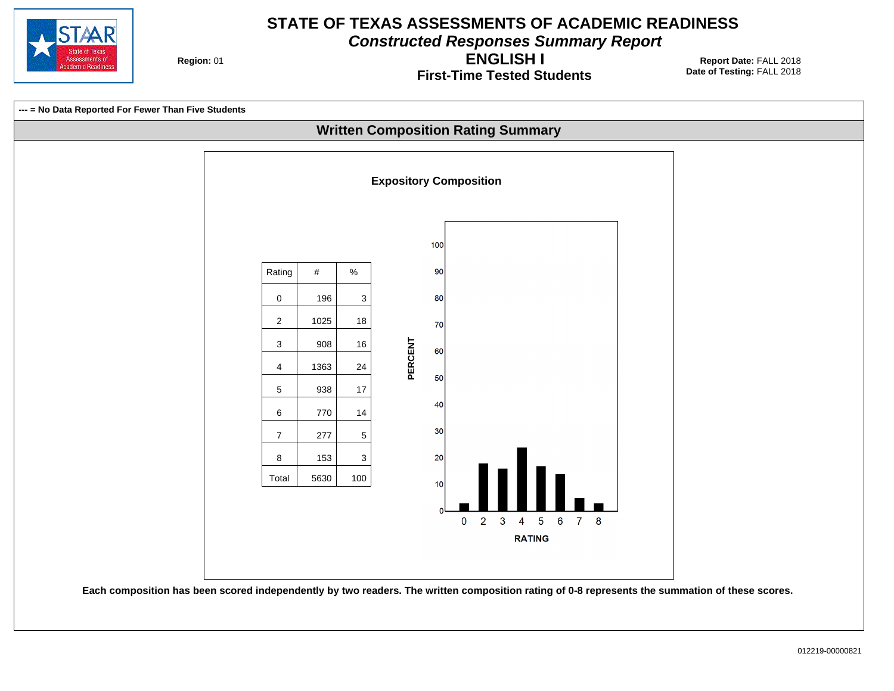# STATE OF TEXAS ASSESSMENTS OF ACADEMIC READINESS

***Constructed Responses Summary Report***

## ENGLISH I

### First-Time Tested Students

**Region:** 01

**Report Date:** FALL 2018
**Date of Testing:** FALL 2018

**--- = No Data Reported For Fewer Than Five Students**

## Written Composition Rating Summary

### Expository Composition

| Rating | # | % |
|---|---|---|
| 0 | 196 | 3 |
| 2 | 1025 | 18 |
| 3 | 908 | 16 |
| 4 | 1363 | 24 |
| 5 | 938 | 17 |
| 6 | 770 | 14 |
| 7 | 277 | 5 |
| 8 | 153 | 3 |
| Total | 5630 | 100 |

**Each composition has been scored independently by two readers. The written composition rating of 0-8 represents the summation of these scores.**

012219-00000821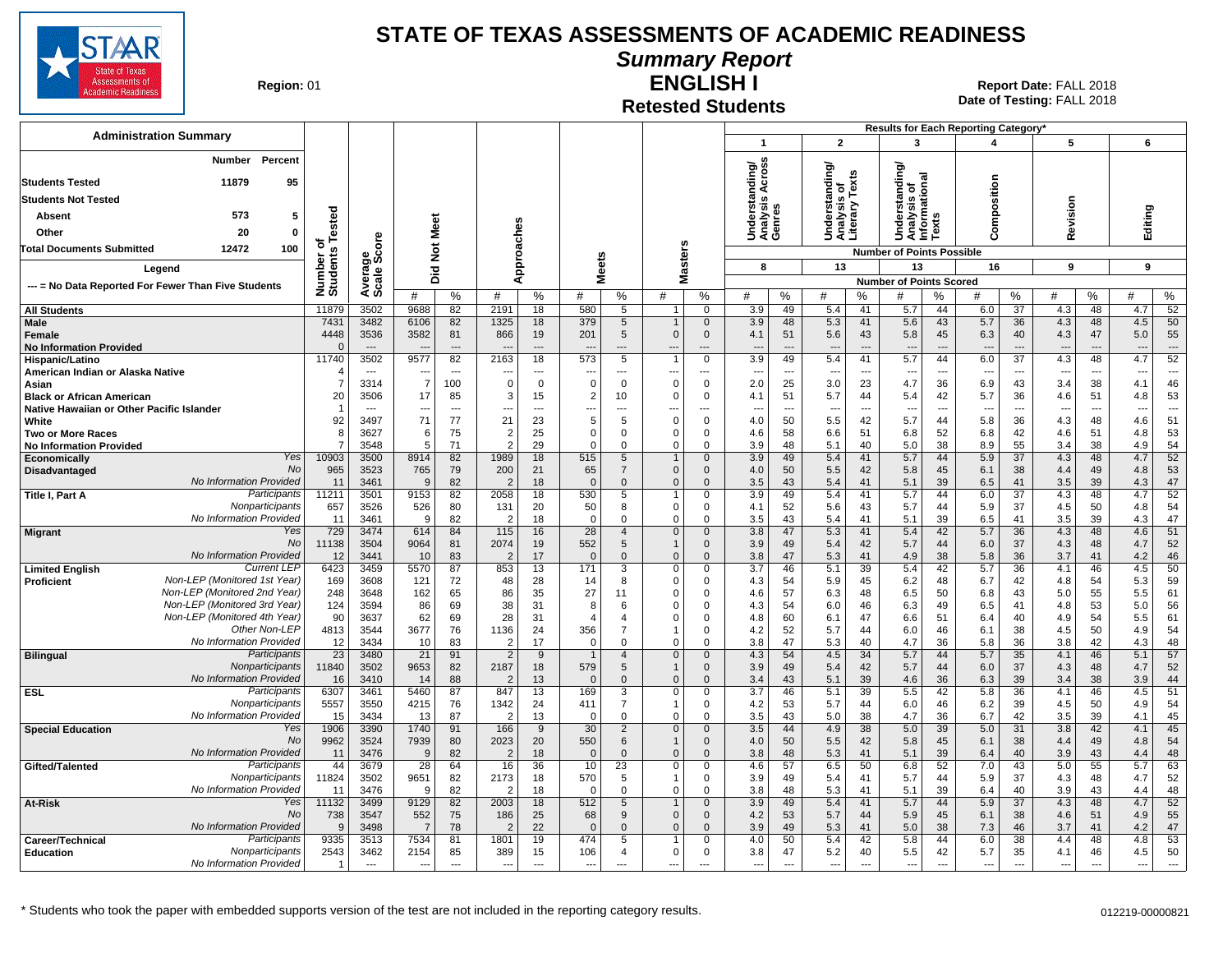# STATE OF TEXAS ASSESSMENTS OF ACADEMIC READINESS

## Summary Report

## ENGLISH I

## Retested Students

**Region:** 01

**Report Date:** FALL 2018
**Date of Testing:** FALL 2018

### Administration Summary

| | Number | Percent |
|---|---|---|
| Students Tested | 11879 | 95 |
| Students Not Tested | | |
| Absent | 573 | 5 |
| Other | 20 | 0 |
| Total Documents Submitted | 12472 | 100 |

Legend

--- = No Data Reported For Fewer Than Five Students

Results for Each Reporting Category*: 1 = Understanding/Analysis Across Genres (8 points possible); 2 = Understanding/Analysis of Literary Texts (13); 3 = Understanding/Analysis of Informational Texts (13); 4 = Composition (16); 5 = Revision (9); 6 = Editing (9). Values are Number of Points Scored.

| Group | | Number of Students Tested | Average Scale Score | Did Not Meet # | Did Not Meet % | Approaches # | Approaches % | Meets # | Meets % | Masters # | Masters % | 1 # | 1 % | 2 # | 2 % | 3 # | 3 % | 4 # | 4 % | 5 # | 5 % | 6 # | 6 % |
|---|---|---|---|---|---|---|---|---|---|---|---|---|---|---|---|---|---|---|---|---|---|---|---|
| All Students | | 11879 | 3502 | 9688 | 82 | 2191 | 18 | 580 | 5 | 1 | 0 | 3.9 | 49 | 5.4 | 41 | 5.7 | 44 | 6.0 | 37 | 4.3 | 48 | 4.7 | 52 |
| Male | | 7431 | 3482 | 6106 | 82 | 1325 | 18 | 379 | 5 | 1 | 0 | 3.9 | 48 | 5.3 | 41 | 5.6 | 43 | 5.7 | 36 | 4.3 | 48 | 4.5 | 50 |
| Female | | 4448 | 3536 | 3582 | 81 | 866 | 19 | 201 | 5 | 0 | 0 | 4.1 | 51 | 5.6 | 43 | 5.8 | 45 | 6.3 | 40 | 4.3 | 47 | 5.0 | 55 |
| No Information Provided | | 0 | --- | --- | --- | --- | --- | --- | --- | --- | --- | --- | --- | --- | --- | --- | --- | --- | --- | --- | --- | --- | --- |
| Hispanic/Latino | | 11740 | 3502 | 9577 | 82 | 2163 | 18 | 573 | 5 | 1 | 0 | 3.9 | 49 | 5.4 | 41 | 5.7 | 44 | 6.0 | 37 | 4.3 | 48 | 4.7 | 52 |
| American Indian or Alaska Native | | 4 | --- | --- | --- | --- | --- | --- | --- | --- | --- | --- | --- | --- | --- | --- | --- | --- | --- | --- | --- | --- | --- |
| Asian | | 7 | 3314 | 7 | 100 | 0 | 0 | 0 | 0 | 0 | 0 | 2.0 | 25 | 3.0 | 23 | 4.7 | 36 | 6.9 | 43 | 3.4 | 38 | 4.1 | 46 |
| Black or African American | | 20 | 3506 | 17 | 85 | 3 | 15 | 2 | 10 | 0 | 0 | 4.1 | 51 | 5.7 | 44 | 5.4 | 42 | 5.7 | 36 | 4.6 | 51 | 4.8 | 53 |
| Native Hawaiian or Other Pacific Islander | | 1 | --- | --- | --- | --- | --- | --- | --- | --- | --- | --- | --- | --- | --- | --- | --- | --- | --- | --- | --- | --- | --- |
| White | | 92 | 3497 | 71 | 77 | 21 | 23 | 5 | 5 | 0 | 0 | 4.0 | 50 | 5.5 | 42 | 5.7 | 44 | 5.8 | 36 | 4.3 | 48 | 4.6 | 51 |
| Two or More Races | | 8 | 3627 | 6 | 75 | 2 | 25 | 0 | 0 | 0 | 0 | 4.6 | 58 | 6.6 | 51 | 6.8 | 52 | 6.8 | 42 | 4.6 | 51 | 4.8 | 53 |
| No Information Provided | | 7 | 3548 | 5 | 71 | 2 | 29 | 0 | 0 | 0 | 0 | 3.9 | 48 | 5.1 | 40 | 5.0 | 38 | 8.9 | 55 | 3.4 | 38 | 4.9 | 54 |
| Economically Disadvantaged | Yes | 10903 | 3500 | 8914 | 82 | 1989 | 18 | 515 | 5 | 1 | 0 | 3.9 | 49 | 5.4 | 41 | 5.7 | 44 | 5.9 | 37 | 4.3 | 48 | 4.7 | 52 |
| | No | 965 | 3523 | 765 | 79 | 200 | 21 | 65 | 7 | 0 | 0 | 4.0 | 50 | 5.5 | 42 | 5.8 | 45 | 6.1 | 38 | 4.4 | 49 | 4.8 | 53 |
| | No Information Provided | 11 | 3461 | 9 | 82 | 2 | 18 | 0 | 0 | 0 | 0 | 3.5 | 43 | 5.4 | 41 | 5.1 | 39 | 6.5 | 41 | 3.5 | 39 | 4.3 | 47 |
| Title I, Part A | Participants | 11211 | 3501 | 9153 | 82 | 2058 | 18 | 530 | 5 | 1 | 0 | 3.9 | 49 | 5.4 | 41 | 5.7 | 44 | 6.0 | 37 | 4.3 | 48 | 4.7 | 52 |
| | Nonparticipants | 657 | 3526 | 526 | 80 | 131 | 20 | 50 | 8 | 0 | 0 | 4.1 | 52 | 5.6 | 43 | 5.7 | 44 | 5.9 | 37 | 4.5 | 50 | 4.8 | 54 |
| | No Information Provided | 11 | 3461 | 9 | 82 | 2 | 18 | 0 | 0 | 0 | 0 | 3.5 | 43 | 5.4 | 41 | 5.1 | 39 | 6.5 | 41 | 3.5 | 39 | 4.3 | 47 |
| Migrant | Yes | 729 | 3474 | 614 | 84 | 115 | 16 | 28 | 4 | 0 | 0 | 3.8 | 47 | 5.3 | 41 | 5.4 | 42 | 5.7 | 36 | 4.3 | 48 | 4.6 | 51 |
| | No | 11138 | 3504 | 9064 | 81 | 2074 | 19 | 552 | 5 | 1 | 0 | 3.9 | 49 | 5.4 | 42 | 5.7 | 44 | 6.0 | 37 | 4.3 | 48 | 4.7 | 52 |
| | No Information Provided | 12 | 3441 | 10 | 83 | 2 | 17 | 0 | 0 | 0 | 0 | 3.8 | 47 | 5.3 | 41 | 4.9 | 38 | 5.8 | 36 | 3.7 | 41 | 4.2 | 46 |
| Limited English Proficient | Current LEP | 6423 | 3459 | 5570 | 87 | 853 | 13 | 171 | 3 | 0 | 0 | 3.7 | 46 | 5.1 | 39 | 5.4 | 42 | 5.7 | 36 | 4.1 | 46 | 4.5 | 50 |
| | Non-LEP (Monitored 1st Year) | 169 | 3608 | 121 | 72 | 48 | 28 | 14 | 8 | 0 | 0 | 4.3 | 54 | 5.9 | 45 | 6.2 | 48 | 6.7 | 42 | 4.8 | 54 | 5.3 | 59 |
| | Non-LEP (Monitored 2nd Year) | 248 | 3648 | 162 | 65 | 86 | 35 | 27 | 11 | 0 | 0 | 4.6 | 57 | 6.3 | 48 | 6.5 | 50 | 6.8 | 43 | 5.0 | 55 | 5.5 | 61 |
| | Non-LEP (Monitored 3rd Year) | 124 | 3594 | 86 | 69 | 38 | 31 | 8 | 6 | 0 | 0 | 4.3 | 54 | 6.0 | 46 | 6.3 | 49 | 6.5 | 41 | 4.8 | 53 | 5.0 | 56 |
| | Non-LEP (Monitored 4th Year) | 90 | 3637 | 62 | 69 | 28 | 31 | 4 | 4 | 0 | 0 | 4.8 | 60 | 6.1 | 47 | 6.6 | 51 | 6.4 | 40 | 4.9 | 54 | 5.5 | 61 |
| | Other Non-LEP | 4813 | 3544 | 3677 | 76 | 1136 | 24 | 356 | 7 | 1 | 0 | 4.2 | 52 | 5.7 | 44 | 6.0 | 46 | 6.1 | 38 | 4.5 | 50 | 4.9 | 54 |
| | No Information Provided | 12 | 3434 | 10 | 83 | 2 | 17 | 0 | 0 | 0 | 0 | 3.8 | 47 | 5.3 | 40 | 4.7 | 36 | 5.8 | 36 | 3.8 | 42 | 4.3 | 48 |
| Bilingual | Participants | 23 | 3480 | 21 | 91 | 2 | 9 | 1 | 4 | 0 | 0 | 4.3 | 54 | 4.5 | 34 | 5.7 | 44 | 5.7 | 35 | 4.1 | 46 | 5.1 | 57 |
| | Nonparticipants | 11840 | 3502 | 9653 | 82 | 2187 | 18 | 579 | 5 | 1 | 0 | 3.9 | 49 | 5.4 | 42 | 5.7 | 44 | 6.0 | 37 | 4.3 | 48 | 4.7 | 52 |
| | No Information Provided | 16 | 3410 | 14 | 88 | 2 | 13 | 0 | 0 | 0 | 0 | 3.4 | 43 | 5.1 | 39 | 4.6 | 36 | 6.3 | 39 | 3.4 | 38 | 3.9 | 44 |
| ESL | Participants | 6307 | 3461 | 5460 | 87 | 847 | 13 | 169 | 3 | 0 | 0 | 3.7 | 46 | 5.1 | 39 | 5.5 | 42 | 5.8 | 36 | 4.1 | 46 | 4.5 | 51 |
| | Nonparticipants | 5557 | 3550 | 4215 | 76 | 1342 | 24 | 411 | 7 | 1 | 0 | 4.2 | 53 | 5.7 | 44 | 6.0 | 46 | 6.2 | 39 | 4.5 | 50 | 4.9 | 54 |
| | No Information Provided | 15 | 3434 | 13 | 87 | 2 | 13 | 0 | 0 | 0 | 0 | 3.5 | 43 | 5.0 | 38 | 4.7 | 36 | 6.7 | 42 | 3.5 | 39 | 4.1 | 45 |
| Special Education | Yes | 1906 | 3390 | 1740 | 91 | 166 | 9 | 30 | 2 | 0 | 0 | 3.5 | 44 | 4.9 | 38 | 5.0 | 39 | 5.0 | 31 | 3.8 | 42 | 4.1 | 45 |
| | No | 9962 | 3524 | 7939 | 80 | 2023 | 20 | 550 | 6 | 1 | 0 | 4.0 | 50 | 5.5 | 42 | 5.8 | 45 | 6.1 | 38 | 4.4 | 49 | 4.8 | 54 |
| | No Information Provided | 11 | 3476 | 9 | 82 | 2 | 18 | 0 | 0 | 0 | 0 | 3.8 | 48 | 5.3 | 41 | 5.1 | 39 | 6.4 | 40 | 3.9 | 43 | 4.4 | 48 |
| Gifted/Talented | Participants | 44 | 3679 | 28 | 64 | 16 | 36 | 10 | 23 | 0 | 0 | 4.6 | 57 | 6.5 | 50 | 6.8 | 52 | 7.0 | 43 | 5.0 | 55 | 5.7 | 63 |
| | Nonparticipants | 11824 | 3502 | 9651 | 82 | 2173 | 18 | 570 | 5 | 1 | 0 | 3.9 | 49 | 5.4 | 41 | 5.7 | 44 | 5.9 | 37 | 4.3 | 48 | 4.7 | 52 |
| | No Information Provided | 11 | 3476 | 9 | 82 | 2 | 18 | 0 | 0 | 0 | 0 | 3.8 | 48 | 5.3 | 41 | 5.1 | 39 | 6.4 | 40 | 3.9 | 43 | 4.4 | 48 |
| At-Risk | Yes | 11132 | 3499 | 9129 | 82 | 2003 | 18 | 512 | 5 | 1 | 0 | 3.9 | 49 | 5.4 | 41 | 5.7 | 44 | 5.9 | 37 | 4.3 | 48 | 4.7 | 52 |
| | No | 738 | 3547 | 552 | 75 | 186 | 25 | 68 | 9 | 0 | 0 | 4.2 | 53 | 5.7 | 44 | 5.9 | 45 | 6.1 | 38 | 4.6 | 51 | 4.9 | 55 |
| | No Information Provided | 9 | 3498 | 7 | 78 | 2 | 22 | 0 | 0 | 0 | 0 | 3.9 | 49 | 5.3 | 41 | 5.0 | 38 | 7.3 | 46 | 3.7 | 41 | 4.2 | 47 |
| Career/Technical Education | Participants | 9335 | 3513 | 7534 | 81 | 1801 | 19 | 474 | 5 | 1 | 0 | 4.0 | 50 | 5.4 | 42 | 5.8 | 44 | 6.0 | 38 | 4.4 | 48 | 4.8 | 53 |
| | Nonparticipants | 2543 | 3462 | 2154 | 85 | 389 | 15 | 106 | 4 | 0 | 0 | 3.8 | 47 | 5.2 | 40 | 5.5 | 42 | 5.7 | 35 | 4.1 | 46 | 4.5 | 50 |
| | No Information Provided | 1 | --- | --- | --- | --- | --- | --- | --- | --- | --- | --- | --- | --- | --- | --- | --- | --- | --- | --- | --- | --- | --- |

\* Students who took the paper with embedded supports version of the test are not included in the reporting category results.

012219-00000821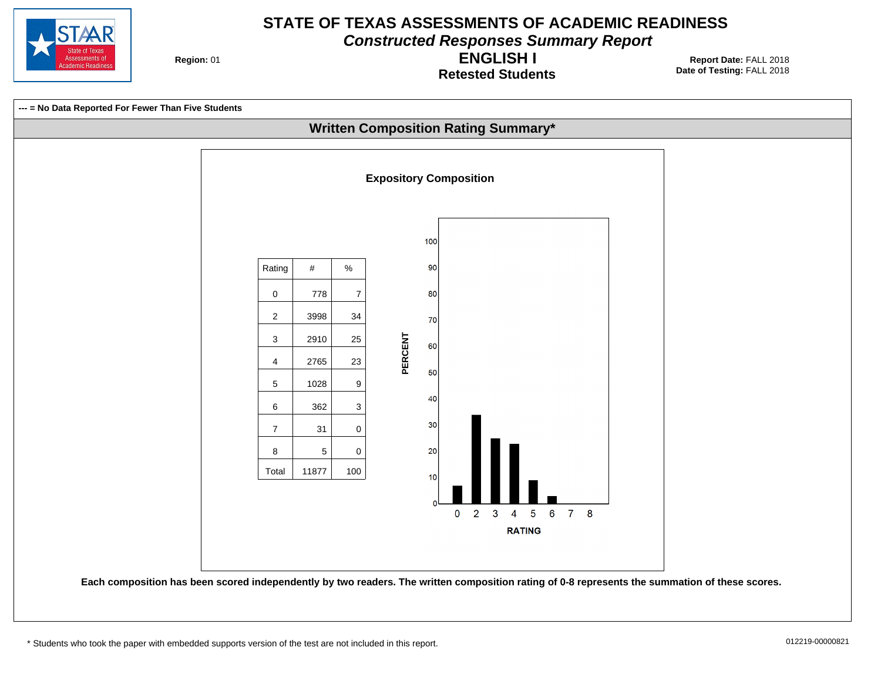# STATE OF TEXAS ASSESSMENTS OF ACADEMIC READINESS

## *Constructed Responses Summary Report*

## ENGLISH I

### Retested Students

**Region:** 01

**Report Date:** FALL 2018
**Date of Testing:** FALL 2018

**--- = No Data Reported For Fewer Than Five Students**

## Written Composition Rating Summary*

### Expository Composition

| Rating | # | % |
|---|---|---|
| 0 | 778 | 7 |
| 2 | 3998 | 34 |
| 3 | 2910 | 25 |
| 4 | 2765 | 23 |
| 5 | 1028 | 9 |
| 6 | 362 | 3 |
| 7 | 31 | 0 |
| 8 | 5 | 0 |
| Total | 11877 | 100 |

**Each composition has been scored independently by two readers. The written composition rating of 0-8 represents the summation of these scores.**

* Students who took the paper with embedded supports version of the test are not included in this report.

012219-00000821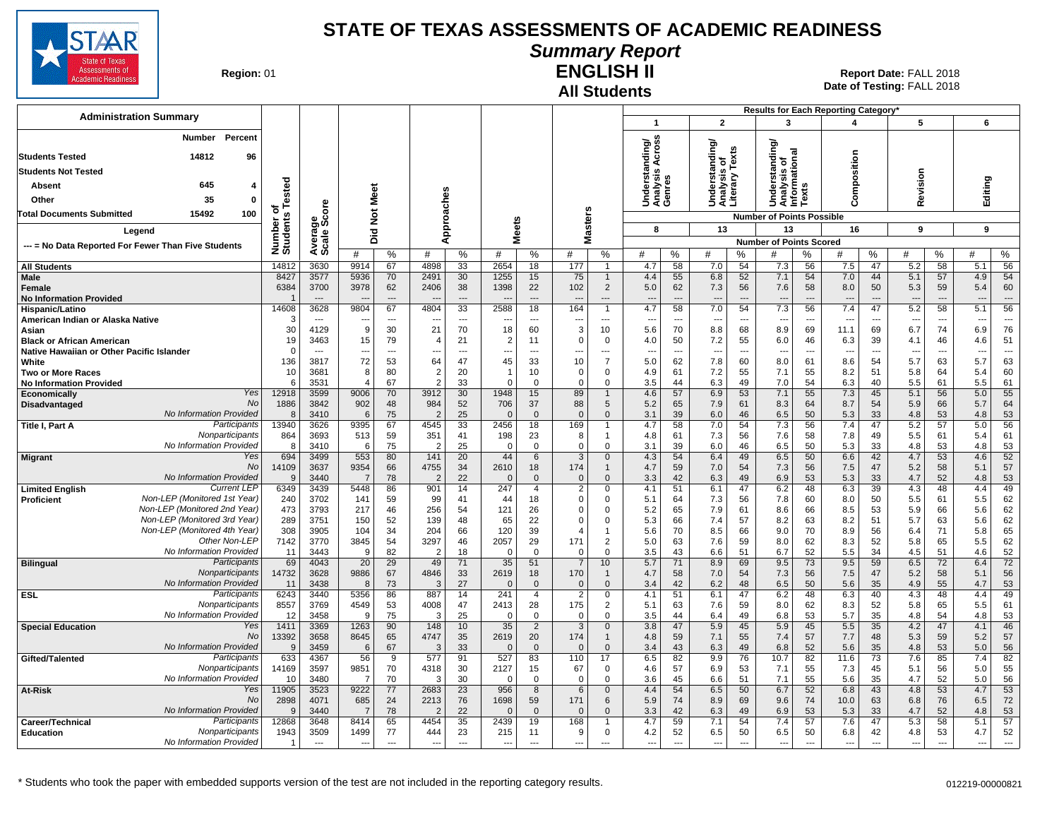# STATE OF TEXAS ASSESSMENTS OF ACADEMIC READINESS

## Summary Report

## ENGLISH II

## All Students

**Region:** 01

**Report Date:** FALL 2018
**Date of Testing:** FALL 2018

### Administration Summary

| | Number | Percent |
|---|---|---|
| Students Tested | 14812 | 96 |
| Students Not Tested | | |
| Absent | 645 | 4 |
| Other | 35 | 0 |
| Total Documents Submitted | 15492 | 100 |

Legend: --- = No Data Reported For Fewer Than Five Students

Results for Each Reporting Category*: 1 = Understanding/Analysis Across Genres (8 points possible); 2 = Understanding/Analysis of Literary Texts (13); 3 = Understanding/Analysis of Informational Texts (13); 4 = Composition (16); 5 = Revision (9); 6 = Editing (9)

| Group | | Number of Students Tested | Average Scale Score | Did Not Meet # | Did Not Meet % | Approaches # | Approaches % | Meets # | Meets % | Masters # | Masters % | Cat 1 # | Cat 1 % | Cat 2 # | Cat 2 % | Cat 3 # | Cat 3 % | Cat 4 # | Cat 4 % | Cat 5 # | Cat 5 % | Cat 6 # | Cat 6 % |
|---|---|---|---|---|---|---|---|---|---|---|---|---|---|---|---|---|---|---|---|---|---|---|---|
| All Students | | 14812 | 3630 | 9914 | 67 | 4898 | 33 | 2654 | 18 | 177 | 1 | 4.7 | 58 | 7.0 | 54 | 7.3 | 56 | 7.5 | 47 | 5.2 | 58 | 5.1 | 56 |
| Male | | 8427 | 3577 | 5936 | 70 | 2491 | 30 | 1255 | 15 | 75 | 1 | 4.4 | 55 | 6.8 | 52 | 7.1 | 54 | 7.0 | 44 | 5.1 | 57 | 4.9 | 54 |
| Female | | 6384 | 3700 | 3978 | 62 | 2406 | 38 | 1398 | 22 | 102 | 2 | 5.0 | 62 | 7.3 | 56 | 7.6 | 58 | 8.0 | 50 | 5.3 | 59 | 5.4 | 60 |
| No Information Provided | | 1 | --- | --- | --- | --- | --- | --- | --- | --- | --- | --- | --- | --- | --- | --- | --- | --- | --- | --- | --- | --- | --- |
| Hispanic/Latino | | 14608 | 3628 | 9804 | 67 | 4804 | 33 | 2588 | 18 | 164 | 1 | 4.7 | 58 | 7.0 | 54 | 7.3 | 56 | 7.4 | 47 | 5.2 | 58 | 5.1 | 56 |
| American Indian or Alaska Native | | 3 | --- | --- | --- | --- | --- | --- | --- | --- | --- | --- | --- | --- | --- | --- | --- | --- | --- | --- | --- | --- | --- |
| Asian | | 30 | 4129 | 9 | 30 | 21 | 70 | 18 | 60 | 3 | 10 | 5.6 | 70 | 8.8 | 68 | 8.9 | 69 | 11.1 | 69 | 6.7 | 74 | 6.9 | 76 |
| Black or African American | | 19 | 3463 | 15 | 79 | 4 | 21 | 2 | 11 | 0 | 0 | 4.0 | 50 | 7.2 | 55 | 6.0 | 46 | 6.3 | 39 | 4.1 | 46 | 4.6 | 51 |
| Native Hawaiian or Other Pacific Islander | | 0 | --- | --- | --- | --- | --- | --- | --- | --- | --- | --- | --- | --- | --- | --- | --- | --- | --- | --- | --- | --- | --- |
| White | | 136 | 3817 | 72 | 53 | 64 | 47 | 45 | 33 | 10 | 7 | 5.0 | 62 | 7.8 | 60 | 8.0 | 61 | 8.6 | 54 | 5.7 | 63 | 5.7 | 63 |
| Two or More Races | | 10 | 3681 | 8 | 80 | 2 | 20 | 1 | 10 | 0 | 0 | 4.9 | 61 | 7.2 | 55 | 7.1 | 55 | 8.2 | 51 | 5.8 | 64 | 5.4 | 60 |
| No Information Provided | | 6 | 3531 | 4 | 67 | 2 | 33 | 0 | 0 | 0 | 0 | 3.5 | 44 | 6.3 | 49 | 7.0 | 54 | 6.3 | 40 | 5.5 | 61 | 5.5 | 61 |
| Economically Disadvantaged | Yes | 12918 | 3599 | 9006 | 70 | 3912 | 30 | 1948 | 15 | 89 | 1 | 4.6 | 57 | 6.9 | 53 | 7.1 | 55 | 7.3 | 45 | 5.1 | 56 | 5.0 | 55 |
| | No | 1886 | 3842 | 902 | 48 | 984 | 52 | 706 | 37 | 88 | 5 | 5.2 | 65 | 7.9 | 61 | 8.3 | 64 | 8.7 | 54 | 5.9 | 66 | 5.7 | 64 |
| | No Information Provided | 8 | 3410 | 6 | 75 | 2 | 25 | 0 | 0 | 0 | 0 | 3.1 | 39 | 6.0 | 46 | 6.5 | 50 | 5.3 | 33 | 4.8 | 53 | 4.8 | 53 |
| Title I, Part A | Participants | 13940 | 3626 | 9395 | 67 | 4545 | 33 | 2456 | 18 | 169 | 1 | 4.7 | 58 | 7.0 | 54 | 7.3 | 56 | 7.4 | 47 | 5.2 | 57 | 5.0 | 56 |
| | Nonparticipants | 864 | 3693 | 513 | 59 | 351 | 41 | 198 | 23 | 8 | 1 | 4.8 | 61 | 7.3 | 56 | 7.6 | 58 | 7.8 | 49 | 5.5 | 61 | 5.4 | 61 |
| | No Information Provided | 8 | 3410 | 6 | 75 | 2 | 25 | 0 | 0 | 0 | 0 | 3.1 | 39 | 6.0 | 46 | 6.5 | 50 | 5.3 | 33 | 4.8 | 53 | 4.8 | 53 |
| Migrant | Yes | 694 | 3499 | 553 | 80 | 141 | 20 | 44 | 6 | 3 | 0 | 4.3 | 54 | 6.4 | 49 | 6.5 | 50 | 6.6 | 42 | 4.7 | 53 | 4.6 | 52 |
| | No | 14109 | 3637 | 9354 | 66 | 4755 | 34 | 2610 | 18 | 174 | 1 | 4.7 | 59 | 7.0 | 54 | 7.3 | 56 | 7.5 | 47 | 5.2 | 58 | 5.1 | 57 |
| | No Information Provided | 9 | 3440 | 7 | 78 | 2 | 22 | 0 | 0 | 0 | 0 | 3.3 | 42 | 6.3 | 49 | 6.9 | 53 | 5.3 | 33 | 4.7 | 52 | 4.8 | 53 |
| Limited English Proficient | Current LEP | 6349 | 3439 | 5448 | 86 | 901 | 14 | 247 | 4 | 2 | 0 | 4.1 | 51 | 6.1 | 47 | 6.2 | 48 | 6.3 | 39 | 4.3 | 48 | 4.4 | 49 |
| | Non-LEP (Monitored 1st Year) | 240 | 3702 | 141 | 59 | 99 | 41 | 44 | 18 | 0 | 0 | 5.1 | 64 | 7.3 | 56 | 7.8 | 60 | 8.0 | 50 | 5.5 | 61 | 5.5 | 62 |
| | Non-LEP (Monitored 2nd Year) | 473 | 3793 | 217 | 46 | 256 | 54 | 121 | 26 | 0 | 0 | 5.2 | 65 | 7.9 | 61 | 8.6 | 66 | 8.5 | 53 | 5.9 | 66 | 5.6 | 62 |
| | Non-LEP (Monitored 3rd Year) | 289 | 3751 | 150 | 52 | 139 | 48 | 65 | 22 | 0 | 0 | 5.3 | 66 | 7.4 | 57 | 8.2 | 63 | 8.2 | 51 | 5.7 | 63 | 5.6 | 62 |
| | Non-LEP (Monitored 4th Year) | 308 | 3905 | 104 | 34 | 204 | 66 | 120 | 39 | 4 | 1 | 5.6 | 70 | 8.5 | 66 | 9.0 | 70 | 8.9 | 56 | 6.4 | 71 | 5.8 | 65 |
| | Other Non-LEP | 7142 | 3770 | 3845 | 54 | 3297 | 46 | 2057 | 29 | 171 | 2 | 5.0 | 63 | 7.6 | 59 | 8.0 | 62 | 8.3 | 52 | 5.8 | 65 | 5.5 | 62 |
| | No Information Provided | 11 | 3443 | 9 | 82 | 2 | 18 | 0 | 0 | 0 | 0 | 3.5 | 43 | 6.6 | 51 | 6.7 | 52 | 5.5 | 34 | 4.5 | 51 | 4.6 | 52 |
| Bilingual | Participants | 69 | 4043 | 20 | 29 | 49 | 71 | 35 | 51 | 7 | 10 | 5.7 | 71 | 8.9 | 69 | 9.5 | 73 | 9.5 | 59 | 6.5 | 72 | 6.4 | 72 |
| | Nonparticipants | 14732 | 3628 | 9886 | 67 | 4846 | 33 | 2619 | 18 | 170 | 1 | 4.7 | 58 | 7.0 | 54 | 7.3 | 56 | 7.5 | 47 | 5.2 | 58 | 5.1 | 56 |
| | No Information Provided | 11 | 3438 | 8 | 73 | 3 | 27 | 0 | 0 | 0 | 0 | 3.4 | 42 | 6.2 | 48 | 6.5 | 50 | 5.6 | 35 | 4.9 | 55 | 4.7 | 53 |
| ESL | Participants | 6243 | 3440 | 5356 | 86 | 887 | 14 | 241 | 4 | 2 | 0 | 4.1 | 51 | 6.1 | 47 | 6.2 | 48 | 6.3 | 40 | 4.3 | 48 | 4.4 | 49 |
| | Nonparticipants | 8557 | 3769 | 4549 | 53 | 4008 | 47 | 2413 | 28 | 175 | 2 | 5.1 | 63 | 7.6 | 59 | 8.0 | 62 | 8.3 | 52 | 5.8 | 65 | 5.5 | 61 |
| | No Information Provided | 12 | 3458 | 9 | 75 | 3 | 25 | 0 | 0 | 0 | 0 | 3.5 | 44 | 6.4 | 49 | 6.8 | 53 | 5.7 | 35 | 4.8 | 54 | 4.8 | 53 |
| Special Education | Yes | 1411 | 3369 | 1263 | 90 | 148 | 10 | 35 | 2 | 3 | 0 | 3.8 | 47 | 5.9 | 45 | 5.9 | 45 | 5.5 | 35 | 4.2 | 47 | 4.1 | 46 |
| | No | 13392 | 3658 | 8645 | 65 | 4747 | 35 | 2619 | 20 | 174 | 1 | 4.8 | 59 | 7.1 | 55 | 7.4 | 57 | 7.7 | 48 | 5.3 | 59 | 5.2 | 57 |
| | No Information Provided | 9 | 3459 | 6 | 67 | 3 | 33 | 0 | 0 | 0 | 0 | 3.4 | 43 | 6.3 | 49 | 6.8 | 52 | 5.6 | 35 | 4.8 | 53 | 5.0 | 56 |
| Gifted/Talented | Participants | 633 | 4367 | 56 | 9 | 577 | 91 | 527 | 83 | 110 | 17 | 6.5 | 82 | 9.9 | 76 | 10.7 | 82 | 11.6 | 73 | 7.6 | 85 | 7.4 | 82 |
| | Nonparticipants | 14169 | 3597 | 9851 | 70 | 4318 | 30 | 2127 | 15 | 67 | 0 | 4.6 | 57 | 6.9 | 53 | 7.1 | 55 | 7.3 | 45 | 5.1 | 56 | 5.0 | 55 |
| | No Information Provided | 10 | 3480 | 7 | 70 | 3 | 30 | 0 | 0 | 0 | 0 | 3.6 | 45 | 6.6 | 51 | 7.1 | 55 | 5.6 | 35 | 4.7 | 52 | 5.0 | 56 |
| At-Risk | Yes | 11905 | 3523 | 9222 | 77 | 2683 | 23 | 956 | 8 | 6 | 0 | 4.4 | 54 | 6.5 | 50 | 6.7 | 52 | 6.8 | 43 | 4.8 | 53 | 4.7 | 53 |
| | No | 2898 | 4071 | 685 | 24 | 2213 | 76 | 1698 | 59 | 171 | 6 | 5.9 | 74 | 8.9 | 69 | 9.6 | 74 | 10.0 | 63 | 6.8 | 76 | 6.5 | 72 |
| | No Information Provided | 9 | 3440 | 7 | 78 | 2 | 22 | 0 | 0 | 0 | 0 | 3.3 | 42 | 6.3 | 49 | 6.9 | 53 | 5.3 | 33 | 4.7 | 52 | 4.8 | 53 |
| Career/Technical Education | Participants | 12868 | 3648 | 8414 | 65 | 4454 | 35 | 2439 | 19 | 168 | 1 | 4.7 | 59 | 7.1 | 54 | 7.4 | 57 | 7.6 | 47 | 5.3 | 58 | 5.1 | 57 |
| | Nonparticipants | 1943 | 3509 | 1499 | 77 | 444 | 23 | 215 | 11 | 9 | 0 | 4.2 | 52 | 6.5 | 50 | 6.5 | 50 | 6.8 | 42 | 4.8 | 53 | 4.7 | 52 |
| | No Information Provided | 1 | --- | --- | --- | --- | --- | --- | --- | --- | --- | --- | --- | --- | --- | --- | --- | --- | --- | --- | --- | --- | --- |

\* Students who took the paper with embedded supports version of the test are not included in the reporting category results.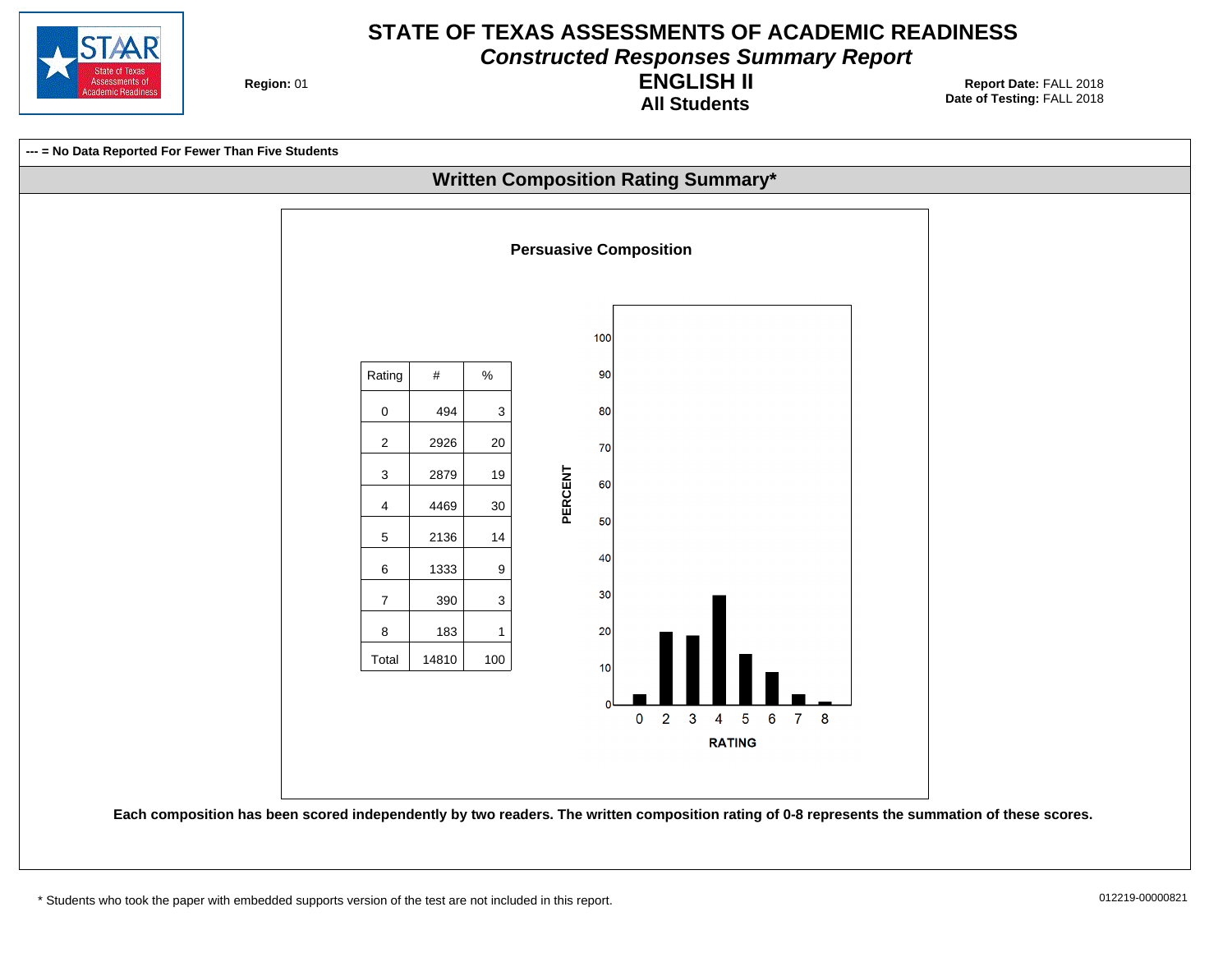# STATE OF TEXAS ASSESSMENTS OF ACADEMIC READINESS

## *Constructed Responses Summary Report*

## ENGLISH II

### All Students

**Region:** 01

**Report Date:** FALL 2018
**Date of Testing:** FALL 2018

**--- = No Data Reported For Fewer Than Five Students**

## Written Composition Rating Summary*

### Persuasive Composition

| Rating | # | % |
|---|---|---|
| 0 | 494 | 3 |
| 2 | 2926 | 20 |
| 3 | 2879 | 19 |
| 4 | 4469 | 30 |
| 5 | 2136 | 14 |
| 6 | 1333 | 9 |
| 7 | 390 | 3 |
| 8 | 183 | 1 |
| Total | 14810 | 100 |

**Each composition has been scored independently by two readers. The written composition rating of 0-8 represents the summation of these scores.**

* Students who took the paper with embedded supports version of the test are not included in this report.

012219-00000821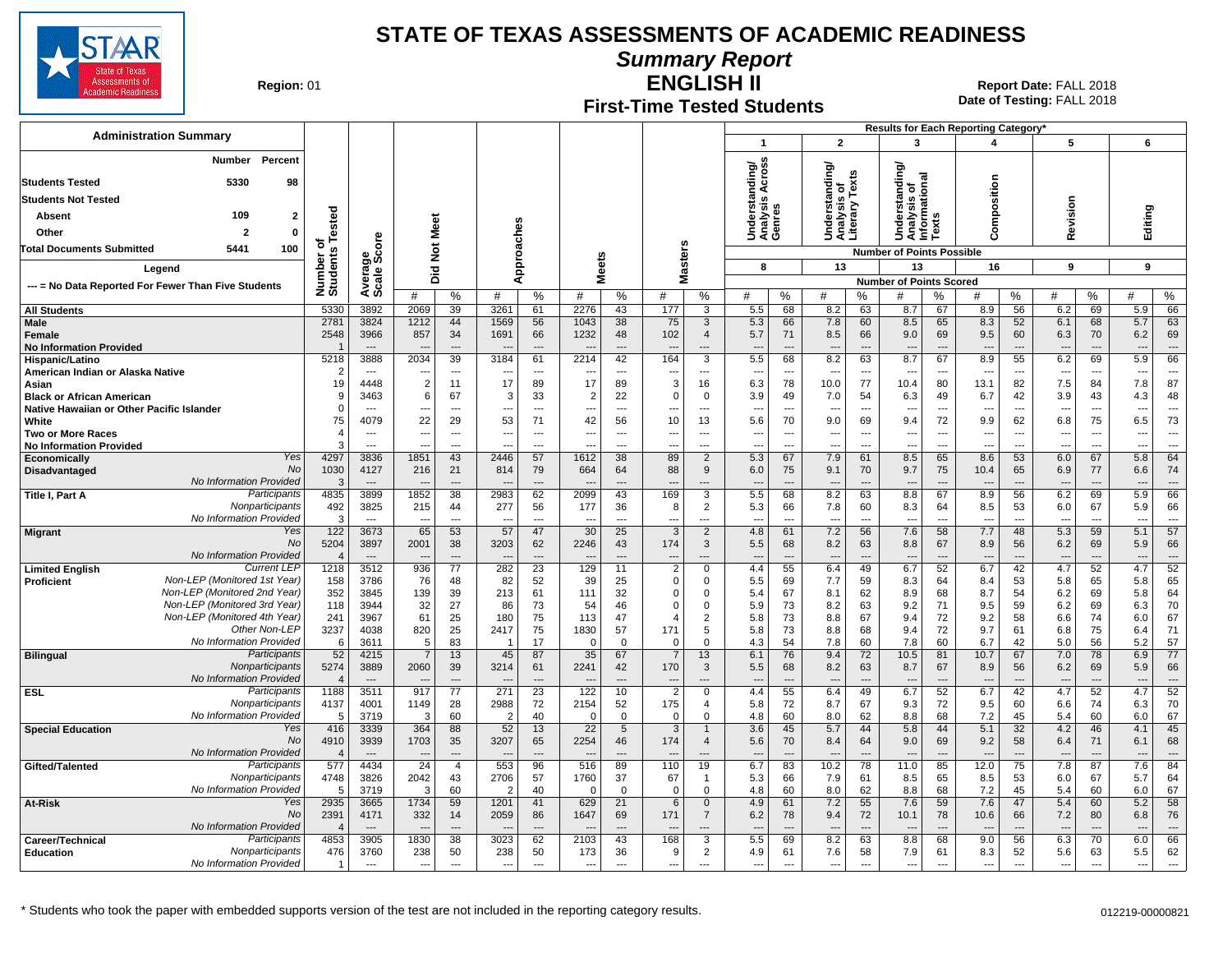# STATE OF TEXAS ASSESSMENTS OF ACADEMIC READINESS

## Summary Report

## ENGLISH II

## First-Time Tested Students

**Region:** 01

**Report Date:** FALL 2018
**Date of Testing:** FALL 2018

### Administration Summary

| | Number | Percent |
|---|---|---|
| Students Tested | 5330 | 98 |
| Students Not Tested | | |
| Absent | 109 | 2 |
| Other | 2 | 0 |
| Total Documents Submitted | 5441 | 100 |

Legend: --- = No Data Reported For Fewer Than Five Students

Results for Each Reporting Category*: 1 = Understanding/Analysis Across Genres (8 points possible); 2 = Understanding/Analysis of Literary Texts (13 points possible); 3 = Understanding/Analysis of Informational Texts (13 points possible); 4 = Composition (16 points possible); 5 = Revision (9 points possible); 6 = Editing (9 points possible). Values shown are Number of Points Scored (#) and %.

| Group | | Number of Students Tested | Average Scale Score | Did Not Meet # | Did Not Meet % | Approaches # | Approaches % | Meets # | Meets % | Masters # | Masters % | 1 # | 1 % | 2 # | 2 % | 3 # | 3 % | 4 # | 4 % | 5 # | 5 % | 6 # | 6 % |
|---|---|---|---|---|---|---|---|---|---|---|---|---|---|---|---|---|---|---|---|---|---|---|---|
| All Students | | 5330 | 3892 | 2069 | 39 | 3261 | 61 | 2276 | 43 | 177 | 3 | 5.5 | 68 | 8.2 | 63 | 8.7 | 67 | 8.9 | 56 | 6.2 | 69 | 5.9 | 66 |
| Male | | 2781 | 3824 | 1212 | 44 | 1569 | 56 | 1043 | 38 | 75 | 3 | 5.3 | 66 | 7.8 | 60 | 8.5 | 65 | 8.3 | 52 | 6.1 | 68 | 5.7 | 63 |
| Female | | 2548 | 3966 | 857 | 34 | 1691 | 66 | 1232 | 48 | 102 | 4 | 5.7 | 71 | 8.5 | 66 | 9.0 | 69 | 9.5 | 60 | 6.3 | 70 | 6.2 | 69 |
| No Information Provided | | 1 | --- | --- | --- | --- | --- | --- | --- | --- | --- | --- | --- | --- | --- | --- | --- | --- | --- | --- | --- | --- | --- |
| Hispanic/Latino | | 5218 | 3888 | 2034 | 39 | 3184 | 61 | 2214 | 42 | 164 | 3 | 5.5 | 68 | 8.2 | 63 | 8.7 | 67 | 8.9 | 55 | 6.2 | 69 | 5.9 | 66 |
| American Indian or Alaska Native | | 2 | --- | --- | --- | --- | --- | --- | --- | --- | --- | --- | --- | --- | --- | --- | --- | --- | --- | --- | --- | --- | --- |
| Asian | | 19 | 4448 | 2 | 11 | 17 | 89 | 17 | 89 | 3 | 16 | 6.3 | 78 | 10.0 | 77 | 10.4 | 80 | 13.1 | 82 | 7.5 | 84 | 7.8 | 87 |
| Black or African American | | 9 | 3463 | 6 | 67 | 3 | 33 | 2 | 22 | 0 | 0 | 3.9 | 49 | 7.0 | 54 | 6.3 | 49 | 6.7 | 42 | 3.9 | 43 | 4.3 | 48 |
| Native Hawaiian or Other Pacific Islander | | 0 | --- | --- | --- | --- | --- | --- | --- | --- | --- | --- | --- | --- | --- | --- | --- | --- | --- | --- | --- | --- | --- |
| White | | 75 | 4079 | 22 | 29 | 53 | 71 | 42 | 56 | 10 | 13 | 5.6 | 70 | 9.0 | 69 | 9.4 | 72 | 9.9 | 62 | 6.8 | 75 | 6.5 | 73 |
| Two or More Races | | 4 | --- | --- | --- | --- | --- | --- | --- | --- | --- | --- | --- | --- | --- | --- | --- | --- | --- | --- | --- | --- | --- |
| No Information Provided | | 3 | --- | --- | --- | --- | --- | --- | --- | --- | --- | --- | --- | --- | --- | --- | --- | --- | --- | --- | --- | --- | --- |
| Economically Disadvantaged | Yes | 4297 | 3836 | 1851 | 43 | 2446 | 57 | 1612 | 38 | 89 | 2 | 5.3 | 67 | 7.9 | 61 | 8.5 | 65 | 8.6 | 53 | 6.0 | 67 | 5.8 | 64 |
| | No | 1030 | 4127 | 216 | 21 | 814 | 79 | 664 | 64 | 88 | 9 | 6.0 | 75 | 9.1 | 70 | 9.7 | 75 | 10.4 | 65 | 6.9 | 77 | 6.6 | 74 |
| | No Information Provided | 3 | --- | --- | --- | --- | --- | --- | --- | --- | --- | --- | --- | --- | --- | --- | --- | --- | --- | --- | --- | --- | --- |
| Title I, Part A | Participants | 4835 | 3899 | 1852 | 38 | 2983 | 62 | 2099 | 43 | 169 | 3 | 5.5 | 68 | 8.2 | 63 | 8.8 | 67 | 8.9 | 56 | 6.2 | 69 | 5.9 | 66 |
| | Nonparticipants | 492 | 3825 | 215 | 44 | 277 | 56 | 177 | 36 | 8 | 2 | 5.3 | 66 | 7.8 | 60 | 8.3 | 64 | 8.5 | 53 | 6.0 | 67 | 5.9 | 66 |
| | No Information Provided | 3 | --- | --- | --- | --- | --- | --- | --- | --- | --- | --- | --- | --- | --- | --- | --- | --- | --- | --- | --- | --- | --- |
| Migrant | Yes | 122 | 3673 | 65 | 53 | 57 | 47 | 30 | 25 | 3 | 2 | 4.8 | 61 | 7.2 | 56 | 7.6 | 58 | 7.7 | 48 | 5.3 | 59 | 5.1 | 57 |
| | No | 5204 | 3897 | 2001 | 38 | 3203 | 62 | 2246 | 43 | 174 | 3 | 5.5 | 68 | 8.2 | 63 | 8.8 | 67 | 8.9 | 56 | 6.2 | 69 | 5.9 | 66 |
| | No Information Provided | 4 | --- | --- | --- | --- | --- | --- | --- | --- | --- | --- | --- | --- | --- | --- | --- | --- | --- | --- | --- | --- | --- |
| Limited English Proficient | Current LEP | 1218 | 3512 | 936 | 77 | 282 | 23 | 129 | 11 | 2 | 0 | 4.4 | 55 | 6.4 | 49 | 6.7 | 52 | 6.7 | 42 | 4.7 | 52 | 4.7 | 52 |
| | Non-LEP (Monitored 1st Year) | 158 | 3786 | 76 | 48 | 82 | 52 | 39 | 25 | 0 | 0 | 5.5 | 69 | 7.7 | 59 | 8.3 | 64 | 8.4 | 53 | 5.8 | 65 | 5.8 | 65 |
| | Non-LEP (Monitored 2nd Year) | 352 | 3845 | 139 | 39 | 213 | 61 | 111 | 32 | 0 | 0 | 5.4 | 67 | 8.1 | 62 | 8.9 | 68 | 8.7 | 54 | 6.2 | 69 | 5.8 | 64 |
| | Non-LEP (Monitored 3rd Year) | 118 | 3944 | 32 | 27 | 86 | 73 | 54 | 46 | 0 | 0 | 5.9 | 73 | 8.2 | 63 | 9.2 | 71 | 9.5 | 59 | 6.2 | 69 | 6.3 | 70 |
| | Non-LEP (Monitored 4th Year) | 241 | 3967 | 61 | 25 | 180 | 75 | 113 | 47 | 4 | 2 | 5.8 | 73 | 8.8 | 67 | 9.4 | 72 | 9.2 | 58 | 6.6 | 74 | 6.0 | 67 |
| | Other Non-LEP | 3237 | 4038 | 820 | 25 | 2417 | 75 | 1830 | 57 | 171 | 5 | 5.8 | 73 | 8.8 | 68 | 9.4 | 72 | 9.7 | 61 | 6.8 | 75 | 6.4 | 71 |
| | No Information Provided | 6 | 3611 | 5 | 83 | 1 | 17 | 0 | 0 | 0 | 0 | 4.3 | 54 | 7.8 | 60 | 7.8 | 60 | 6.7 | 42 | 5.0 | 56 | 5.2 | 57 |
| Bilingual | Participants | 52 | 4215 | 7 | 13 | 45 | 87 | 35 | 67 | 7 | 13 | 6.1 | 76 | 9.4 | 72 | 10.5 | 81 | 10.7 | 67 | 7.0 | 78 | 6.9 | 77 |
| | Nonparticipants | 5274 | 3889 | 2060 | 39 | 3214 | 61 | 2241 | 42 | 170 | 3 | 5.5 | 68 | 8.2 | 63 | 8.7 | 67 | 8.9 | 56 | 6.2 | 69 | 5.9 | 66 |
| | No Information Provided | 4 | --- | --- | --- | --- | --- | --- | --- | --- | --- | --- | --- | --- | --- | --- | --- | --- | --- | --- | --- | --- | --- |
| ESL | Participants | 1188 | 3511 | 917 | 77 | 271 | 23 | 122 | 10 | 2 | 0 | 4.4 | 55 | 6.4 | 49 | 6.7 | 52 | 6.7 | 42 | 4.7 | 52 | 4.7 | 52 |
| | Nonparticipants | 4137 | 4001 | 1149 | 28 | 2988 | 72 | 2154 | 52 | 175 | 4 | 5.8 | 72 | 8.7 | 67 | 9.3 | 72 | 9.5 | 60 | 6.6 | 74 | 6.3 | 70 |
| | No Information Provided | 5 | 3719 | 3 | 60 | 2 | 40 | 0 | 0 | 0 | 0 | 4.8 | 60 | 8.0 | 62 | 8.8 | 68 | 7.2 | 45 | 5.4 | 60 | 6.0 | 67 |
| Special Education | Yes | 416 | 3339 | 364 | 88 | 52 | 13 | 22 | 5 | 3 | 1 | 3.6 | 45 | 5.7 | 44 | 5.8 | 44 | 5.1 | 32 | 4.2 | 46 | 4.1 | 45 |
| | No | 4910 | 3939 | 1703 | 35 | 3207 | 65 | 2254 | 46 | 174 | 4 | 5.6 | 70 | 8.4 | 64 | 9.0 | 69 | 9.2 | 58 | 6.4 | 71 | 6.1 | 68 |
| | No Information Provided | 4 | --- | --- | --- | --- | --- | --- | --- | --- | --- | --- | --- | --- | --- | --- | --- | --- | --- | --- | --- | --- | --- |
| Gifted/Talented | Participants | 577 | 4434 | 24 | 4 | 553 | 96 | 516 | 89 | 110 | 19 | 6.7 | 83 | 10.2 | 78 | 11.0 | 85 | 12.0 | 75 | 7.8 | 87 | 7.6 | 84 |
| | Nonparticipants | 4748 | 3826 | 2042 | 43 | 2706 | 57 | 1760 | 37 | 67 | 1 | 5.3 | 66 | 7.9 | 61 | 8.5 | 65 | 8.5 | 53 | 6.0 | 67 | 5.7 | 64 |
| | No Information Provided | 5 | 3719 | 3 | 60 | 2 | 40 | 0 | 0 | 0 | 0 | 4.8 | 60 | 8.0 | 62 | 8.8 | 68 | 7.2 | 45 | 5.4 | 60 | 6.0 | 67 |
| At-Risk | Yes | 2935 | 3665 | 1734 | 59 | 1201 | 41 | 629 | 21 | 6 | 0 | 4.9 | 61 | 7.2 | 55 | 7.6 | 59 | 7.6 | 47 | 5.4 | 60 | 5.2 | 58 |
| | No | 2391 | 4171 | 332 | 14 | 2059 | 86 | 1647 | 69 | 171 | 7 | 6.2 | 78 | 9.4 | 72 | 10.1 | 78 | 10.6 | 66 | 7.2 | 80 | 6.8 | 76 |
| | No Information Provided | 4 | --- | --- | --- | --- | --- | --- | --- | --- | --- | --- | --- | --- | --- | --- | --- | --- | --- | --- | --- | --- | --- |
| Career/Technical Education | Participants | 4853 | 3905 | 1830 | 38 | 3023 | 62 | 2103 | 43 | 168 | 3 | 5.5 | 69 | 8.2 | 63 | 8.8 | 68 | 9.0 | 56 | 6.3 | 70 | 6.0 | 66 |
| | Nonparticipants | 476 | 3760 | 238 | 50 | 238 | 50 | 173 | 36 | 9 | 2 | 4.9 | 61 | 7.6 | 58 | 7.9 | 61 | 8.3 | 52 | 5.6 | 63 | 5.5 | 62 |
| | No Information Provided | 1 | --- | --- | --- | --- | --- | --- | --- | --- | --- | --- | --- | --- | --- | --- | --- | --- | --- | --- | --- | --- | --- |

\* Students who took the paper with embedded supports version of the test are not included in the reporting category results.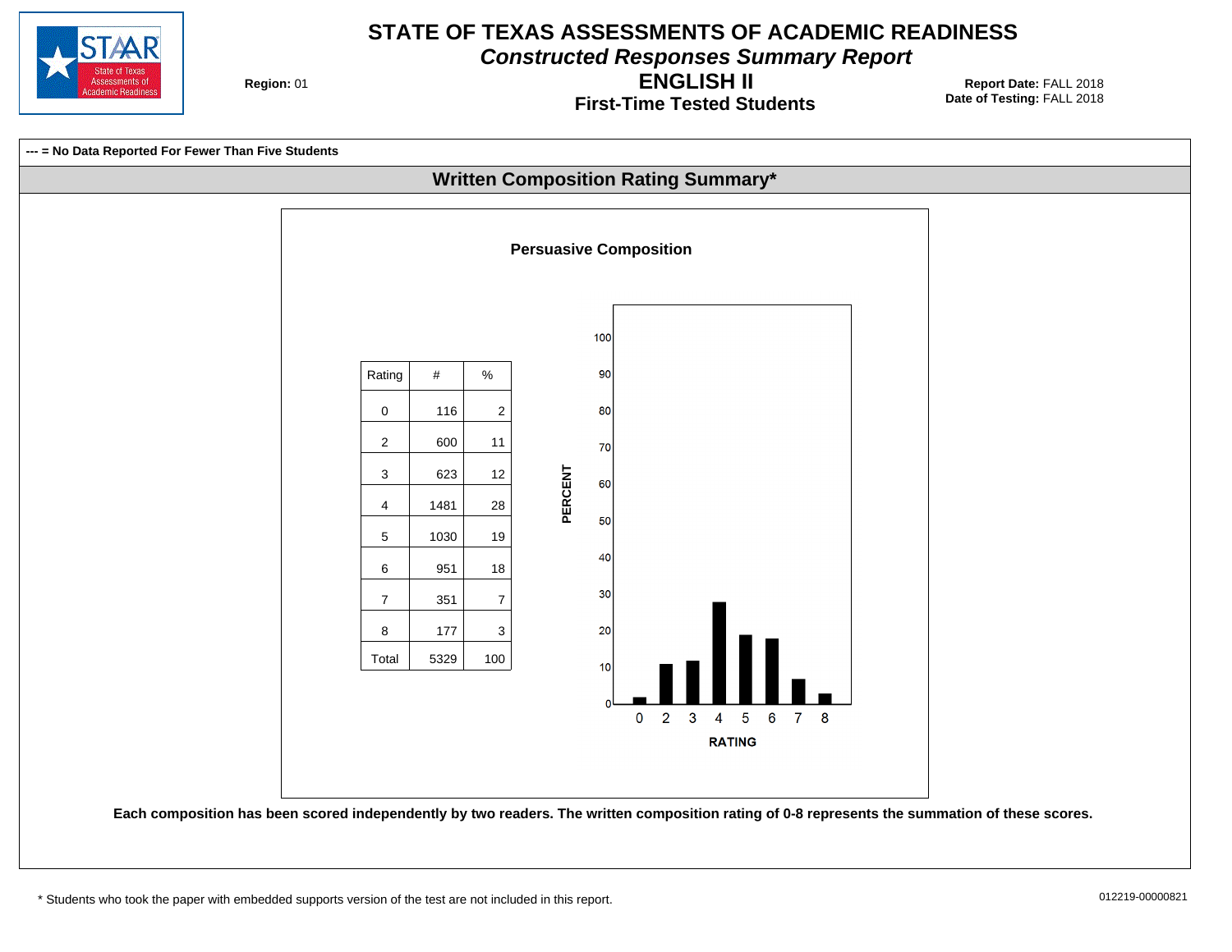# STATE OF TEXAS ASSESSMENTS OF ACADEMIC READINESS

## *Constructed Responses Summary Report*

## ENGLISH II

### First-Time Tested Students

**Region:** 01

**Report Date:** FALL 2018
**Date of Testing:** FALL 2018

**--- = No Data Reported For Fewer Than Five Students**

## Written Composition Rating Summary*

### Persuasive Composition

| Rating | # | % |
|---|---|---|
| 0 | 116 | 2 |
| 2 | 600 | 11 |
| 3 | 623 | 12 |
| 4 | 1481 | 28 |
| 5 | 1030 | 19 |
| 6 | 951 | 18 |
| 7 | 351 | 7 |
| 8 | 177 | 3 |
| Total | 5329 | 100 |

**Each composition has been scored independently by two readers. The written composition rating of 0-8 represents the summation of these scores.**

* Students who took the paper with embedded supports version of the test are not included in this report.

012219-00000821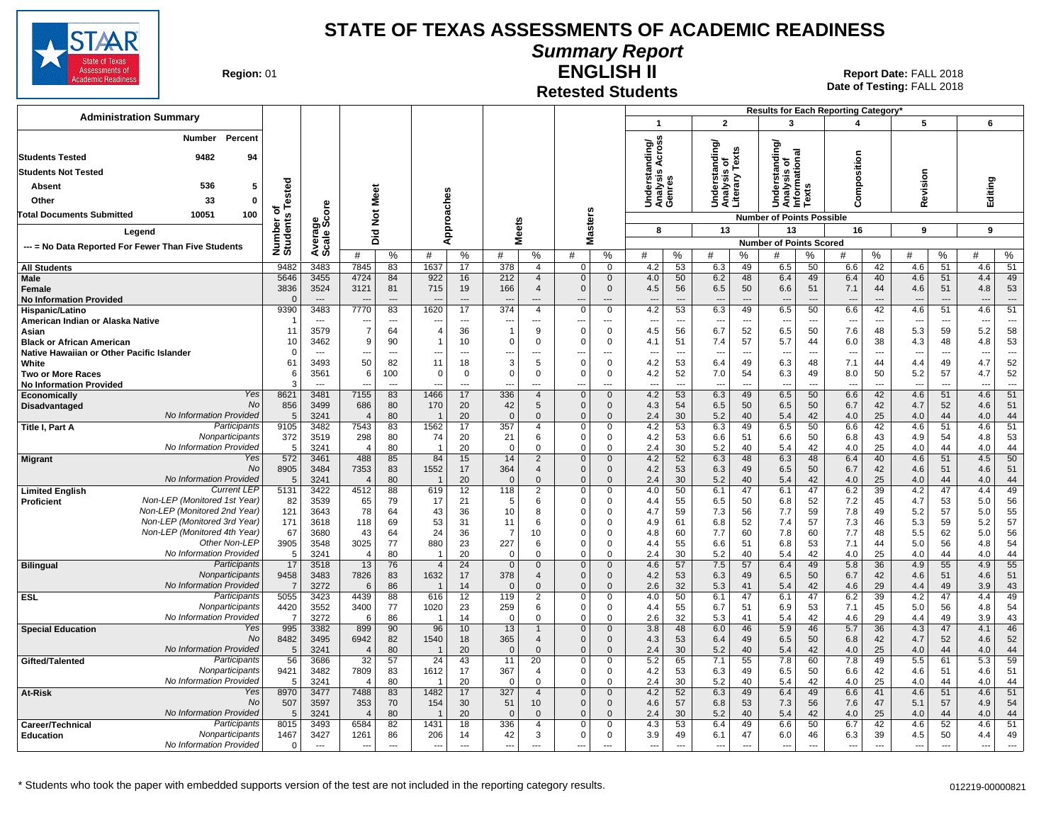# STATE OF TEXAS ASSESSMENTS OF ACADEMIC READINESS

## Summary Report

## ENGLISH II

## Retested Students

**Region:** 01

**Report Date:** FALL 2018
**Date of Testing:** FALL 2018

### Administration Summary

| | Number | Percent |
|---|---|---|
| Students Tested | 9482 | 94 |
| Students Not Tested | | |
| Absent | 536 | 5 |
| Other | 33 | 0 |
| Total Documents Submitted | 10051 | 100 |

Legend

--- = No Data Reported For Fewer Than Five Students

Results for Each Reporting Category*: 1 = Understanding/Analysis Across Genres (8 points possible); 2 = Understanding/Analysis of Literary Texts (13); 3 = Understanding/Analysis of Informational Texts (13); 4 = Composition (16); 5 = Revision (9); 6 = Editing (9). Values shown are Number of Points Scored (#) and %.

| Group | | Number of Students Tested | Average Scale Score | Did Not Meet # | Did Not Meet % | Approaches # | Approaches % | Meets # | Meets % | Masters # | Masters % | Cat 1 # | Cat 1 % | Cat 2 # | Cat 2 % | Cat 3 # | Cat 3 % | Cat 4 # | Cat 4 % | Cat 5 # | Cat 5 % | Cat 6 # | Cat 6 % |
|---|---|---|---|---|---|---|---|---|---|---|---|---|---|---|---|---|---|---|---|---|---|---|---|
| All Students | | 9482 | 3483 | 7845 | 83 | 1637 | 17 | 378 | 4 | 0 | 0 | 4.2 | 53 | 6.3 | 49 | 6.5 | 50 | 6.6 | 42 | 4.6 | 51 | 4.6 | 51 |
| Male | | 5646 | 3455 | 4724 | 84 | 922 | 16 | 212 | 4 | 0 | 0 | 4.0 | 50 | 6.2 | 48 | 6.4 | 49 | 6.4 | 40 | 4.6 | 51 | 4.4 | 49 |
| Female | | 3836 | 3524 | 3121 | 81 | 715 | 19 | 166 | 4 | 0 | 0 | 4.5 | 56 | 6.5 | 50 | 6.6 | 51 | 7.1 | 44 | 4.6 | 51 | 4.8 | 53 |
| No Information Provided | | 0 | --- | --- | --- | --- | --- | --- | --- | --- | --- | --- | --- | --- | --- | --- | --- | --- | --- | --- | --- | --- | --- |
| Hispanic/Latino | | 9390 | 3483 | 7770 | 83 | 1620 | 17 | 374 | 4 | 0 | 0 | 4.2 | 53 | 6.3 | 49 | 6.5 | 50 | 6.6 | 42 | 4.6 | 51 | 4.6 | 51 |
| American Indian or Alaska Native | | 1 | --- | --- | --- | --- | --- | --- | --- | --- | --- | --- | --- | --- | --- | --- | --- | --- | --- | --- | --- | --- | --- |
| Asian | | 11 | 3579 | 7 | 64 | 4 | 36 | 1 | 9 | 0 | 0 | 4.5 | 56 | 6.7 | 52 | 6.5 | 50 | 7.6 | 48 | 5.3 | 59 | 5.2 | 58 |
| Black or African American | | 10 | 3462 | 9 | 90 | 1 | 10 | 0 | 0 | 0 | 0 | 4.1 | 51 | 7.4 | 57 | 5.7 | 44 | 6.0 | 38 | 4.3 | 48 | 4.8 | 53 |
| Native Hawaiian or Other Pacific Islander | | 0 | --- | --- | --- | --- | --- | --- | --- | --- | --- | --- | --- | --- | --- | --- | --- | --- | --- | --- | --- | --- | --- |
| White | | 61 | 3493 | 50 | 82 | 11 | 18 | 3 | 5 | 0 | 0 | 4.2 | 53 | 6.4 | 49 | 6.3 | 48 | 7.1 | 44 | 4.4 | 49 | 4.7 | 52 |
| Two or More Races | | 6 | 3561 | 6 | 100 | 0 | 0 | 0 | 0 | 0 | 0 | 4.2 | 52 | 7.0 | 54 | 6.3 | 49 | 8.0 | 50 | 5.2 | 57 | 4.7 | 52 |
| No Information Provided | | 3 | --- | --- | --- | --- | --- | --- | --- | --- | --- | --- | --- | --- | --- | --- | --- | --- | --- | --- | --- | --- | --- |
| Economically Disadvantaged | Yes | 8621 | 3481 | 7155 | 83 | 1466 | 17 | 336 | 4 | 0 | 0 | 4.2 | 53 | 6.3 | 49 | 6.5 | 50 | 6.6 | 42 | 4.6 | 51 | 4.6 | 51 |
| | No | 856 | 3499 | 686 | 80 | 170 | 20 | 42 | 5 | 0 | 0 | 4.3 | 54 | 6.5 | 50 | 6.5 | 50 | 6.7 | 42 | 4.7 | 52 | 4.6 | 51 |
| | No Information Provided | 5 | 3241 | 4 | 80 | 1 | 20 | 0 | 0 | 0 | 0 | 2.4 | 30 | 5.2 | 40 | 5.4 | 42 | 4.0 | 25 | 4.0 | 44 | 4.0 | 44 |
| Title I, Part A | Participants | 9105 | 3482 | 7543 | 83 | 1562 | 17 | 357 | 4 | 0 | 0 | 4.2 | 53 | 6.3 | 49 | 6.5 | 50 | 6.6 | 42 | 4.6 | 51 | 4.6 | 51 |
| | Nonparticipants | 372 | 3519 | 298 | 80 | 74 | 20 | 21 | 6 | 0 | 0 | 4.2 | 53 | 6.6 | 51 | 6.6 | 50 | 6.8 | 43 | 4.9 | 54 | 4.8 | 53 |
| | No Information Provided | 5 | 3241 | 4 | 80 | 1 | 20 | 0 | 0 | 0 | 0 | 2.4 | 30 | 5.2 | 40 | 5.4 | 42 | 4.0 | 25 | 4.0 | 44 | 4.0 | 44 |
| Migrant | Yes | 572 | 3461 | 488 | 85 | 84 | 15 | 14 | 2 | 0 | 0 | 4.2 | 52 | 6.3 | 48 | 6.3 | 48 | 6.4 | 40 | 4.6 | 51 | 4.5 | 50 |
| | No | 8905 | 3484 | 7353 | 83 | 1552 | 17 | 364 | 4 | 0 | 0 | 4.2 | 53 | 6.3 | 49 | 6.5 | 50 | 6.7 | 42 | 4.6 | 51 | 4.6 | 51 |
| | No Information Provided | 5 | 3241 | 4 | 80 | 1 | 20 | 0 | 0 | 0 | 0 | 2.4 | 30 | 5.2 | 40 | 5.4 | 42 | 4.0 | 25 | 4.0 | 44 | 4.0 | 44 |
| Limited English Proficient | Current LEP | 5131 | 3422 | 4512 | 88 | 619 | 12 | 118 | 2 | 0 | 0 | 4.0 | 50 | 6.1 | 47 | 6.1 | 47 | 6.2 | 39 | 4.2 | 47 | 4.4 | 49 |
| | Non-LEP (Monitored 1st Year) | 82 | 3539 | 65 | 79 | 17 | 21 | 5 | 6 | 0 | 0 | 4.4 | 55 | 6.5 | 50 | 6.8 | 52 | 7.2 | 45 | 4.7 | 53 | 5.0 | 56 |
| | Non-LEP (Monitored 2nd Year) | 121 | 3643 | 78 | 64 | 43 | 36 | 10 | 8 | 0 | 0 | 4.7 | 59 | 7.3 | 56 | 7.7 | 59 | 7.8 | 49 | 5.2 | 57 | 5.0 | 55 |
| | Non-LEP (Monitored 3rd Year) | 171 | 3618 | 118 | 69 | 53 | 31 | 11 | 6 | 0 | 0 | 4.9 | 61 | 6.8 | 52 | 7.4 | 57 | 7.3 | 46 | 5.3 | 59 | 5.2 | 57 |
| | Non-LEP (Monitored 4th Year) | 67 | 3680 | 43 | 64 | 24 | 36 | 7 | 10 | 0 | 0 | 4.8 | 60 | 7.7 | 60 | 7.8 | 60 | 7.7 | 48 | 5.5 | 62 | 5.0 | 56 |
| | Other Non-LEP | 3905 | 3548 | 3025 | 77 | 880 | 23 | 227 | 6 | 0 | 0 | 4.4 | 55 | 6.6 | 51 | 6.8 | 53 | 7.1 | 44 | 5.0 | 56 | 4.8 | 54 |
| | No Information Provided | 5 | 3241 | 4 | 80 | 1 | 20 | 0 | 0 | 0 | 0 | 2.4 | 30 | 5.2 | 40 | 5.4 | 42 | 4.0 | 25 | 4.0 | 44 | 4.0 | 44 |
| Bilingual | Participants | 17 | 3518 | 13 | 76 | 4 | 24 | 0 | 0 | 0 | 0 | 4.6 | 57 | 7.5 | 57 | 6.4 | 49 | 5.8 | 36 | 4.9 | 55 | 4.9 | 55 |
| | Nonparticipants | 9458 | 3483 | 7826 | 83 | 1632 | 17 | 378 | 4 | 0 | 0 | 4.2 | 53 | 6.3 | 49 | 6.5 | 50 | 6.7 | 42 | 4.6 | 51 | 4.6 | 51 |
| | No Information Provided | 7 | 3272 | 6 | 86 | 1 | 14 | 0 | 0 | 0 | 0 | 2.6 | 32 | 5.3 | 41 | 5.4 | 42 | 4.6 | 29 | 4.4 | 49 | 3.9 | 43 |
| ESL | Participants | 5055 | 3423 | 4439 | 88 | 616 | 12 | 119 | 2 | 0 | 0 | 4.0 | 50 | 6.1 | 47 | 6.1 | 47 | 6.2 | 39 | 4.2 | 47 | 4.4 | 49 |
| | Nonparticipants | 4420 | 3552 | 3400 | 77 | 1020 | 23 | 259 | 6 | 0 | 0 | 4.4 | 55 | 6.7 | 51 | 6.9 | 53 | 7.1 | 45 | 5.0 | 56 | 4.8 | 54 |
| | No Information Provided | 7 | 3272 | 6 | 86 | 1 | 14 | 0 | 0 | 0 | 0 | 2.6 | 32 | 5.3 | 41 | 5.4 | 42 | 4.6 | 29 | 4.4 | 49 | 3.9 | 43 |
| Special Education | Yes | 995 | 3382 | 899 | 90 | 96 | 10 | 13 | 1 | 0 | 0 | 3.8 | 48 | 6.0 | 46 | 5.9 | 46 | 5.7 | 36 | 4.3 | 47 | 4.1 | 46 |
| | No | 8482 | 3495 | 6942 | 82 | 1540 | 18 | 365 | 4 | 0 | 0 | 4.3 | 53 | 6.4 | 49 | 6.5 | 50 | 6.8 | 42 | 4.7 | 52 | 4.6 | 52 |
| | No Information Provided | 5 | 3241 | 4 | 80 | 1 | 20 | 0 | 0 | 0 | 0 | 2.4 | 30 | 5.2 | 40 | 5.4 | 42 | 4.0 | 25 | 4.0 | 44 | 4.0 | 44 |
| Gifted/Talented | Participants | 56 | 3686 | 32 | 57 | 24 | 43 | 11 | 20 | 0 | 0 | 5.2 | 65 | 7.1 | 55 | 7.8 | 60 | 7.8 | 49 | 5.5 | 61 | 5.3 | 59 |
| | Nonparticipants | 9421 | 3482 | 7809 | 83 | 1612 | 17 | 367 | 4 | 0 | 0 | 4.2 | 53 | 6.3 | 49 | 6.5 | 50 | 6.6 | 42 | 4.6 | 51 | 4.6 | 51 |
| | No Information Provided | 5 | 3241 | 4 | 80 | 1 | 20 | 0 | 0 | 0 | 0 | 2.4 | 30 | 5.2 | 40 | 5.4 | 42 | 4.0 | 25 | 4.0 | 44 | 4.0 | 44 |
| At-Risk | Yes | 8970 | 3477 | 7488 | 83 | 1482 | 17 | 327 | 4 | 0 | 0 | 4.2 | 52 | 6.3 | 49 | 6.4 | 49 | 6.6 | 41 | 4.6 | 51 | 4.6 | 51 |
| | No | 507 | 3597 | 353 | 70 | 154 | 30 | 51 | 10 | 0 | 0 | 4.6 | 57 | 6.8 | 53 | 7.3 | 56 | 7.6 | 47 | 5.1 | 57 | 4.9 | 54 |
| | No Information Provided | 5 | 3241 | 4 | 80 | 1 | 20 | 0 | 0 | 0 | 0 | 2.4 | 30 | 5.2 | 40 | 5.4 | 42 | 4.0 | 25 | 4.0 | 44 | 4.0 | 44 |
| Career/Technical Education | Participants | 8015 | 3493 | 6584 | 82 | 1431 | 18 | 336 | 4 | 0 | 0 | 4.3 | 53 | 6.4 | 49 | 6.6 | 50 | 6.7 | 42 | 4.6 | 52 | 4.6 | 51 |
| | Nonparticipants | 1467 | 3427 | 1261 | 86 | 206 | 14 | 42 | 3 | 0 | 0 | 3.9 | 49 | 6.1 | 47 | 6.0 | 46 | 6.3 | 39 | 4.5 | 50 | 4.4 | 49 |
| | No Information Provided | 0 | --- | --- | --- | --- | --- | --- | --- | --- | --- | --- | --- | --- | --- | --- | --- | --- | --- | --- | --- | --- | --- |

\* Students who took the paper with embedded supports version of the test are not included in the reporting category results.

012219-00000821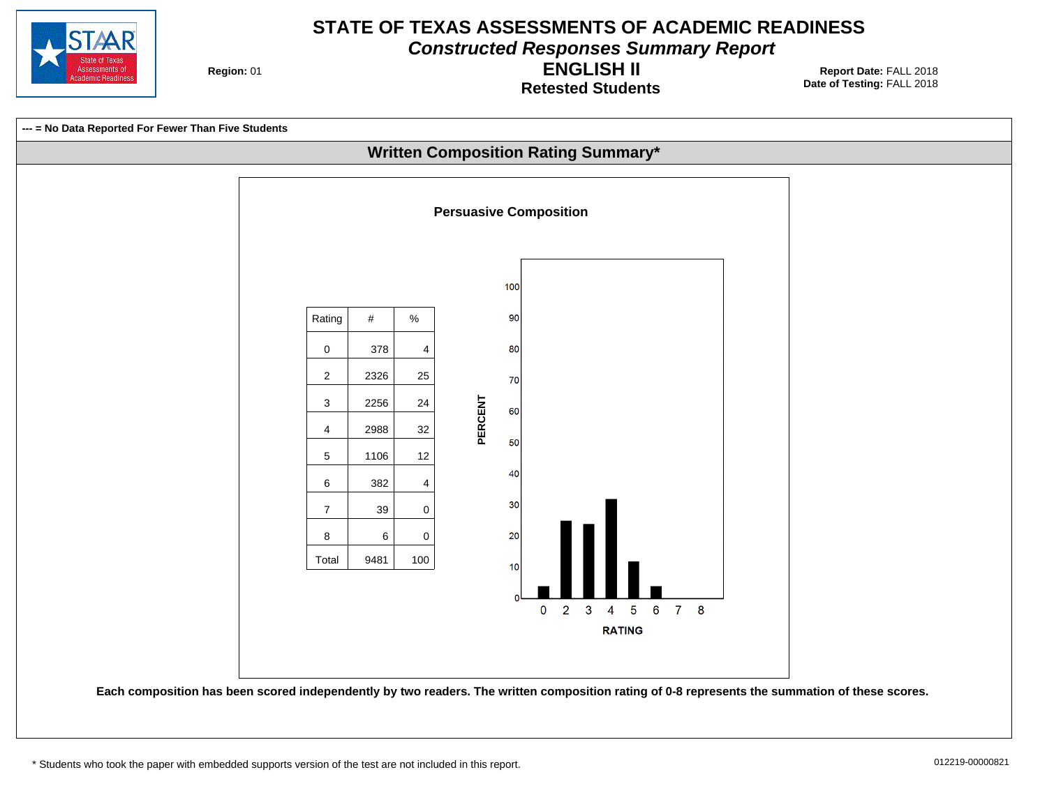# STATE OF TEXAS ASSESSMENTS OF ACADEMIC READINESS

## *Constructed Responses Summary Report*

## ENGLISH II

### Retested Students

**Region:** 01

**Report Date:** FALL 2018
**Date of Testing:** FALL 2018

**--- = No Data Reported For Fewer Than Five Students**

## Written Composition Rating Summary*

### Persuasive Composition

| Rating | # | % |
|---|---|---|
| 0 | 378 | 4 |
| 2 | 2326 | 25 |
| 3 | 2256 | 24 |
| 4 | 2988 | 32 |
| 5 | 1106 | 12 |
| 6 | 382 | 4 |
| 7 | 39 | 0 |
| 8 | 6 | 0 |
| Total | 9481 | 100 |

**Each composition has been scored independently by two readers. The written composition rating of 0-8 represents the summation of these scores.**

* Students who took the paper with embedded supports version of the test are not included in this report.

012219-00000821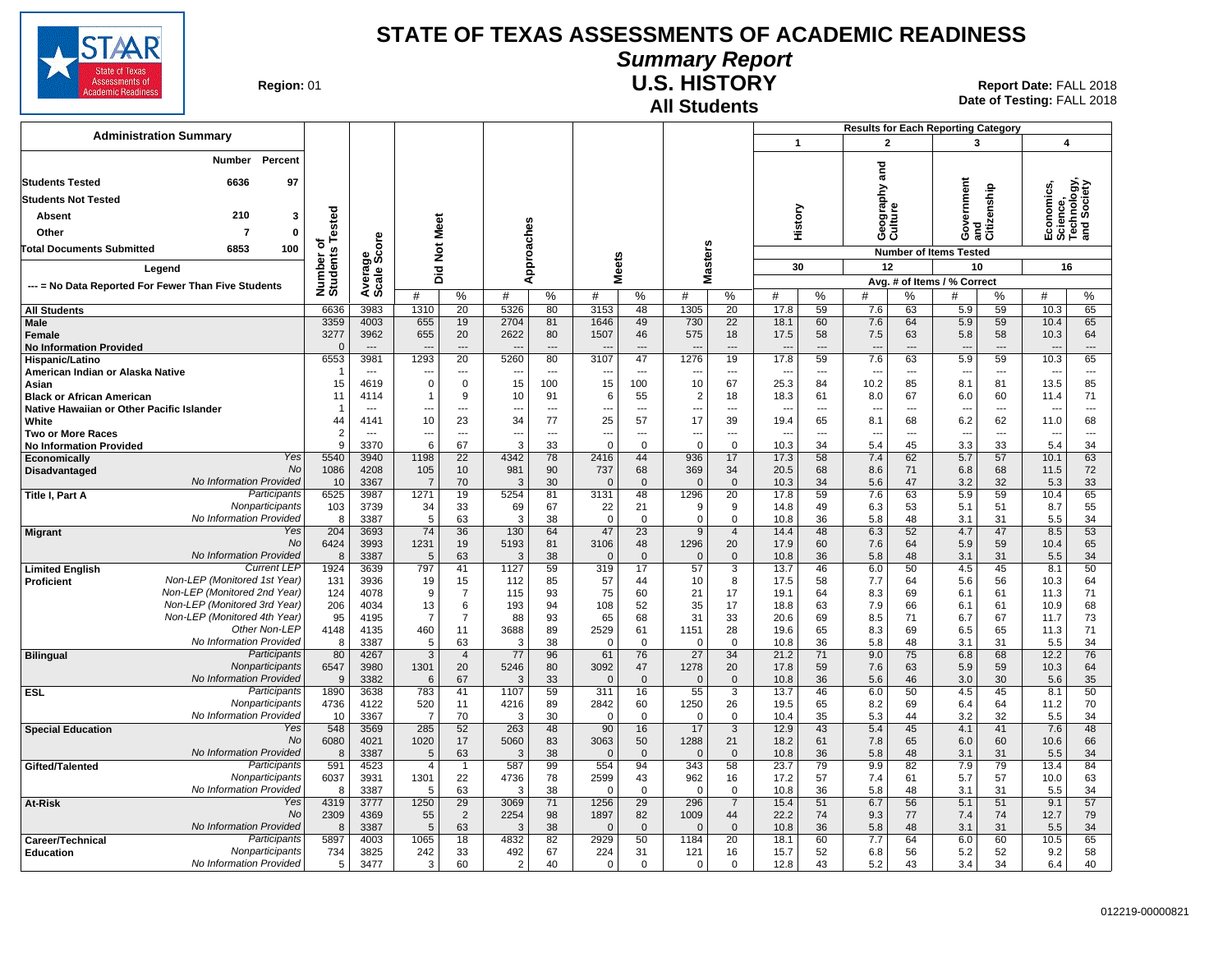# STATE OF TEXAS ASSESSMENTS OF ACADEMIC READINESS

## Summary Report

## U.S. HISTORY

### All Students

**Region:** 01

**Report Date:** FALL 2018
**Date of Testing:** FALL 2018

**Administration Summary**

| | Number | Percent |
|---|---|---|
| Students Tested | 6636 | 97 |
| Students Not Tested | | |
| Absent | 210 | 3 |
| Other | 7 | 0 |
| Total Documents Submitted | 6853 | 100 |

Legend: --- = No Data Reported For Fewer Than Five Students

Results for Each Reporting Category: 1 = History (30 items tested); 2 = Geography and Culture (12 items tested); 3 = Government and Citizenship (10 items tested); 4 = Economics, Science, Technology, and Society (16 items tested). Values are Avg. # of Items / % Correct.

| Group | | Number of Students Tested | Average Scale Score | Did Not Meet # | Did Not Meet % | Approaches # | Approaches % | Meets # | Meets % | Masters # | Masters % | 1 History # | 1 History % | 2 Geography and Culture # | 2 Geography and Culture % | 3 Government and Citizenship # | 3 Government and Citizenship % | 4 Economics, Science, Technology, and Society # | 4 Economics, Science, Technology, and Society % |
|---|---|---|---|---|---|---|---|---|---|---|---|---|---|---|---|---|---|---|---|
| All Students | | 6636 | 3983 | 1310 | 20 | 5326 | 80 | 3153 | 48 | 1305 | 20 | 17.8 | 59 | 7.6 | 63 | 5.9 | 59 | 10.3 | 65 |
| Male | | 3359 | 4003 | 655 | 19 | 2704 | 81 | 1646 | 49 | 730 | 22 | 18.1 | 60 | 7.6 | 64 | 5.9 | 59 | 10.4 | 65 |
| Female | | 3277 | 3962 | 655 | 20 | 2622 | 80 | 1507 | 46 | 575 | 18 | 17.5 | 58 | 7.5 | 63 | 5.8 | 58 | 10.3 | 64 |
| No Information Provided | | 0 | --- | --- | --- | --- | --- | --- | --- | --- | --- | --- | --- | --- | --- | --- | --- | --- | --- |
| Hispanic/Latino | | 6553 | 3981 | 1293 | 20 | 5260 | 80 | 3107 | 47 | 1276 | 19 | 17.8 | 59 | 7.6 | 63 | 5.9 | 59 | 10.3 | 65 |
| American Indian or Alaska Native | | 1 | --- | --- | --- | --- | --- | --- | --- | --- | --- | --- | --- | --- | --- | --- | --- | --- | --- |
| Asian | | 15 | 4619 | 0 | 0 | 15 | 100 | 15 | 100 | 10 | 67 | 25.3 | 84 | 10.2 | 85 | 8.1 | 81 | 13.5 | 85 |
| Black or African American | | 11 | 4114 | 1 | 9 | 10 | 91 | 6 | 55 | 2 | 18 | 18.3 | 61 | 8.0 | 67 | 6.0 | 60 | 11.4 | 71 |
| Native Hawaiian or Other Pacific Islander | | 1 | --- | --- | --- | --- | --- | --- | --- | --- | --- | --- | --- | --- | --- | --- | --- | --- | --- |
| White | | 44 | 4141 | 10 | 23 | 34 | 77 | 25 | 57 | 17 | 39 | 19.4 | 65 | 8.1 | 68 | 6.2 | 62 | 11.0 | 68 |
| Two or More Races | | 2 | --- | --- | --- | --- | --- | --- | --- | --- | --- | --- | --- | --- | --- | --- | --- | --- | --- |
| No Information Provided | | 9 | 3370 | 6 | 67 | 3 | 33 | 0 | 0 | 0 | 0 | 10.3 | 34 | 5.4 | 45 | 3.3 | 33 | 5.4 | 34 |
| Economically Disadvantaged | Yes | 5540 | 3940 | 1198 | 22 | 4342 | 78 | 2416 | 44 | 936 | 17 | 17.3 | 58 | 7.4 | 62 | 5.7 | 57 | 10.1 | 63 |
| | No | 1086 | 4208 | 105 | 10 | 981 | 90 | 737 | 68 | 369 | 34 | 20.5 | 68 | 8.6 | 71 | 6.8 | 68 | 11.5 | 72 |
| | No Information Provided | 10 | 3367 | 7 | 70 | 3 | 30 | 0 | 0 | 0 | 0 | 10.3 | 34 | 5.6 | 47 | 3.2 | 32 | 5.3 | 33 |
| Title I, Part A | Participants | 6525 | 3987 | 1271 | 19 | 5254 | 81 | 3131 | 48 | 1296 | 20 | 17.8 | 59 | 7.6 | 63 | 5.9 | 59 | 10.4 | 65 |
| | Nonparticipants | 103 | 3739 | 34 | 33 | 69 | 67 | 22 | 21 | 9 | 9 | 14.8 | 49 | 6.3 | 53 | 5.1 | 51 | 8.7 | 55 |
| | No Information Provided | 8 | 3387 | 5 | 63 | 3 | 38 | 0 | 0 | 0 | 0 | 10.8 | 36 | 5.8 | 48 | 3.1 | 31 | 5.5 | 34 |
| Migrant | Yes | 204 | 3693 | 74 | 36 | 130 | 64 | 47 | 23 | 9 | 4 | 14.4 | 48 | 6.3 | 52 | 4.7 | 47 | 8.5 | 53 |
| | No | 6424 | 3993 | 1231 | 19 | 5193 | 81 | 3106 | 48 | 1296 | 20 | 17.9 | 60 | 7.6 | 64 | 5.9 | 59 | 10.4 | 65 |
| | No Information Provided | 8 | 3387 | 5 | 63 | 3 | 38 | 0 | 0 | 0 | 0 | 10.8 | 36 | 5.8 | 48 | 3.1 | 31 | 5.5 | 34 |
| Limited English Proficient | Current LEP | 1924 | 3639 | 797 | 41 | 1127 | 59 | 319 | 17 | 57 | 3 | 13.7 | 46 | 6.0 | 50 | 4.5 | 45 | 8.1 | 50 |
| | Non-LEP (Monitored 1st Year) | 131 | 3936 | 19 | 15 | 112 | 85 | 57 | 44 | 10 | 8 | 17.5 | 58 | 7.7 | 64 | 5.6 | 56 | 10.3 | 64 |
| | Non-LEP (Monitored 2nd Year) | 124 | 4078 | 9 | 7 | 115 | 93 | 75 | 60 | 21 | 17 | 19.1 | 64 | 8.3 | 69 | 6.1 | 61 | 11.3 | 71 |
| | Non-LEP (Monitored 3rd Year) | 206 | 4034 | 13 | 6 | 193 | 94 | 108 | 52 | 35 | 17 | 18.8 | 63 | 7.9 | 66 | 6.1 | 61 | 10.9 | 68 |
| | Non-LEP (Monitored 4th Year) | 95 | 4195 | 7 | 7 | 88 | 93 | 65 | 68 | 31 | 33 | 20.6 | 69 | 8.5 | 71 | 6.7 | 67 | 11.7 | 73 |
| | Other Non-LEP | 4148 | 4135 | 460 | 11 | 3688 | 89 | 2529 | 61 | 1151 | 28 | 19.6 | 65 | 8.3 | 69 | 6.5 | 65 | 11.3 | 71 |
| | No Information Provided | 8 | 3387 | 5 | 63 | 3 | 38 | 0 | 0 | 0 | 0 | 10.8 | 36 | 5.8 | 48 | 3.1 | 31 | 5.5 | 34 |
| Bilingual | Participants | 80 | 4267 | 3 | 4 | 77 | 96 | 61 | 76 | 27 | 34 | 21.2 | 71 | 9.0 | 75 | 6.8 | 68 | 12.2 | 76 |
| | Nonparticipants | 6547 | 3980 | 1301 | 20 | 5246 | 80 | 3092 | 47 | 1278 | 20 | 17.8 | 59 | 7.6 | 63 | 5.9 | 59 | 10.3 | 64 |
| | No Information Provided | 9 | 3382 | 6 | 67 | 3 | 33 | 0 | 0 | 0 | 0 | 10.8 | 36 | 5.6 | 46 | 3.0 | 30 | 5.6 | 35 |
| ESL | Participants | 1890 | 3638 | 783 | 41 | 1107 | 59 | 311 | 16 | 55 | 3 | 13.7 | 46 | 6.0 | 50 | 4.5 | 45 | 8.1 | 50 |
| | Nonparticipants | 4736 | 4122 | 520 | 11 | 4216 | 89 | 2842 | 60 | 1250 | 26 | 19.5 | 65 | 8.2 | 69 | 6.4 | 64 | 11.2 | 70 |
| | No Information Provided | 10 | 3367 | 7 | 70 | 3 | 30 | 0 | 0 | 0 | 0 | 10.4 | 35 | 5.3 | 44 | 3.2 | 32 | 5.5 | 34 |
| Special Education | Yes | 548 | 3569 | 285 | 52 | 263 | 48 | 90 | 16 | 17 | 3 | 12.9 | 43 | 5.4 | 45 | 4.1 | 41 | 7.6 | 48 |
| | No | 6080 | 4021 | 1020 | 17 | 5060 | 83 | 3063 | 50 | 1288 | 21 | 18.2 | 61 | 7.8 | 65 | 6.0 | 60 | 10.6 | 66 |
| | No Information Provided | 8 | 3387 | 5 | 63 | 3 | 38 | 0 | 0 | 0 | 0 | 10.8 | 36 | 5.8 | 48 | 3.1 | 31 | 5.5 | 34 |
| Gifted/Talented | Participants | 591 | 4523 | 4 | 1 | 587 | 99 | 554 | 94 | 343 | 58 | 23.7 | 79 | 9.9 | 82 | 7.9 | 79 | 13.4 | 84 |
| | Nonparticipants | 6037 | 3931 | 1301 | 22 | 4736 | 78 | 2599 | 43 | 962 | 16 | 17.2 | 57 | 7.4 | 61 | 5.7 | 57 | 10.0 | 63 |
| | No Information Provided | 8 | 3387 | 5 | 63 | 3 | 38 | 0 | 0 | 0 | 0 | 10.8 | 36 | 5.8 | 48 | 3.1 | 31 | 5.5 | 34 |
| At-Risk | Yes | 4319 | 3777 | 1250 | 29 | 3069 | 71 | 1256 | 29 | 296 | 7 | 15.4 | 51 | 6.7 | 56 | 5.1 | 51 | 9.1 | 57 |
| | No | 2309 | 4369 | 55 | 2 | 2254 | 98 | 1897 | 82 | 1009 | 44 | 22.2 | 74 | 9.3 | 77 | 7.4 | 74 | 12.7 | 79 |
| | No Information Provided | 8 | 3387 | 5 | 63 | 3 | 38 | 0 | 0 | 0 | 0 | 10.8 | 36 | 5.8 | 48 | 3.1 | 31 | 5.5 | 34 |
| Career/Technical Education | Participants | 5897 | 4003 | 1065 | 18 | 4832 | 82 | 2929 | 50 | 1184 | 20 | 18.1 | 60 | 7.7 | 64 | 6.0 | 60 | 10.5 | 65 |
| | Nonparticipants | 734 | 3825 | 242 | 33 | 492 | 67 | 224 | 31 | 121 | 16 | 15.7 | 52 | 6.8 | 56 | 5.2 | 52 | 9.2 | 58 |
| | No Information Provided | 5 | 3477 | 3 | 60 | 2 | 40 | 0 | 0 | 0 | 0 | 12.8 | 43 | 5.2 | 43 | 3.4 | 34 | 6.4 | 40 |

012219-00000821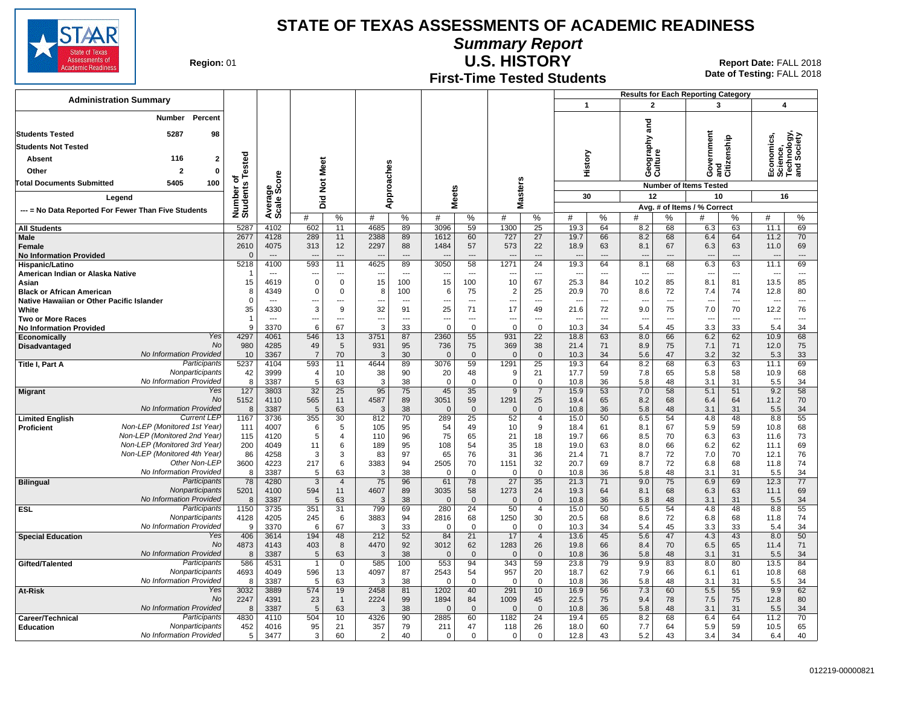# STATE OF TEXAS ASSESSMENTS OF ACADEMIC READINESS

## Summary Report

## U.S. HISTORY

## First-Time Tested Students

**Region:** 01

**Report Date:** FALL 2018
**Date of Testing:** FALL 2018

### Administration Summary

| | Number | Percent |
|---|---|---|
| Students Tested | 5287 | 98 |
| Students Not Tested | | |
| Absent | 116 | 2 |
| Other | 2 | 0 |
| Total Documents Submitted | 5405 | 100 |

Legend
--- = No Data Reported For Fewer Than Five Students

Results for Each Reporting Category: 1 = History (30 items); 2 = Geography and Culture (12 items); 3 = Government and Citizenship (10 items); 4 = Economics, Science, Technology, and Society (16 items). Avg. # of Items / % Correct.

| Group | | Number of Students Tested | Average Scale Score | Did Not Meet # | Did Not Meet % | Approaches # | Approaches % | Meets # | Meets % | Masters # | Masters % | 1 History # | 1 History % | 2 Geography and Culture # | 2 Geography and Culture % | 3 Government and Citizenship # | 3 Government and Citizenship % | 4 Economics, Science, Technology, and Society # | 4 Economics, Science, Technology, and Society % |
|---|---|---|---|---|---|---|---|---|---|---|---|---|---|---|---|---|---|---|---|
| All Students | | 5287 | 4102 | 602 | 11 | 4685 | 89 | 3096 | 59 | 1300 | 25 | 19.3 | 64 | 8.2 | 68 | 6.3 | 63 | 11.1 | 69 |
| Male | | 2677 | 4128 | 289 | 11 | 2388 | 89 | 1612 | 60 | 727 | 27 | 19.7 | 66 | 8.2 | 68 | 6.4 | 64 | 11.2 | 70 |
| Female | | 2610 | 4075 | 313 | 12 | 2297 | 88 | 1484 | 57 | 573 | 22 | 18.9 | 63 | 8.1 | 67 | 6.3 | 63 | 11.0 | 69 |
| No Information Provided | | 0 | --- | --- | --- | --- | --- | --- | --- | --- | --- | --- | --- | --- | --- | --- | --- | --- | --- |
| Hispanic/Latino | | 5218 | 4100 | 593 | 11 | 4625 | 89 | 3050 | 58 | 1271 | 24 | 19.3 | 64 | 8.1 | 68 | 6.3 | 63 | 11.1 | 69 |
| American Indian or Alaska Native | | 1 | --- | --- | --- | --- | --- | --- | --- | --- | --- | --- | --- | --- | --- | --- | --- | --- | --- |
| Asian | | 15 | 4619 | 0 | 0 | 15 | 100 | 15 | 100 | 10 | 67 | 25.3 | 84 | 10.2 | 85 | 8.1 | 81 | 13.5 | 85 |
| Black or African American | | 8 | 4349 | 0 | 0 | 8 | 100 | 6 | 75 | 2 | 25 | 20.9 | 70 | 8.6 | 72 | 7.4 | 74 | 12.8 | 80 |
| Native Hawaiian or Other Pacific Islander | | 0 | --- | --- | --- | --- | --- | --- | --- | --- | --- | --- | --- | --- | --- | --- | --- | --- | --- |
| White | | 35 | 4330 | 3 | 9 | 32 | 91 | 25 | 71 | 17 | 49 | 21.6 | 72 | 9.0 | 75 | 7.0 | 70 | 12.2 | 76 |
| Two or More Races | | 1 | --- | --- | --- | --- | --- | --- | --- | --- | --- | --- | --- | --- | --- | --- | --- | --- | --- |
| No Information Provided | | 9 | 3370 | 6 | 67 | 3 | 33 | 0 | 0 | 0 | 0 | 10.3 | 34 | 5.4 | 45 | 3.3 | 33 | 5.4 | 34 |
| Economically Disadvantaged | Yes | 4297 | 4061 | 546 | 13 | 3751 | 87 | 2360 | 55 | 931 | 22 | 18.8 | 63 | 8.0 | 66 | 6.2 | 62 | 10.9 | 68 |
| | No | 980 | 4285 | 49 | 5 | 931 | 95 | 736 | 75 | 369 | 38 | 21.4 | 71 | 8.9 | 75 | 7.1 | 71 | 12.0 | 75 |
| | No Information Provided | 10 | 3367 | 7 | 70 | 3 | 30 | 0 | 0 | 0 | 0 | 10.3 | 34 | 5.6 | 47 | 3.2 | 32 | 5.3 | 33 |
| Title I, Part A | Participants | 5237 | 4104 | 593 | 11 | 4644 | 89 | 3076 | 59 | 1291 | 25 | 19.3 | 64 | 8.2 | 68 | 6.3 | 63 | 11.1 | 69 |
| | Nonparticipants | 42 | 3999 | 4 | 10 | 38 | 90 | 20 | 48 | 9 | 21 | 17.7 | 59 | 7.8 | 65 | 5.8 | 58 | 10.9 | 68 |
| | No Information Provided | 8 | 3387 | 5 | 63 | 3 | 38 | 0 | 0 | 0 | 0 | 10.8 | 36 | 5.8 | 48 | 3.1 | 31 | 5.5 | 34 |
| Migrant | Yes | 127 | 3803 | 32 | 25 | 95 | 75 | 45 | 35 | 9 | 7 | 15.9 | 53 | 7.0 | 58 | 5.1 | 51 | 9.2 | 58 |
| | No | 5152 | 4110 | 565 | 11 | 4587 | 89 | 3051 | 59 | 1291 | 25 | 19.4 | 65 | 8.2 | 68 | 6.4 | 64 | 11.2 | 70 |
| | No Information Provided | 8 | 3387 | 5 | 63 | 3 | 38 | 0 | 0 | 0 | 0 | 10.8 | 36 | 5.8 | 48 | 3.1 | 31 | 5.5 | 34 |
| Limited English Proficient | Current LEP | 1167 | 3736 | 355 | 30 | 812 | 70 | 289 | 25 | 52 | 4 | 15.0 | 50 | 6.5 | 54 | 4.8 | 48 | 8.8 | 55 |
| | Non-LEP (Monitored 1st Year) | 111 | 4007 | 6 | 5 | 105 | 95 | 54 | 49 | 10 | 9 | 18.4 | 61 | 8.1 | 67 | 5.9 | 59 | 10.8 | 68 |
| | Non-LEP (Monitored 2nd Year) | 115 | 4120 | 5 | 4 | 110 | 96 | 75 | 65 | 21 | 18 | 19.7 | 66 | 8.5 | 70 | 6.3 | 63 | 11.6 | 73 |
| | Non-LEP (Monitored 3rd Year) | 200 | 4049 | 11 | 6 | 189 | 95 | 108 | 54 | 35 | 18 | 19.0 | 63 | 8.0 | 66 | 6.2 | 62 | 11.1 | 69 |
| | Non-LEP (Monitored 4th Year) | 86 | 4258 | 3 | 3 | 83 | 97 | 65 | 76 | 31 | 36 | 21.4 | 71 | 8.7 | 72 | 7.0 | 70 | 12.1 | 76 |
| | Other Non-LEP | 3600 | 4223 | 217 | 6 | 3383 | 94 | 2505 | 70 | 1151 | 32 | 20.7 | 69 | 8.7 | 72 | 6.8 | 68 | 11.8 | 74 |
| | No Information Provided | 8 | 3387 | 5 | 63 | 3 | 38 | 0 | 0 | 0 | 0 | 10.8 | 36 | 5.8 | 48 | 3.1 | 31 | 5.5 | 34 |
| Bilingual | Participants | 78 | 4280 | 3 | 4 | 75 | 96 | 61 | 78 | 27 | 35 | 21.3 | 71 | 9.0 | 75 | 6.9 | 69 | 12.3 | 77 |
| | Nonparticipants | 5201 | 4100 | 594 | 11 | 4607 | 89 | 3035 | 58 | 1273 | 24 | 19.3 | 64 | 8.1 | 68 | 6.3 | 63 | 11.1 | 69 |
| | No Information Provided | 8 | 3387 | 5 | 63 | 3 | 38 | 0 | 0 | 0 | 0 | 10.8 | 36 | 5.8 | 48 | 3.1 | 31 | 5.5 | 34 |
| ESL | Participants | 1150 | 3735 | 351 | 31 | 799 | 69 | 280 | 24 | 50 | 4 | 15.0 | 50 | 6.5 | 54 | 4.8 | 48 | 8.8 | 55 |
| | Nonparticipants | 4128 | 4205 | 245 | 6 | 3883 | 94 | 2816 | 68 | 1250 | 30 | 20.5 | 68 | 8.6 | 72 | 6.8 | 68 | 11.8 | 74 |
| | No Information Provided | 9 | 3370 | 6 | 67 | 3 | 33 | 0 | 0 | 0 | 0 | 10.3 | 34 | 5.4 | 45 | 3.3 | 33 | 5.4 | 34 |
| Special Education | Yes | 406 | 3614 | 194 | 48 | 212 | 52 | 84 | 21 | 17 | 4 | 13.6 | 45 | 5.6 | 47 | 4.3 | 43 | 8.0 | 50 |
| | No | 4873 | 4143 | 403 | 8 | 4470 | 92 | 3012 | 62 | 1283 | 26 | 19.8 | 66 | 8.4 | 70 | 6.5 | 65 | 11.4 | 71 |
| | No Information Provided | 8 | 3387 | 5 | 63 | 3 | 38 | 0 | 0 | 0 | 0 | 10.8 | 36 | 5.8 | 48 | 3.1 | 31 | 5.5 | 34 |
| Gifted/Talented | Participants | 586 | 4531 | 1 | 0 | 585 | 100 | 553 | 94 | 343 | 59 | 23.8 | 79 | 9.9 | 83 | 8.0 | 80 | 13.5 | 84 |
| | Nonparticipants | 4693 | 4049 | 596 | 13 | 4097 | 87 | 2543 | 54 | 957 | 20 | 18.7 | 62 | 7.9 | 66 | 6.1 | 61 | 10.8 | 68 |
| | No Information Provided | 8 | 3387 | 5 | 63 | 3 | 38 | 0 | 0 | 0 | 0 | 10.8 | 36 | 5.8 | 48 | 3.1 | 31 | 5.5 | 34 |
| At-Risk | Yes | 3032 | 3889 | 574 | 19 | 2458 | 81 | 1202 | 40 | 291 | 10 | 16.9 | 56 | 7.3 | 60 | 5.5 | 55 | 9.9 | 62 |
| | No | 2247 | 4391 | 23 | 1 | 2224 | 99 | 1894 | 84 | 1009 | 45 | 22.5 | 75 | 9.4 | 78 | 7.5 | 75 | 12.8 | 80 |
| | No Information Provided | 8 | 3387 | 5 | 63 | 3 | 38 | 0 | 0 | 0 | 0 | 10.8 | 36 | 5.8 | 48 | 3.1 | 31 | 5.5 | 34 |
| Career/Technical Education | Participants | 4830 | 4110 | 504 | 10 | 4326 | 90 | 2885 | 60 | 1182 | 24 | 19.4 | 65 | 8.2 | 68 | 6.4 | 64 | 11.2 | 70 |
| | Nonparticipants | 452 | 4016 | 95 | 21 | 357 | 79 | 211 | 47 | 118 | 26 | 18.0 | 60 | 7.7 | 64 | 5.9 | 59 | 10.5 | 65 |
| | No Information Provided | 5 | 3477 | 3 | 60 | 2 | 40 | 0 | 0 | 0 | 0 | 12.8 | 43 | 5.2 | 43 | 3.4 | 34 | 6.4 | 40 |

012219-00000821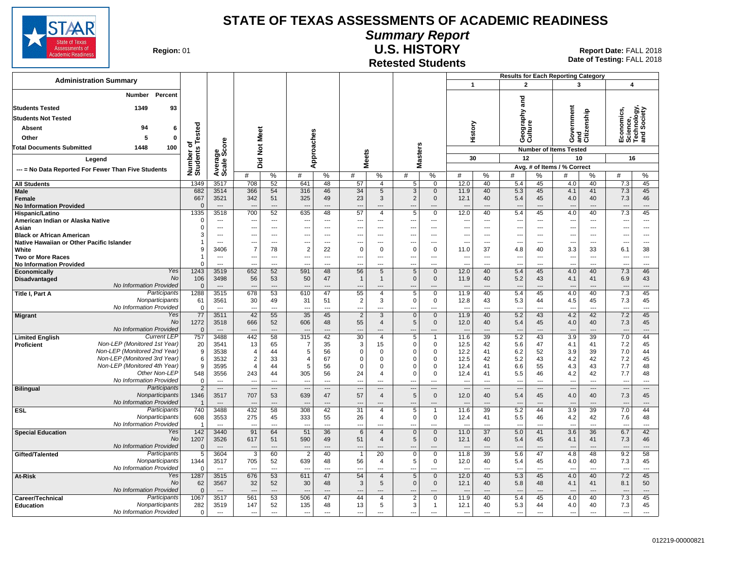# STATE OF TEXAS ASSESSMENTS OF ACADEMIC READINESS

## Summary Report

## U.S. HISTORY

### Retested Students

**Region:** 01

**Report Date:** FALL 2018
**Date of Testing:** FALL 2018

**Administration Summary**

| | Number | Percent |
|---|---|---|
| Students Tested | 1349 | 93 |
| Students Not Tested | | |
| Absent | 94 | 6 |
| Other | 5 | 0 |
| Total Documents Submitted | 1448 | 100 |

**Legend**
--- = No Data Reported For Fewer Than Five Students

Results for Each Reporting Category: 1 = History (Number of Items Tested: 30); 2 = Geography and Culture (12); 3 = Government and Citizenship (10); 4 = Economics, Science, Technology, and Society (16). Avg. # of Items / % Correct.

| Group | Subgroup | Number of Students Tested | Average Scale Score | Did Not Meet # | Did Not Meet % | Approaches # | Approaches % | Meets # | Meets % | Masters # | Masters % | 1 History # | 1 History % | 2 Geography and Culture # | 2 Geography and Culture % | 3 Government and Citizenship # | 3 Government and Citizenship % | 4 Economics, Science, Technology, and Society # | 4 Economics, Science, Technology, and Society % |
|---|---|---|---|---|---|---|---|---|---|---|---|---|---|---|---|---|---|---|---|
| All Students | | 1349 | 3517 | 708 | 52 | 641 | 48 | 57 | 4 | 5 | 0 | 12.0 | 40 | 5.4 | 45 | 4.0 | 40 | 7.3 | 45 |
| Male | | 682 | 3514 | 366 | 54 | 316 | 46 | 34 | 5 | 3 | 0 | 11.9 | 40 | 5.3 | 45 | 4.1 | 41 | 7.3 | 45 |
| Female | | 667 | 3521 | 342 | 51 | 325 | 49 | 23 | 3 | 2 | 0 | 12.1 | 40 | 5.4 | 45 | 4.0 | 40 | 7.3 | 46 |
| No Information Provided | | 0 | --- | --- | --- | --- | --- | --- | --- | --- | --- | --- | --- | --- | --- | --- | --- | --- | --- |
| Hispanic/Latino | | 1335 | 3518 | 700 | 52 | 635 | 48 | 57 | 4 | 5 | 0 | 12.0 | 40 | 5.4 | 45 | 4.0 | 40 | 7.3 | 45 |
| American Indian or Alaska Native | | 0 | --- | --- | --- | --- | --- | --- | --- | --- | --- | --- | --- | --- | --- | --- | --- | --- | --- |
| Asian | | 0 | --- | --- | --- | --- | --- | --- | --- | --- | --- | --- | --- | --- | --- | --- | --- | --- | --- |
| Black or African American | | 3 | --- | --- | --- | --- | --- | --- | --- | --- | --- | --- | --- | --- | --- | --- | --- | --- | --- |
| Native Hawaiian or Other Pacific Islander | | 1 | --- | --- | --- | --- | --- | --- | --- | --- | --- | --- | --- | --- | --- | --- | --- | --- | --- |
| White | | 9 | 3406 | 7 | 78 | 2 | 22 | 0 | 0 | 0 | 0 | 11.0 | 37 | 4.8 | 40 | 3.3 | 33 | 6.1 | 38 |
| Two or More Races | | 1 | --- | --- | --- | --- | --- | --- | --- | --- | --- | --- | --- | --- | --- | --- | --- | --- | --- |
| No Information Provided | | 0 | --- | --- | --- | --- | --- | --- | --- | --- | --- | --- | --- | --- | --- | --- | --- | --- | --- |
| Economically Disadvantaged | Yes | 1243 | 3519 | 652 | 52 | 591 | 48 | 56 | 5 | 5 | 0 | 12.0 | 40 | 5.4 | 45 | 4.0 | 40 | 7.3 | 46 |
| | No | 106 | 3498 | 56 | 53 | 50 | 47 | 1 | 1 | 0 | 0 | 11.9 | 40 | 5.2 | 43 | 4.1 | 41 | 6.9 | 43 |
| | No Information Provided | 0 | --- | --- | --- | --- | --- | --- | --- | --- | --- | --- | --- | --- | --- | --- | --- | --- | --- |
| Title I, Part A | Participants | 1288 | 3515 | 678 | 53 | 610 | 47 | 55 | 4 | 5 | 0 | 11.9 | 40 | 5.4 | 45 | 4.0 | 40 | 7.3 | 45 |
| | Nonparticipants | 61 | 3561 | 30 | 49 | 31 | 51 | 2 | 3 | 0 | 0 | 12.8 | 43 | 5.3 | 44 | 4.5 | 45 | 7.3 | 45 |
| | No Information Provided | 0 | --- | --- | --- | --- | --- | --- | --- | --- | --- | --- | --- | --- | --- | --- | --- | --- | --- |
| Migrant | Yes | 77 | 3511 | 42 | 55 | 35 | 45 | 2 | 3 | 0 | 0 | 11.9 | 40 | 5.2 | 43 | 4.2 | 42 | 7.2 | 45 |
| | No | 1272 | 3518 | 666 | 52 | 606 | 48 | 55 | 4 | 5 | 0 | 12.0 | 40 | 5.4 | 45 | 4.0 | 40 | 7.3 | 45 |
| | No Information Provided | 0 | --- | --- | --- | --- | --- | --- | --- | --- | --- | --- | --- | --- | --- | --- | --- | --- | --- |
| Limited English Proficient | Current LEP | 757 | 3488 | 442 | 58 | 315 | 42 | 30 | 4 | 5 | 1 | 11.6 | 39 | 5.2 | 43 | 3.9 | 39 | 7.0 | 44 |
| | Non-LEP (Monitored 1st Year) | 20 | 3541 | 13 | 65 | 7 | 35 | 3 | 15 | 0 | 0 | 12.5 | 42 | 5.6 | 47 | 4.1 | 41 | 7.2 | 45 |
| | Non-LEP (Monitored 2nd Year) | 9 | 3538 | 4 | 44 | 5 | 56 | 0 | 0 | 0 | 0 | 12.2 | 41 | 6.2 | 52 | 3.9 | 39 | 7.0 | 44 |
| | Non-LEP (Monitored 3rd Year) | 6 | 3532 | 2 | 33 | 4 | 67 | 0 | 0 | 0 | 0 | 12.5 | 42 | 5.2 | 43 | 4.2 | 42 | 7.2 | 45 |
| | Non-LEP (Monitored 4th Year) | 9 | 3595 | 4 | 44 | 5 | 56 | 0 | 0 | 0 | 0 | 12.4 | 41 | 6.6 | 55 | 4.3 | 43 | 7.7 | 48 |
| | Other Non-LEP | 548 | 3556 | 243 | 44 | 305 | 56 | 24 | 4 | 0 | 0 | 12.4 | 41 | 5.5 | 46 | 4.2 | 42 | 7.7 | 48 |
| | No Information Provided | 0 | --- | --- | --- | --- | --- | --- | --- | --- | --- | --- | --- | --- | --- | --- | --- | --- | --- |
| Bilingual | Participants | 2 | --- | --- | --- | --- | --- | --- | --- | --- | --- | --- | --- | --- | --- | --- | --- | --- | --- |
| | Nonparticipants | 1346 | 3517 | 707 | 53 | 639 | 47 | 57 | 4 | 5 | 0 | 12.0 | 40 | 5.4 | 45 | 4.0 | 40 | 7.3 | 45 |
| | No Information Provided | 1 | --- | --- | --- | --- | --- | --- | --- | --- | --- | --- | --- | --- | --- | --- | --- | --- | --- |
| ESL | Participants | 740 | 3488 | 432 | 58 | 308 | 42 | 31 | 4 | 5 | 1 | 11.6 | 39 | 5.2 | 44 | 3.9 | 39 | 7.0 | 44 |
| | Nonparticipants | 608 | 3553 | 275 | 45 | 333 | 55 | 26 | 4 | 0 | 0 | 12.4 | 41 | 5.5 | 46 | 4.2 | 42 | 7.6 | 48 |
| | No Information Provided | 1 | --- | --- | --- | --- | --- | --- | --- | --- | --- | --- | --- | --- | --- | --- | --- | --- | --- |
| Special Education | Yes | 142 | 3440 | 91 | 64 | 51 | 36 | 6 | 4 | 0 | 0 | 11.0 | 37 | 5.0 | 41 | 3.6 | 36 | 6.7 | 42 |
| | No | 1207 | 3526 | 617 | 51 | 590 | 49 | 51 | 4 | 5 | 0 | 12.1 | 40 | 5.4 | 45 | 4.1 | 41 | 7.3 | 46 |
| | No Information Provided | 0 | --- | --- | --- | --- | --- | --- | --- | --- | --- | --- | --- | --- | --- | --- | --- | --- | --- |
| Gifted/Talented | Participants | 5 | 3604 | 3 | 60 | 2 | 40 | 1 | 20 | 0 | 0 | 11.8 | 39 | 5.6 | 47 | 4.8 | 48 | 9.2 | 58 |
| | Nonparticipants | 1344 | 3517 | 705 | 52 | 639 | 48 | 56 | 4 | 5 | 0 | 12.0 | 40 | 5.4 | 45 | 4.0 | 40 | 7.3 | 45 |
| | No Information Provided | 0 | --- | --- | --- | --- | --- | --- | --- | --- | --- | --- | --- | --- | --- | --- | --- | --- | --- |
| At-Risk | Yes | 1287 | 3515 | 676 | 53 | 611 | 47 | 54 | 4 | 5 | 0 | 12.0 | 40 | 5.3 | 45 | 4.0 | 40 | 7.2 | 45 |
| | No | 62 | 3567 | 32 | 52 | 30 | 48 | 3 | 5 | 0 | 0 | 12.1 | 40 | 5.8 | 48 | 4.1 | 41 | 8.1 | 50 |
| | No Information Provided | 0 | --- | --- | --- | --- | --- | --- | --- | --- | --- | --- | --- | --- | --- | --- | --- | --- | --- |
| Career/Technical Education | Participants | 1067 | 3517 | 561 | 53 | 506 | 47 | 44 | 4 | 2 | 0 | 11.9 | 40 | 5.4 | 45 | 4.0 | 40 | 7.3 | 45 |
| | Nonparticipants | 282 | 3519 | 147 | 52 | 135 | 48 | 13 | 5 | 3 | 1 | 12.1 | 40 | 5.3 | 44 | 4.0 | 40 | 7.3 | 45 |
| | No Information Provided | 0 | --- | --- | --- | --- | --- | --- | --- | --- | --- | --- | --- | --- | --- | --- | --- | --- | --- |

012219-00000821